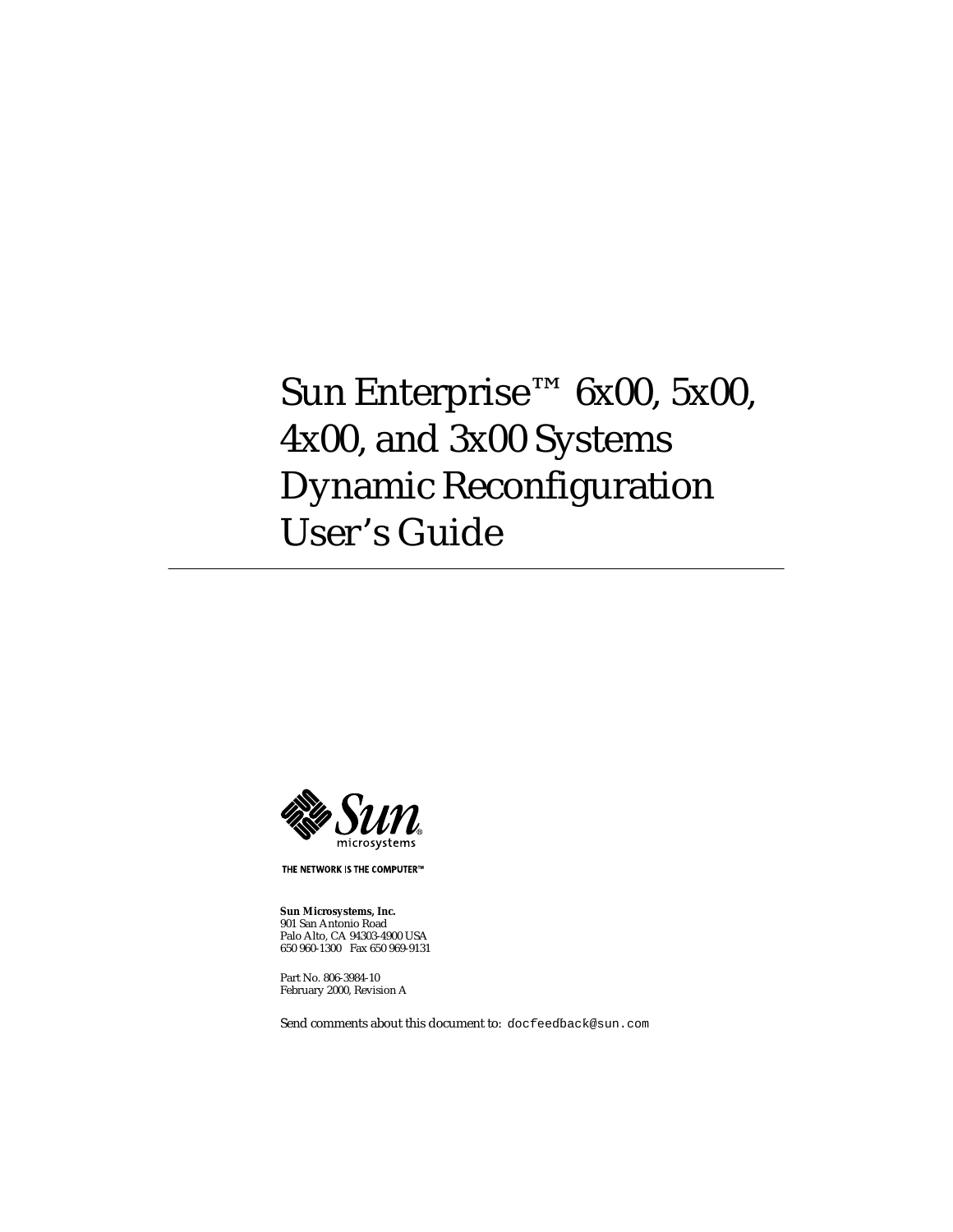# Sun Enterprise™ 6x00, 5x00, 4x00, and 3x00 Systems Dynamic Reconfiguration User's Guide

THE NETWORK IS THE COMPUTER™

**Sun Microsystems, Inc.**
901 San Antonio Road
Palo Alto, CA 94303-4900 USA
650 960-1300 Fax 650 969-9131

Part No. 806-3984-10
February 2000, Revision A

Send comments about this document to: `docfeedback@sun.com`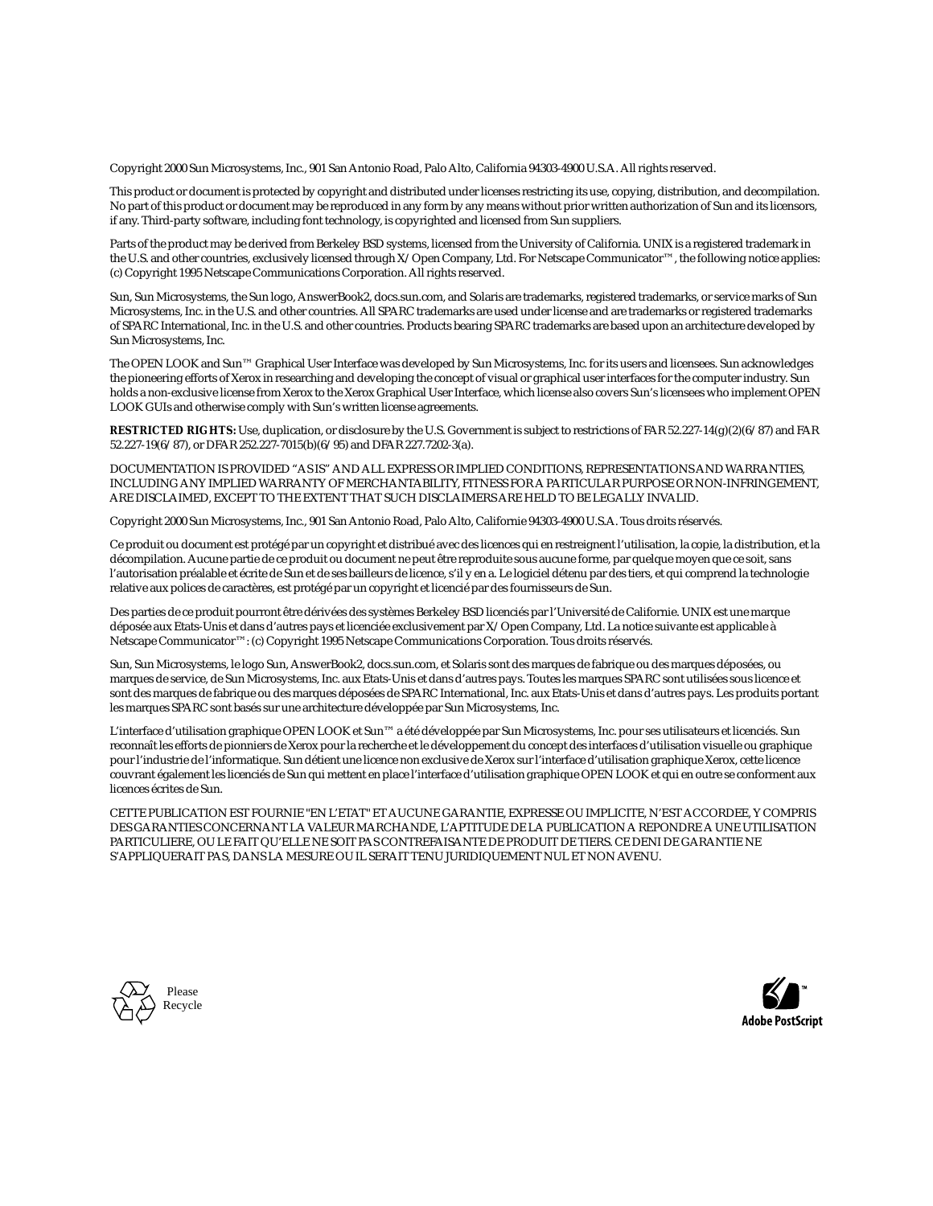Copyright 2000 Sun Microsystems, Inc., 901 San Antonio Road, Palo Alto, California 94303-4900 U.S.A. All rights reserved.

This product or document is protected by copyright and distributed under licenses restricting its use, copying, distribution, and decompilation. No part of this product or document may be reproduced in any form by any means without prior written authorization of Sun and its licensors, if any. Third-party software, including font technology, is copyrighted and licensed from Sun suppliers.

Parts of the product may be derived from Berkeley BSD systems, licensed from the University of California. UNIX is a registered trademark in the U.S. and other countries, exclusively licensed through X/Open Company, Ltd. For Netscape Communicator™, the following notice applies: (c) Copyright 1995 Netscape Communications Corporation. All rights reserved.

Sun, Sun Microsystems, the Sun logo, AnswerBook2, docs.sun.com, and Solaris are trademarks, registered trademarks, or service marks of Sun Microsystems, Inc. in the U.S. and other countries. All SPARC trademarks are used under license and are trademarks or registered trademarks of SPARC International, Inc. in the U.S. and other countries. Products bearing SPARC trademarks are based upon an architecture developed by Sun Microsystems, Inc.

The OPEN LOOK and Sun™ Graphical User Interface was developed by Sun Microsystems, Inc. for its users and licensees. Sun acknowledges the pioneering efforts of Xerox in researching and developing the concept of visual or graphical user interfaces for the computer industry. Sun holds a non-exclusive license from Xerox to the Xerox Graphical User Interface, which license also covers Sun's licensees who implement OPEN LOOK GUIs and otherwise comply with Sun's written license agreements.

**RESTRICTED RIGHTS:** Use, duplication, or disclosure by the U.S. Government is subject to restrictions of FAR 52.227-14(g)(2)(6/87) and FAR 52.227-19(6/87), or DFAR 252.227-7015(b)(6/95) and DFAR 227.7202-3(a).

DOCUMENTATION IS PROVIDED "AS IS" AND ALL EXPRESS OR IMPLIED CONDITIONS, REPRESENTATIONS AND WARRANTIES, INCLUDING ANY IMPLIED WARRANTY OF MERCHANTABILITY, FITNESS FOR A PARTICULAR PURPOSE OR NON-INFRINGEMENT, ARE DISCLAIMED, EXCEPT TO THE EXTENT THAT SUCH DISCLAIMERS ARE HELD TO BE LEGALLY INVALID.

Copyright 2000 Sun Microsystems, Inc., 901 San Antonio Road, Palo Alto, Californie 94303-4900 U.S.A. Tous droits réservés.

Ce produit ou document est protégé par un copyright et distribué avec des licences qui en restreignent l'utilisation, la copie, la distribution, et la décompilation. Aucune partie de ce produit ou document ne peut être reproduite sous aucune forme, par quelque moyen que ce soit, sans l'autorisation préalable et écrite de Sun et de ses bailleurs de licence, s'il y en a. Le logiciel détenu par des tiers, et qui comprend la technologie relative aux polices de caractères, est protégé par un copyright et licencié par des fournisseurs de Sun.

Des parties de ce produit pourront être dérivées des systèmes Berkeley BSD licenciés par l'Université de Californie. UNIX est une marque déposée aux Etats-Unis et dans d'autres pays et licenciée exclusivement par X/Open Company, Ltd. La notice suivante est applicable à Netscape Communicator™ : (c) Copyright 1995 Netscape Communications Corporation. Tous droits réservés.

Sun, Sun Microsystems, le logo Sun, AnswerBook2, docs.sun.com, et Solaris sont des marques de fabrique ou des marques déposées, ou marques de service, de Sun Microsystems, Inc. aux Etats-Unis et dans d'autres pays. Toutes les marques SPARC sont utilisées sous licence et sont des marques de fabrique ou des marques déposées de SPARC International, Inc. aux Etats-Unis et dans d'autres pays. Les produits portant les marques SPARC sont basés sur une architecture développée par Sun Microsystems, Inc.

L'interface d'utilisation graphique OPEN LOOK et Sun™ a été développée par Sun Microsystems, Inc. pour ses utilisateurs et licenciés. Sun reconnaît les efforts de pionniers de Xerox pour la recherche et le développement du concept des interfaces d'utilisation visuelle ou graphique pour l'industrie de l'informatique. Sun détient une licence non exclusive de Xerox sur l'interface d'utilisation graphique Xerox, cette licence couvrant également les licenciés de Sun qui mettent en place l'interface d'utilisation graphique OPEN LOOK et qui en outre se conforment aux licences écrites de Sun.

CETTE PUBLICATION EST FOURNIE "EN L'ETAT" ET AUCUNE GARANTIE, EXPRESSE OU IMPLICITE, N'EST ACCORDEE, Y COMPRIS DES GARANTIES CONCERNANT LA VALEUR MARCHANDE, L'APTITUDE DE LA PUBLICATION A REPONDRE A UNE UTILISATION PARTICULIERE, OU LE FAIT QU'ELLE NE SOIT PAS CONTREFAISANTE DE PRODUIT DE TIERS. CE DENI DE GARANTIE NE S'APPLIQUERAIT PAS, DANS LA MESURE OU IL SERAIT TENU JURIDIQUEMENT NUL ET NON AVENU.

Please Recycle

Adobe PostScript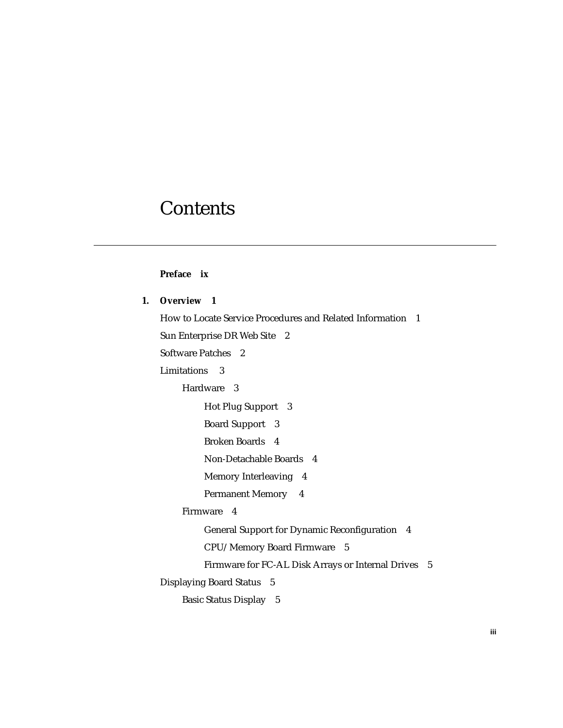# Contents

**Preface ix**

**1. Overview 1**

How to Locate Service Procedures and Related Information 1

Sun Enterprise DR Web Site 2

Software Patches 2

Limitations 3

- Hardware 3
  - Hot Plug Support 3
  - Board Support 3
  - Broken Boards 4
  - Non-Detachable Boards 4
  - Memory Interleaving 4
  - Permanent Memory 4
- Firmware 4
  - General Support for Dynamic Reconfiguration 4
  - CPU/Memory Board Firmware 5
  - Firmware for FC-AL Disk Arrays or Internal Drives 5

Displaying Board Status 5

- Basic Status Display 5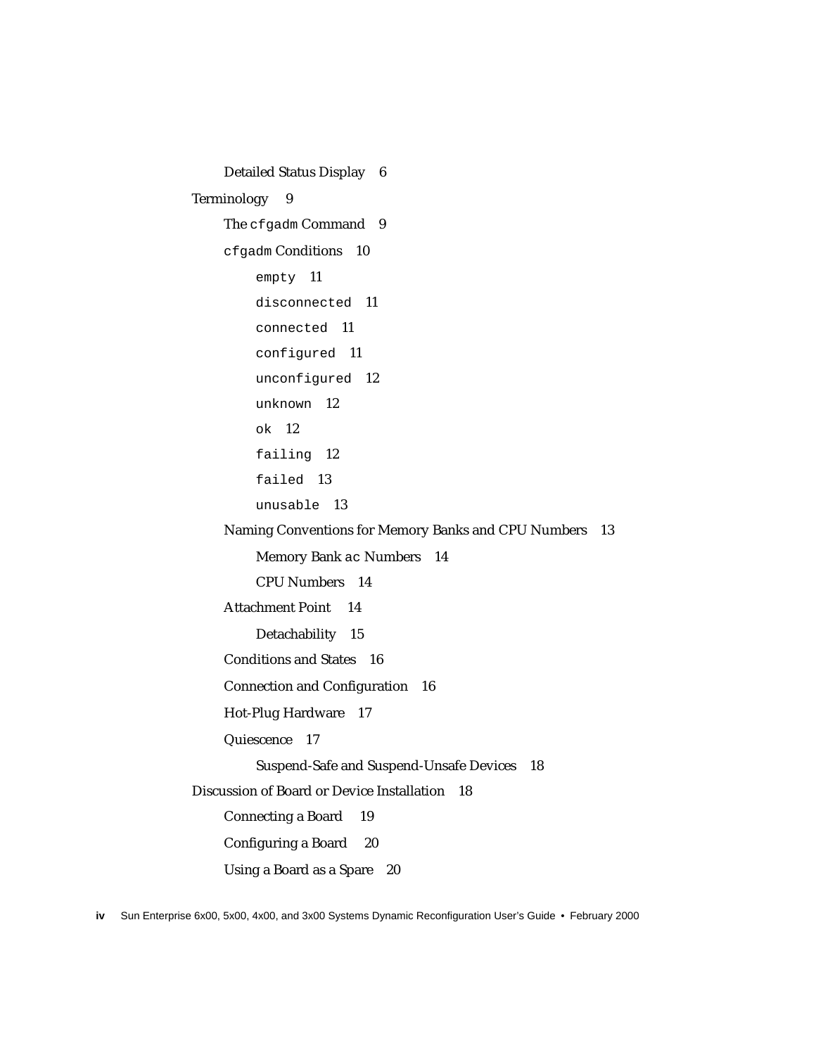- Detailed Status Display 6
- Terminology 9
  - The `cfgadm` Command 9
  - `cfgadm` Conditions 10
    - `empty` 11
    - `disconnected` 11
    - `connected` 11
    - `configured` 11
    - `unconfigured` 12
    - `unknown` 12
    - `ok` 12
    - `failing` 12
    - `failed` 13
    - `unusable` 13
  - Naming Conventions for Memory Banks and CPU Numbers 13
    - Memory Bank `ac` Numbers 14
    - CPU Numbers 14
  - Attachment Point 14
    - Detachability 15
  - Conditions and States 16
  - Connection and Configuration 16
  - Hot-Plug Hardware 17
  - Quiescence 17
    - Suspend-Safe and Suspend-Unsafe Devices 18
- Discussion of Board or Device Installation 18
  - Connecting a Board 19
  - Configuring a Board 20
  - Using a Board as a Spare 20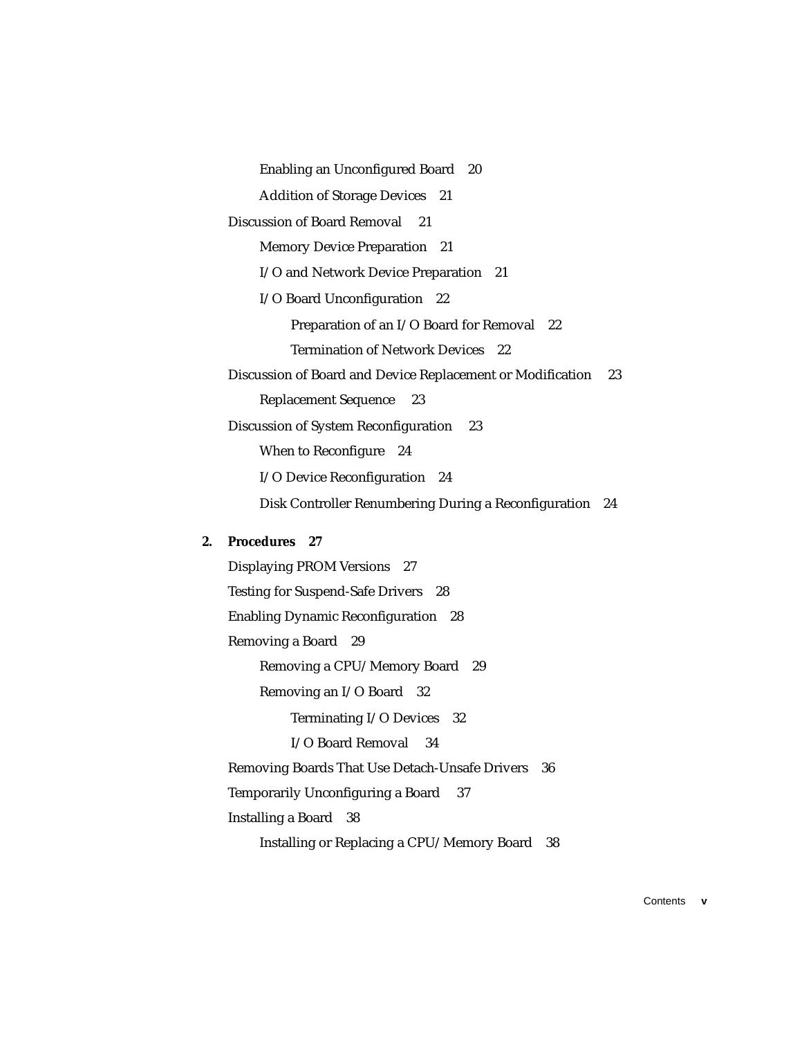Enabling an Unconfigured Board 20

Addition of Storage Devices 21

Discussion of Board Removal 21

Memory Device Preparation 21

I/O and Network Device Preparation 21

I/O Board Unconfiguration 22

Preparation of an I/O Board for Removal 22

Termination of Network Devices 22

Discussion of Board and Device Replacement or Modification 23

Replacement Sequence 23

Discussion of System Reconfiguration 23

When to Reconfigure 24

I/O Device Reconfiguration 24

Disk Controller Renumbering During a Reconfiguration 24

**2. Procedures 27**

Displaying PROM Versions 27

Testing for Suspend-Safe Drivers 28

Enabling Dynamic Reconfiguration 28

Removing a Board 29

Removing a CPU/Memory Board 29

Removing an I/O Board 32

Terminating I/O Devices 32

I/O Board Removal 34

Removing Boards That Use Detach-Unsafe Drivers 36

Temporarily Unconfiguring a Board 37

Installing a Board 38

Installing or Replacing a CPU/Memory Board 38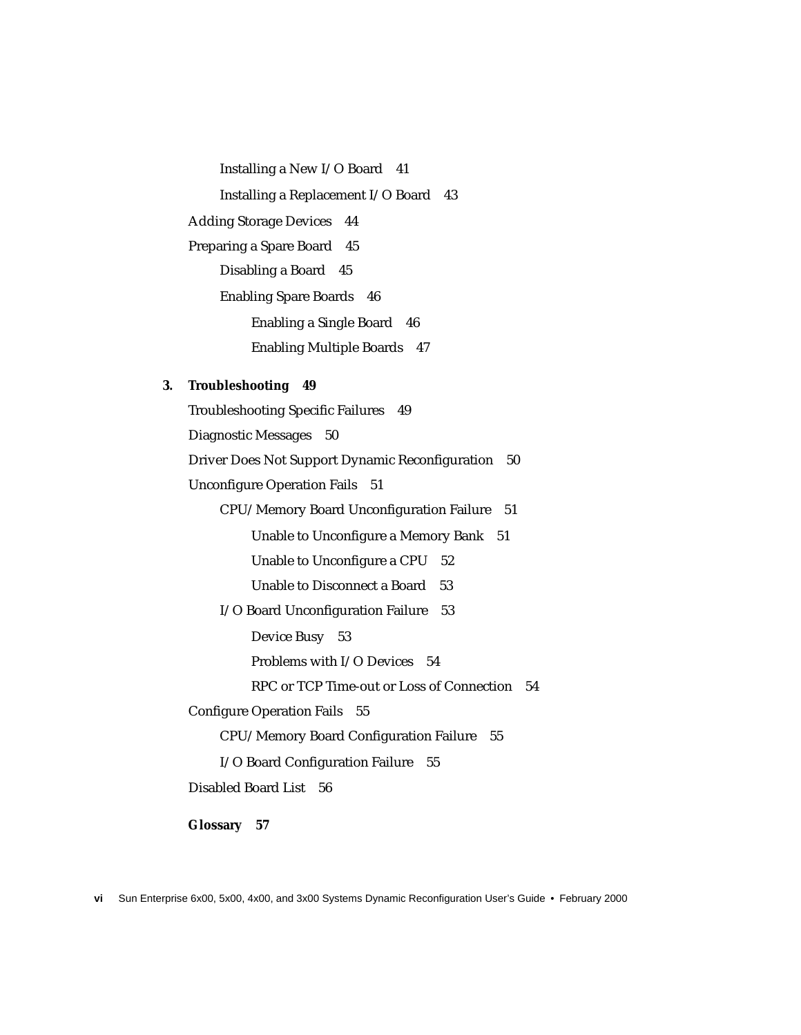Installing a New I/O Board 41

Installing a Replacement I/O Board 43

Adding Storage Devices 44

Preparing a Spare Board 45

Disabling a Board 45

Enabling Spare Boards 46

Enabling a Single Board 46

Enabling Multiple Boards 47

**3. Troubleshooting 49**

Troubleshooting Specific Failures 49

Diagnostic Messages 50

Driver Does Not Support Dynamic Reconfiguration 50

Unconfigure Operation Fails 51

CPU/Memory Board Unconfiguration Failure 51

Unable to Unconfigure a Memory Bank 51

Unable to Unconfigure a CPU 52

Unable to Disconnect a Board 53

I/O Board Unconfiguration Failure 53

Device Busy 53

Problems with I/O Devices 54

RPC or TCP Time-out or Loss of Connection 54

Configure Operation Fails 55

CPU/Memory Board Configuration Failure 55

I/O Board Configuration Failure 55

Disabled Board List 56

**Glossary 57**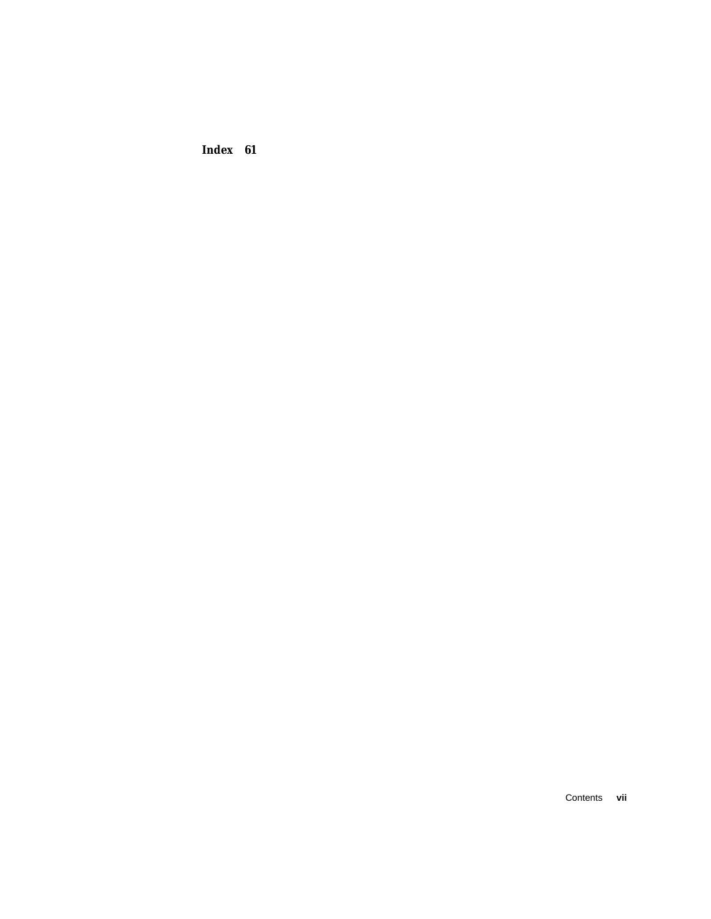**Index 61**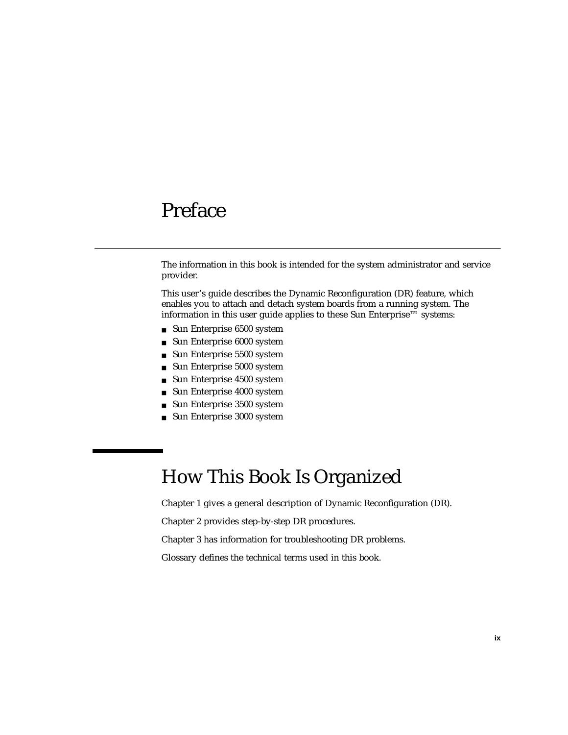# Preface

The information in this book is intended for the system administrator and service provider.

This user's guide describes the Dynamic Reconfiguration (DR) feature, which enables you to attach and detach system boards from a running system. The information in this user guide applies to these Sun Enterprise™ systems:

- Sun Enterprise 6500 system
- Sun Enterprise 6000 system
- Sun Enterprise 5500 system
- Sun Enterprise 5000 system
- Sun Enterprise 4500 system
- Sun Enterprise 4000 system
- Sun Enterprise 3500 system
- Sun Enterprise 3000 system

## How This Book Is Organized

Chapter 1 gives a general description of Dynamic Reconfiguration (DR).

Chapter 2 provides step-by-step DR procedures.

Chapter 3 has information for troubleshooting DR problems.

Glossary defines the technical terms used in this book.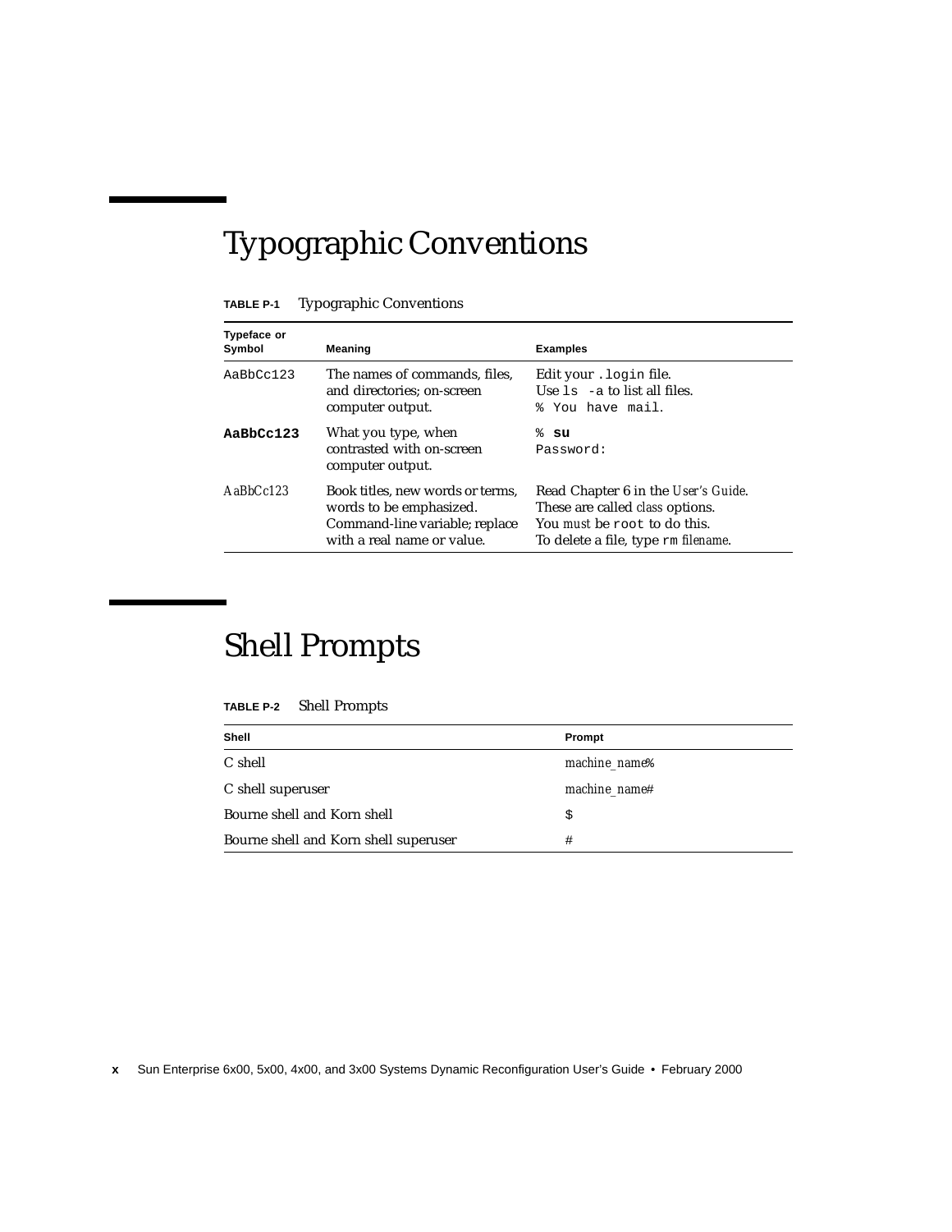## Typographic Conventions

**TABLE P-1** Typographic Conventions

| Typeface or Symbol | Meaning | Examples |
|---|---|---|
| `AaBbCc123` | The names of commands, files, and directories; on-screen computer output. | Edit your `.login` file.<br>Use `ls -a` to list all files.<br>`% You have mail.` |
| **`AaBbCc123`** | What you type, when contrasted with on-screen computer output. | `%` **`su`**<br>`Password:` |
| *AaBbCc123* | Book titles, new words or terms, words to be emphasized.<br>Command-line variable; replace with a real name or value. | Read Chapter 6 in the *User's Guide*.<br>These are called *class* options.<br>You *must* be `root` to do this.<br>To delete a file, type `rm` *filename*. |

## Shell Prompts

**TABLE P-2** Shell Prompts

| Shell | Prompt |
|---|---|
| C shell | *machine_name*% |
| C shell superuser | *machine_name*# |
| Bourne shell and Korn shell | `$` |
| Bourne shell and Korn shell superuser | `#` |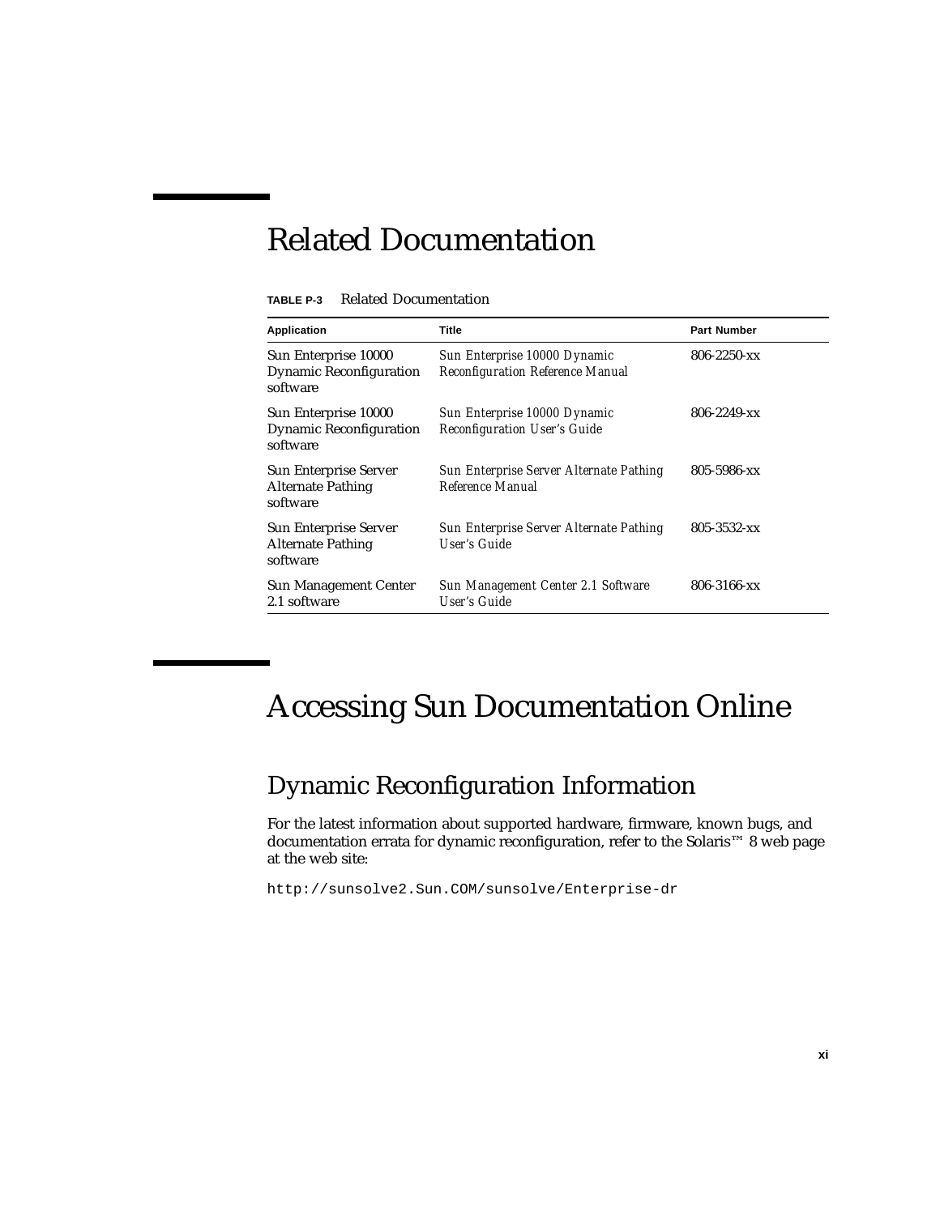# Related Documentation

**TABLE P-3** Related Documentation

| Application | Title | Part Number |
| --- | --- | --- |
| Sun Enterprise 10000 Dynamic Reconfiguration software | *Sun Enterprise 10000 Dynamic Reconfiguration Reference Manual* | 806-2250-xx |
| Sun Enterprise 10000 Dynamic Reconfiguration software | *Sun Enterprise 10000 Dynamic Reconfiguration User's Guide* | 806-2249-xx |
| Sun Enterprise Server Alternate Pathing software | *Sun Enterprise Server Alternate Pathing Reference Manual* | 805-5986-xx |
| Sun Enterprise Server Alternate Pathing software | *Sun Enterprise Server Alternate Pathing User's Guide* | 805-3532-xx |
| Sun Management Center 2.1 software | *Sun Management Center 2.1 Software User's Guide* | 806-3166-xx |

# Accessing Sun Documentation Online

## Dynamic Reconfiguration Information

For the latest information about supported hardware, firmware, known bugs, and documentation errata for dynamic reconfiguration, refer to the Solaris™ 8 web page at the web site:

```
http://sunsolve2.Sun.COM/sunsolve/Enterprise-dr
```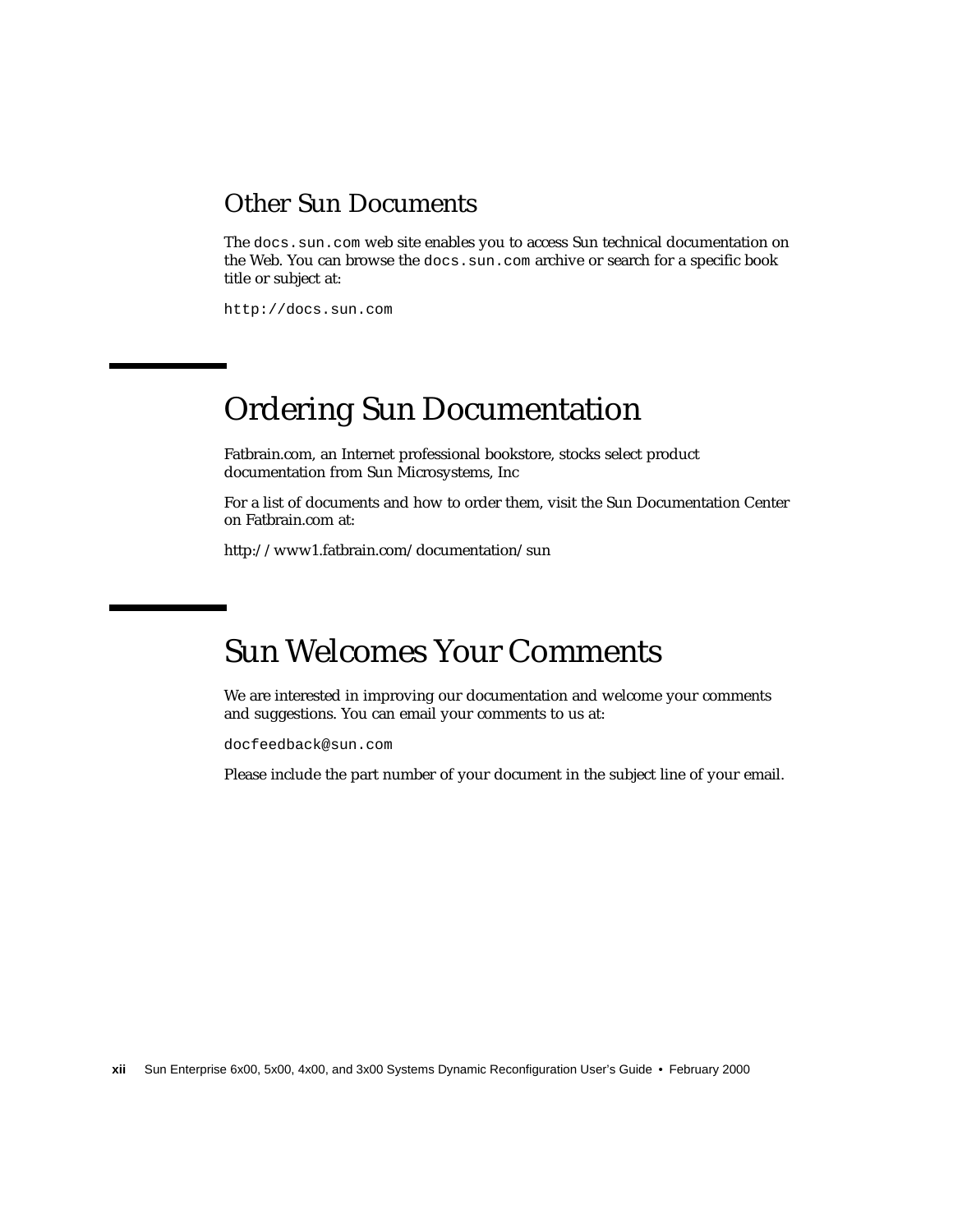### Other Sun Documents

The `docs.sun.com` web site enables you to access Sun technical documentation on the Web. You can browse the `docs.sun.com` archive or search for a specific book title or subject at:

`http://docs.sun.com`

## Ordering Sun Documentation

Fatbrain.com, an Internet professional bookstore, stocks select product documentation from Sun Microsystems, Inc

For a list of documents and how to order them, visit the Sun Documentation Center on Fatbrain.com at:

http://www1.fatbrain.com/documentation/sun

## Sun Welcomes Your Comments

We are interested in improving our documentation and welcome your comments and suggestions. You can email your comments to us at:

`docfeedback@sun.com`

Please include the part number of your document in the subject line of your email.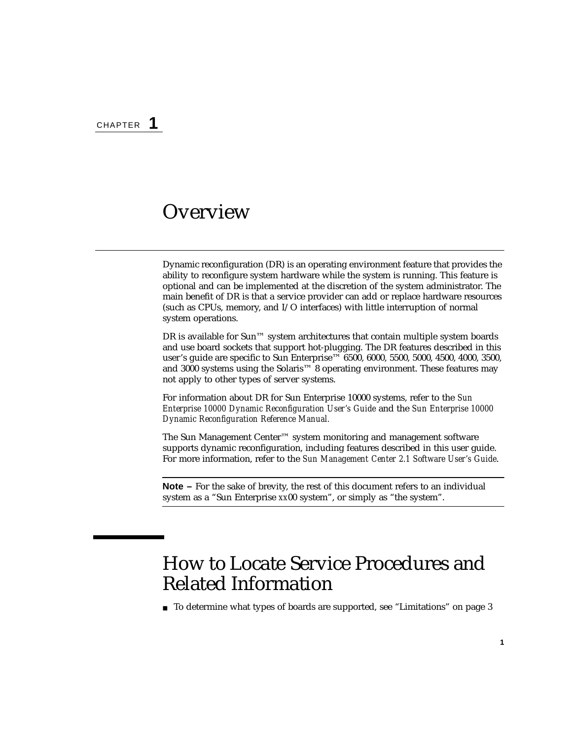CHAPTER 1

# Overview

Dynamic reconfiguration (DR) is an operating environment feature that provides the ability to reconfigure system hardware while the system is running. This feature is optional and can be implemented at the discretion of the system administrator. The main benefit of DR is that a service provider can add or replace hardware resources (such as CPUs, memory, and I/O interfaces) with little interruption of normal system operations.

DR is available for Sun™ system architectures that contain multiple system boards and use board sockets that support hot-plugging. The DR features described in this user's guide are specific to Sun Enterprise™ 6500, 6000, 5500, 5000, 4500, 4000, 3500, and 3000 systems using the Solaris™ 8 operating environment. These features may not apply to other types of server systems.

For information about DR for Sun Enterprise 10000 systems, refer to the *Sun Enterprise 10000 Dynamic Reconfiguration User's Guide* and the *Sun Enterprise 10000 Dynamic Reconfiguration Reference Manual.*

The Sun Management Center™ system monitoring and management software supports dynamic reconfiguration, including features described in this user guide. For more information, refer to the *Sun Management Center 2.1 Software User's Guide*.

**Note –** For the sake of brevity, the rest of this document refers to an individual system as a "Sun Enterprise *xx*00 system", or simply as "the system".

## How to Locate Service Procedures and Related Information

- To determine what types of boards are supported, see "Limitations" on page 3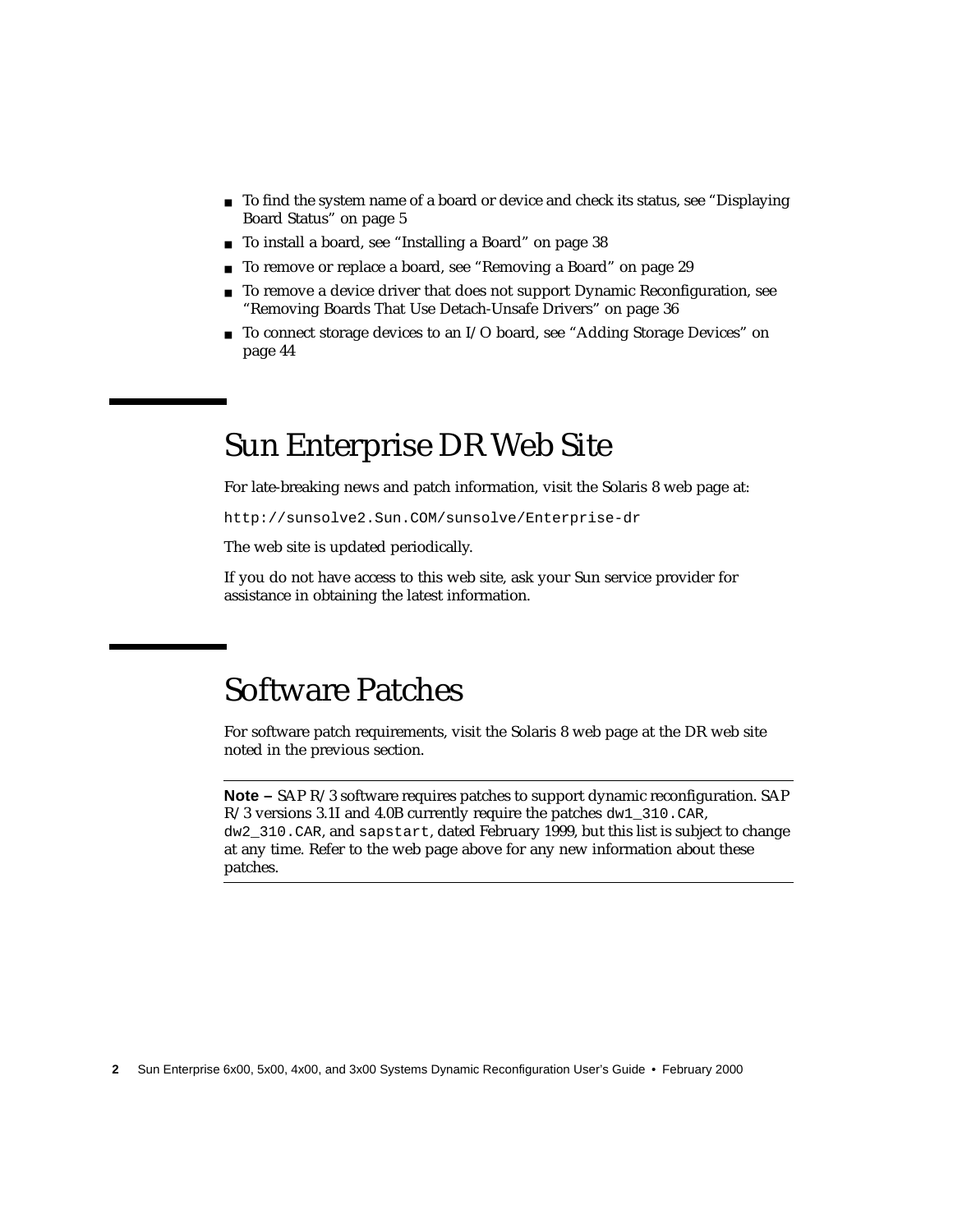- To find the system name of a board or device and check its status, see "Displaying Board Status" on page 5
- To install a board, see "Installing a Board" on page 38
- To remove or replace a board, see "Removing a Board" on page 29
- To remove a device driver that does not support Dynamic Reconfiguration, see "Removing Boards That Use Detach-Unsafe Drivers" on page 36
- To connect storage devices to an I/O board, see "Adding Storage Devices" on page 44

## Sun Enterprise DR Web Site

For late-breaking news and patch information, visit the Solaris 8 web page at:

```
http://sunsolve2.Sun.COM/sunsolve/Enterprise-dr
```

The web site is updated periodically.

If you do not have access to this web site, ask your Sun service provider for assistance in obtaining the latest information.

## Software Patches

For software patch requirements, visit the Solaris 8 web page at the DR web site noted in the previous section.

---

**Note –** SAP R/3 software requires patches to support dynamic reconfiguration. SAP R/3 versions 3.1I and 4.0B currently require the patches `dw1_310.CAR`, `dw2_310.CAR`, and `sapstart`, dated February 1999, but this list is subject to change at any time. Refer to the web page above for any new information about these patches.

---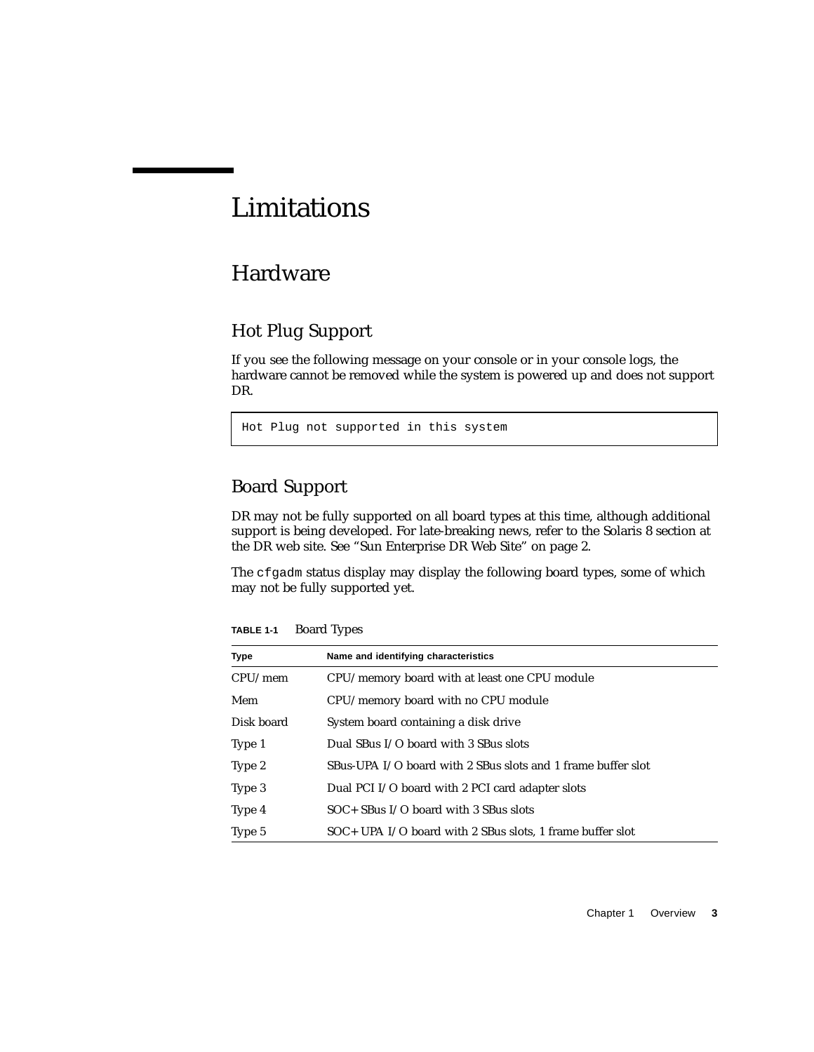# Limitations

## Hardware

### Hot Plug Support

If you see the following message on your console or in your console logs, the hardware cannot be removed while the system is powered up and does not support DR.

```
Hot Plug not supported in this system
```

### Board Support

DR may not be fully supported on all board types at this time, although additional support is being developed. For late-breaking news, refer to the Solaris 8 section at the DR web site. See "Sun Enterprise DR Web Site" on page 2.

The `cfgadm` status display may display the following board types, some of which may not be fully supported yet.

**TABLE 1-1** Board Types

| Type | Name and identifying characteristics |
|---|---|
| CPU/mem | CPU/memory board with at least one CPU module |
| Mem | CPU/memory board with no CPU module |
| Disk board | System board containing a disk drive |
| Type 1 | Dual SBus I/O board with 3 SBus slots |
| Type 2 | SBus-UPA I/O board with 2 SBus slots and 1 frame buffer slot |
| Type 3 | Dual PCI I/O board with 2 PCI card adapter slots |
| Type 4 | SOC+ SBus I/O board with 3 SBus slots |
| Type 5 | SOC+ UPA I/O board with 2 SBus slots, 1 frame buffer slot |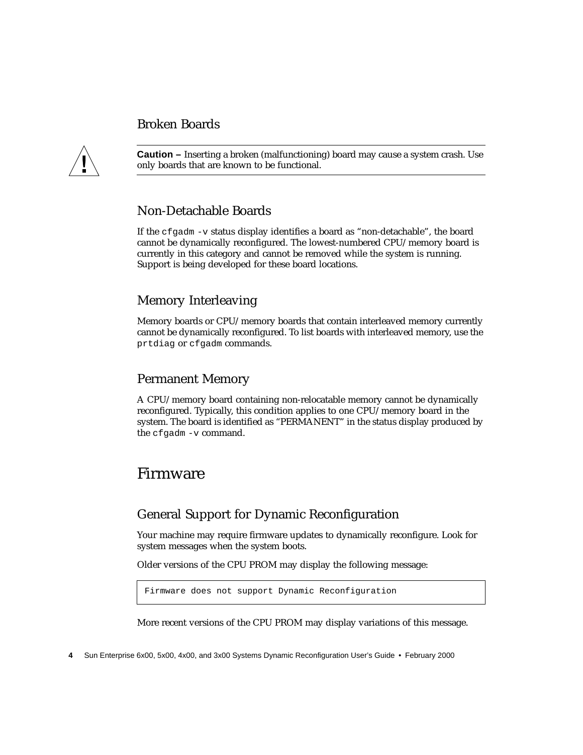### Broken Boards

**Caution –** Inserting a broken (malfunctioning) board may cause a system crash. Use only boards that are known to be functional.

### Non-Detachable Boards

If the `cfgadm -v` status display identifies a board as "non-detachable", the board cannot be dynamically reconfigured. The lowest-numbered CPU/memory board is currently in this category and cannot be removed while the system is running. Support is being developed for these board locations.

### Memory Interleaving

Memory boards or CPU/memory boards that contain interleaved memory currently cannot be dynamically reconfigured. To list boards with interleaved memory, use the `prtdiag` or `cfgadm` commands.

### Permanent Memory

A CPU/memory board containing non-relocatable memory cannot be dynamically reconfigured. Typically, this condition applies to one CPU/memory board in the system. The board is identified as "PERMANENT" in the status display produced by the `cfgadm -v` command.

## Firmware

### General Support for Dynamic Reconfiguration

Your machine may require firmware updates to dynamically reconfigure. Look for system messages when the system boots.

Older versions of the CPU PROM may display the following message:

```
Firmware does not support Dynamic Reconfiguration
```

More recent versions of the CPU PROM may display variations of this message.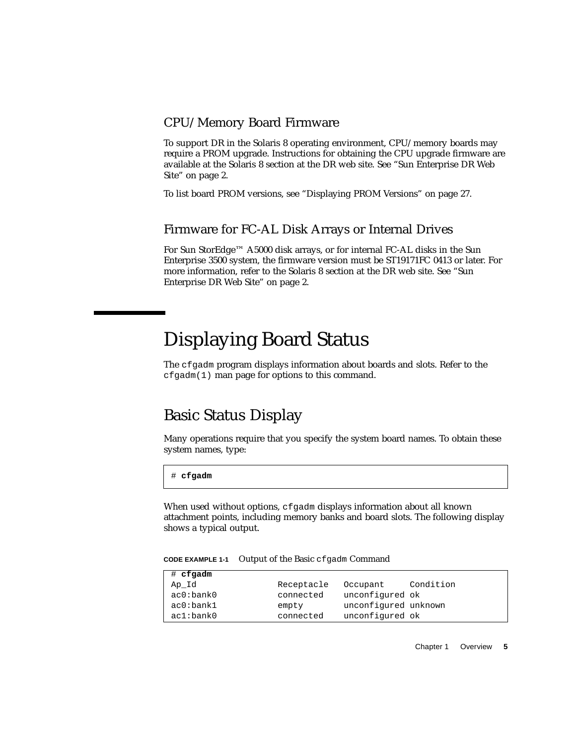### CPU/Memory Board Firmware

To support DR in the Solaris 8 operating environment, CPU/memory boards may require a PROM upgrade. Instructions for obtaining the CPU upgrade firmware are available at the Solaris 8 section at the DR web site. See "Sun Enterprise DR Web Site" on page 2.

To list board PROM versions, see "Displaying PROM Versions" on page 27.

### Firmware for FC-AL Disk Arrays or Internal Drives

For Sun StorEdge™ A5000 disk arrays, or for internal FC-AL disks in the Sun Enterprise 3500 system, the firmware version must be ST19171FC 0413 or later. For more information, refer to the Solaris 8 section at the DR web site. See "Sun Enterprise DR Web Site" on page 2.

# Displaying Board Status

The `cfgadm` program displays information about boards and slots. Refer to the `cfgadm(1)` man page for options to this command.

## Basic Status Display

Many operations require that you specify the system board names. To obtain these system names, type:

```
# cfgadm
```

When used without options, `cfgadm` displays information about all known attachment points, including memory banks and board slots. The following display shows a typical output.

**CODE EXAMPLE 1-1** Output of the Basic `cfgadm` Command

```
# cfgadm
Ap_Id              Receptacle   Occupant     Condition
ac0:bank0          connected    unconfigured ok
ac0:bank1          empty        unconfigured unknown
ac1:bank0          connected    unconfigured ok
```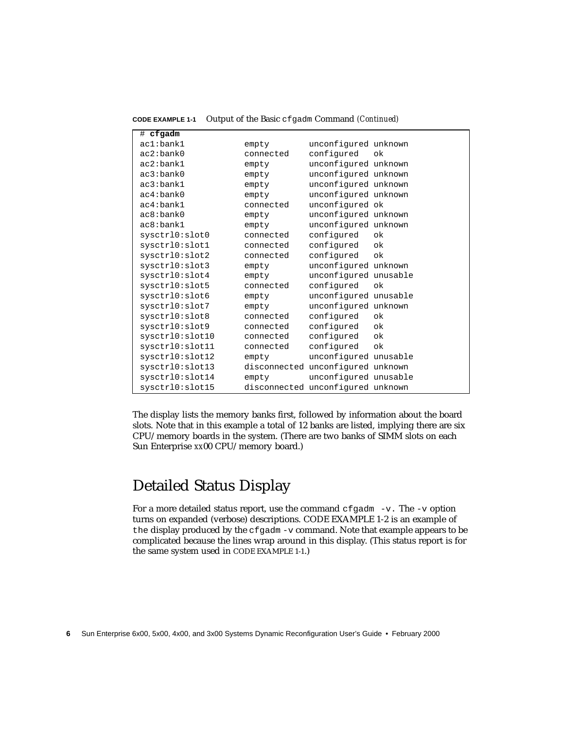**CODE EXAMPLE 1-1** Output of the Basic cfgadm Command *(Continued)*

```
# cfgadm
ac1:bank1           empty        unconfigured unknown
ac2:bank0           connected    configured   ok
ac2:bank1           empty        unconfigured unknown
ac3:bank0           empty        unconfigured unknown
ac3:bank1           empty        unconfigured unknown
ac4:bank0           empty        unconfigured unknown
ac4:bank1           connected    unconfigured ok
ac8:bank0           empty        unconfigured unknown
ac8:bank1           empty        unconfigured unknown
sysctrl0:slot0      connected    configured   ok
sysctrl0:slot1      connected    configured   ok
sysctrl0:slot2      connected    configured   ok
sysctrl0:slot3      empty        unconfigured unknown
sysctrl0:slot4      empty        unconfigured unusable
sysctrl0:slot5      connected    configured   ok
sysctrl0:slot6      empty        unconfigured unusable
sysctrl0:slot7      empty        unconfigured unknown
sysctrl0:slot8      connected    configured   ok
sysctrl0:slot9      connected    configured   ok
sysctrl0:slot10     connected    configured   ok
sysctrl0:slot11     connected    configured   ok
sysctrl0:slot12     empty        unconfigured unusable
sysctrl0:slot13     disconnected unconfigured unknown
sysctrl0:slot14     empty        unconfigured unusable
sysctrl0:slot15     disconnected unconfigured unknown
```

The display lists the memory banks first, followed by information about the board slots. Note that in this example a total of 12 banks are listed, implying there are six CPU/memory boards in the system. (There are two banks of SIMM slots on each Sun Enterprise *xx*00 CPU/memory board.)

## Detailed Status Display

For a more detailed status report, use the command `cfgadm -v`. The `-v` option turns on expanded (verbose) descriptions. CODE EXAMPLE 1-2 is an example of the display produced by the `cfgadm -v` command. Note that example appears to be complicated because the lines wrap around in this display. (This status report is for the same system used in CODE EXAMPLE 1-1.)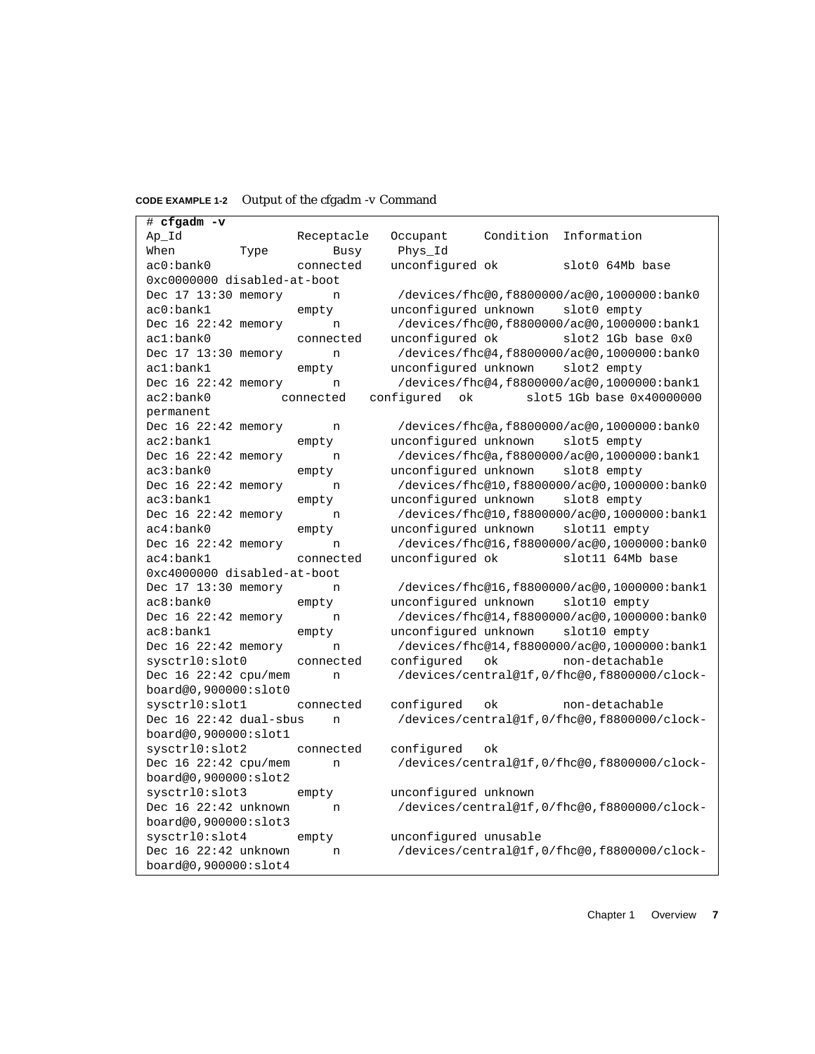**CODE EXAMPLE 1-2** Output of the cfgadm -v Command

```
# cfgadm -v
Ap_Id               Receptacle   Occupant     Condition  Information
When         Type         Busy     Phys_Id
ac0:bank0           connected    unconfigured ok         slot0 64Mb base
0xc0000000 disabled-at-boot
Dec 17 13:30 memory       n        /devices/fhc@0,f8800000/ac@0,1000000:bank0
ac0:bank1           empty        unconfigured unknown    slot0 empty
Dec 16 22:42 memory       n        /devices/fhc@0,f8800000/ac@0,1000000:bank1
ac1:bank0           connected    unconfigured ok         slot2 1Gb base 0x0
Dec 17 13:30 memory       n        /devices/fhc@4,f8800000/ac@0,1000000:bank0
ac1:bank1           empty        unconfigured unknown    slot2 empty
Dec 16 22:42 memory       n        /devices/fhc@4,f8800000/ac@0,1000000:bank1
ac2:bank0          connected   configured   ok       slot5 1Gb base 0x40000000
permanent
Dec 16 22:42 memory       n        /devices/fhc@a,f8800000/ac@0,1000000:bank0
ac2:bank1           empty        unconfigured unknown    slot5 empty
Dec 16 22:42 memory       n        /devices/fhc@a,f8800000/ac@0,1000000:bank1
ac3:bank0           empty        unconfigured unknown    slot8 empty
Dec 16 22:42 memory       n        /devices/fhc@10,f8800000/ac@0,1000000:bank0
ac3:bank1           empty        unconfigured unknown    slot8 empty
Dec 16 22:42 memory       n        /devices/fhc@10,f8800000/ac@0,1000000:bank1
ac4:bank0           empty        unconfigured unknown    slot11 empty
Dec 16 22:42 memory       n        /devices/fhc@16,f8800000/ac@0,1000000:bank0
ac4:bank1           connected    unconfigured ok         slot11 64Mb base
0xc4000000 disabled-at-boot
Dec 17 13:30 memory       n        /devices/fhc@16,f8800000/ac@0,1000000:bank1
ac8:bank0           empty        unconfigured unknown    slot10 empty
Dec 16 22:42 memory       n        /devices/fhc@14,f8800000/ac@0,1000000:bank0
ac8:bank1           empty        unconfigured unknown    slot10 empty
Dec 16 22:42 memory       n        /devices/fhc@14,f8800000/ac@0,1000000:bank1
sysctrl0:slot0      connected    configured   ok         non-detachable
Dec 16 22:42 cpu/mem      n        /devices/central@1f,0/fhc@0,f8800000/clock-
board@0,900000:slot0
sysctrl0:slot1      connected    configured   ok         non-detachable
Dec 16 22:42 dual-sbus    n        /devices/central@1f,0/fhc@0,f8800000/clock-
board@0,900000:slot1
sysctrl0:slot2      connected    configured   ok
Dec 16 22:42 cpu/mem      n        /devices/central@1f,0/fhc@0,f8800000/clock-
board@0,900000:slot2
sysctrl0:slot3      empty        unconfigured unknown
Dec 16 22:42 unknown      n        /devices/central@1f,0/fhc@0,f8800000/clock-
board@0,900000:slot3
sysctrl0:slot4      empty        unconfigured unusable
Dec 16 22:42 unknown      n        /devices/central@1f,0/fhc@0,f8800000/clock-
board@0,900000:slot4
```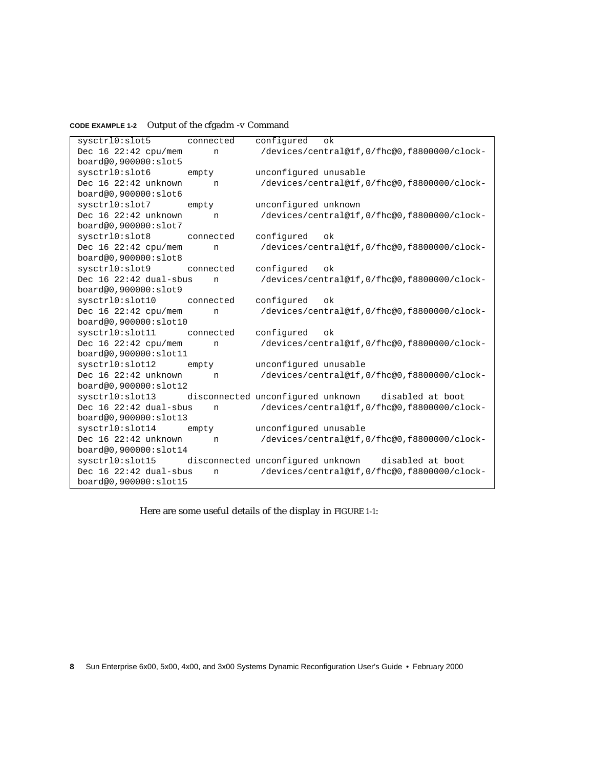**CODE EXAMPLE 1-2** Output of the cfgadm -v Command

```
sysctrl0:slot5       connected    configured   ok
Dec 16 22:42 cpu/mem      n        /devices/central@1f,0/fhc@0,f8800000/clock-
board@0,900000:slot5
sysctrl0:slot6       empty        unconfigured unusable
Dec 16 22:42 unknown      n        /devices/central@1f,0/fhc@0,f8800000/clock-
board@0,900000:slot6
sysctrl0:slot7       empty        unconfigured unknown
Dec 16 22:42 unknown      n        /devices/central@1f,0/fhc@0,f8800000/clock-
board@0,900000:slot7
sysctrl0:slot8       connected    configured   ok
Dec 16 22:42 cpu/mem      n        /devices/central@1f,0/fhc@0,f8800000/clock-
board@0,900000:slot8
sysctrl0:slot9       connected    configured   ok
Dec 16 22:42 dual-sbus    n        /devices/central@1f,0/fhc@0,f8800000/clock-
board@0,900000:slot9
sysctrl0:slot10      connected    configured   ok
Dec 16 22:42 cpu/mem      n        /devices/central@1f,0/fhc@0,f8800000/clock-
board@0,900000:slot10
sysctrl0:slot11      connected    configured   ok
Dec 16 22:42 cpu/mem      n        /devices/central@1f,0/fhc@0,f8800000/clock-
board@0,900000:slot11
sysctrl0:slot12      empty        unconfigured unusable
Dec 16 22:42 unknown      n        /devices/central@1f,0/fhc@0,f8800000/clock-
board@0,900000:slot12
sysctrl0:slot13      disconnected unconfigured unknown    disabled at boot
Dec 16 22:42 dual-sbus    n        /devices/central@1f,0/fhc@0,f8800000/clock-
board@0,900000:slot13
sysctrl0:slot14      empty        unconfigured unusable
Dec 16 22:42 unknown      n        /devices/central@1f,0/fhc@0,f8800000/clock-
board@0,900000:slot14
sysctrl0:slot15      disconnected unconfigured unknown    disabled at boot
Dec 16 22:42 dual-sbus    n        /devices/central@1f,0/fhc@0,f8800000/clock-
board@0,900000:slot15
```

Here are some useful details of the display in FIGURE 1-1: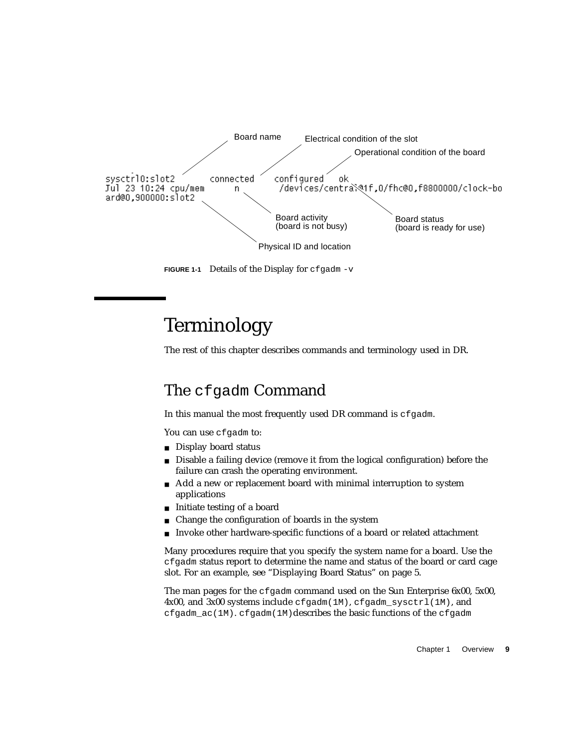```
sysctrl0:slot2      connected    configured   ok
Jul 23 10:24 cpu/mem     n        /devices/central@1f,0/fhc@0,f8800000/clock-bo
ard@0,900000:slot2
```

Board name — Electrical condition of the slot — Operational condition of the board — Board activity (board is not busy) — Board status (board is ready for use) — Physical ID and location

**FIGURE 1-1** Details of the Display for `cfgadm -v`

# Terminology

The rest of this chapter describes commands and terminology used in DR.

## The `cfgadm` Command

In this manual the most frequently used DR command is `cfgadm`.

You can use `cfgadm` to:

- Display board status
- Disable a failing device (remove it from the logical configuration) before the failure can crash the operating environment.
- Add a new or replacement board with minimal interruption to system applications
- Initiate testing of a board
- Change the configuration of boards in the system
- Invoke other hardware-specific functions of a board or related attachment

Many procedures require that you specify the system name for a board. Use the `cfgadm` status report to determine the name and status of the board or card cage slot. For an example, see "Displaying Board Status" on page 5.

The man pages for the `cfgadm` command used on the Sun Enterprise 6x00, 5x00, 4x00, and 3x00 systems include `cfgadm(1M)`, `cfgadm_sysctrl(1M)`, and `cfgadm_ac(1M)`. `cfgadm(1M)`describes the basic functions of the `cfgadm`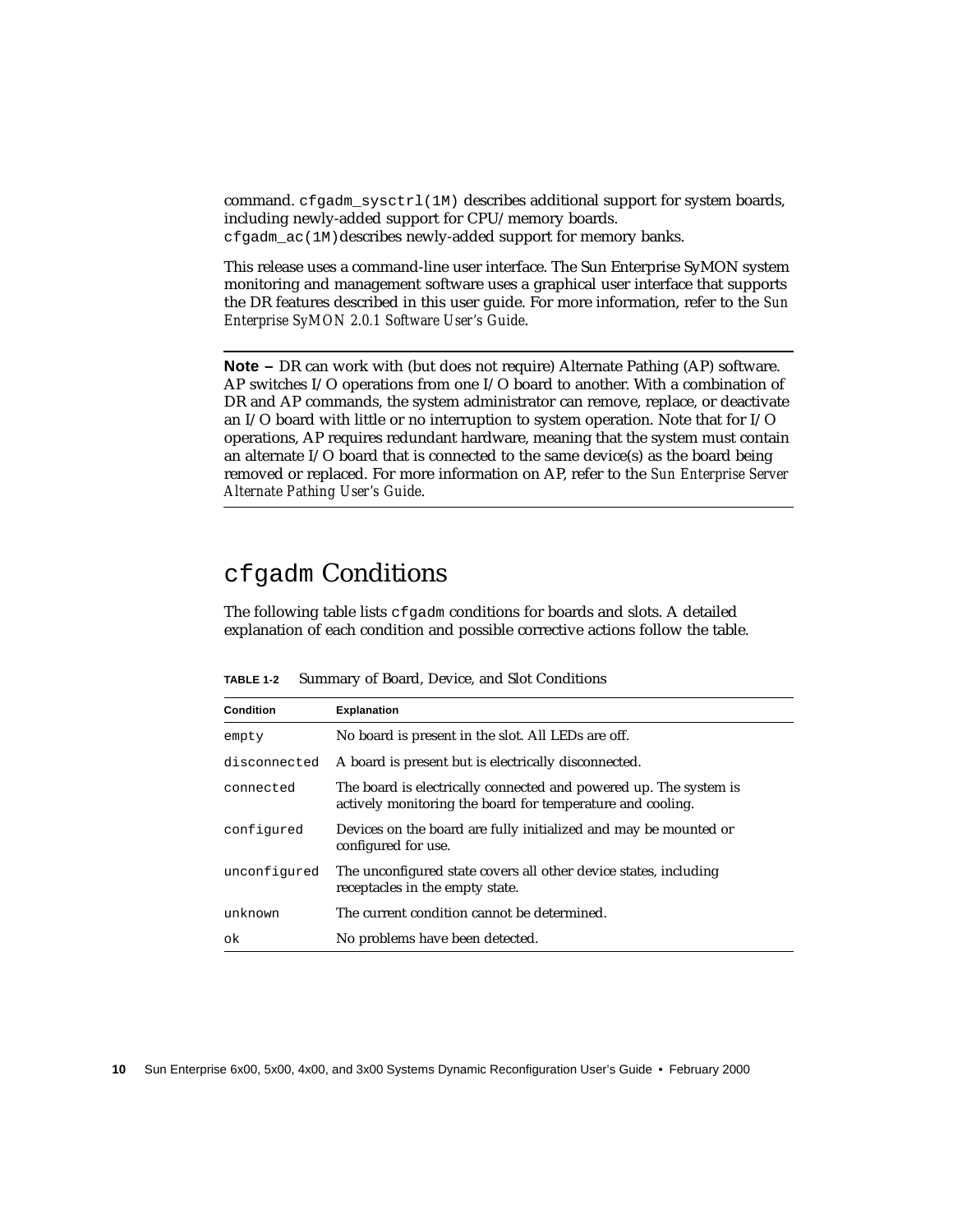command. `cfgadm_sysctrl(1M)` describes additional support for system boards, including newly-added support for CPU/memory boards. `cfgadm_ac(1M)`describes newly-added support for memory banks.

This release uses a command-line user interface. The Sun Enterprise SyMON system monitoring and management software uses a graphical user interface that supports the DR features described in this user guide. For more information, refer to the *Sun Enterprise SyMON 2.0.1 Software User's Guide*.

---

**Note –** DR can work with (but does not require) Alternate Pathing (AP) software. AP switches I/O operations from one I/O board to another. With a combination of DR and AP commands, the system administrator can remove, replace, or deactivate an I/O board with little or no interruption to system operation. Note that for I/O operations, AP requires redundant hardware, meaning that the system must contain an alternate I/O board that is connected to the same device(s) as the board being removed or replaced. For more information on AP, refer to the *Sun Enterprise Server Alternate Pathing User's Guide*.

---

## `cfgadm` Conditions

The following table lists `cfgadm` conditions for boards and slots. A detailed explanation of each condition and possible corrective actions follow the table.

**TABLE 1-2** Summary of Board, Device, and Slot Conditions

| Condition | Explanation |
|---|---|
| `empty` | No board is present in the slot. All LEDs are off. |
| `disconnected` | A board is present but is electrically disconnected. |
| `connected` | The board is electrically connected and powered up. The system is actively monitoring the board for temperature and cooling. |
| `configured` | Devices on the board are fully initialized and may be mounted or configured for use. |
| `unconfigured` | The unconfigured state covers all other device states, including receptacles in the empty state. |
| `unknown` | The current condition cannot be determined. |
| `ok` | No problems have been detected. |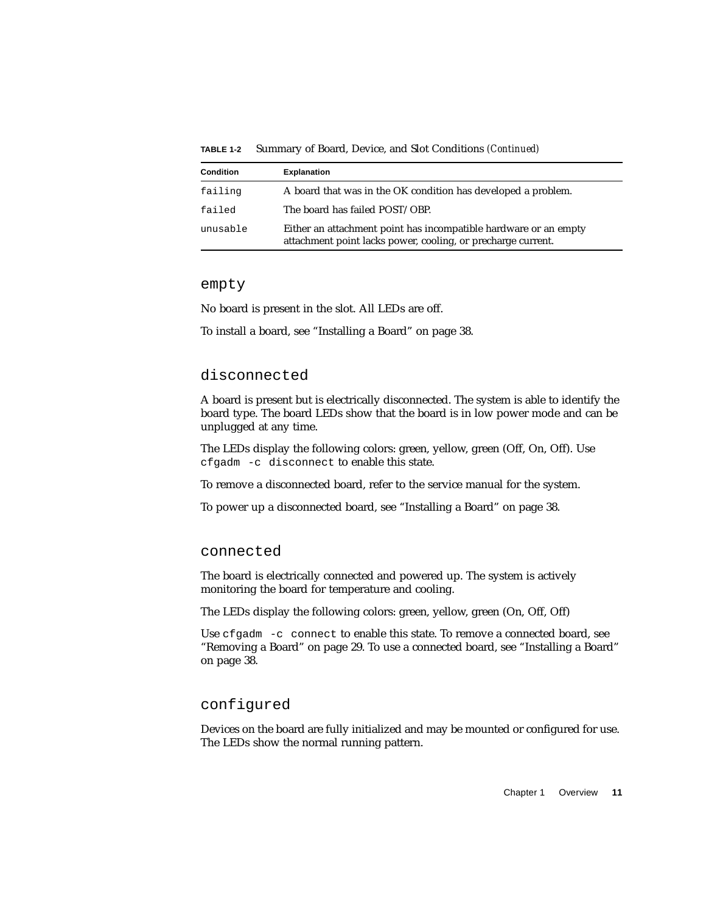**TABLE 1-2** Summary of Board, Device, and Slot Conditions *(Continued)*

| Condition | Explanation |
|---|---|
| `failing` | A board that was in the OK condition has developed a problem. |
| `failed` | The board has failed POST/OBP. |
| `unusable` | Either an attachment point has incompatible hardware or an empty attachment point lacks power, cooling, or precharge current. |

### `empty`

No board is present in the slot. All LEDs are off.

To install a board, see "Installing a Board" on page 38.

### `disconnected`

A board is present but is electrically disconnected. The system is able to identify the board type. The board LEDs show that the board is in low power mode and can be unplugged at any time.

The LEDs display the following colors: green, yellow, green (Off, On, Off). Use `cfgadm -c disconnect` to enable this state.

To remove a disconnected board, refer to the service manual for the system.

To power up a disconnected board, see "Installing a Board" on page 38.

### `connected`

The board is electrically connected and powered up. The system is actively monitoring the board for temperature and cooling.

The LEDs display the following colors: green, yellow, green (On, Off, Off)

Use `cfgadm -c connect` to enable this state. To remove a connected board, see "Removing a Board" on page 29. To use a connected board, see "Installing a Board" on page 38.

### `configured`

Devices on the board are fully initialized and may be mounted or configured for use. The LEDs show the normal running pattern.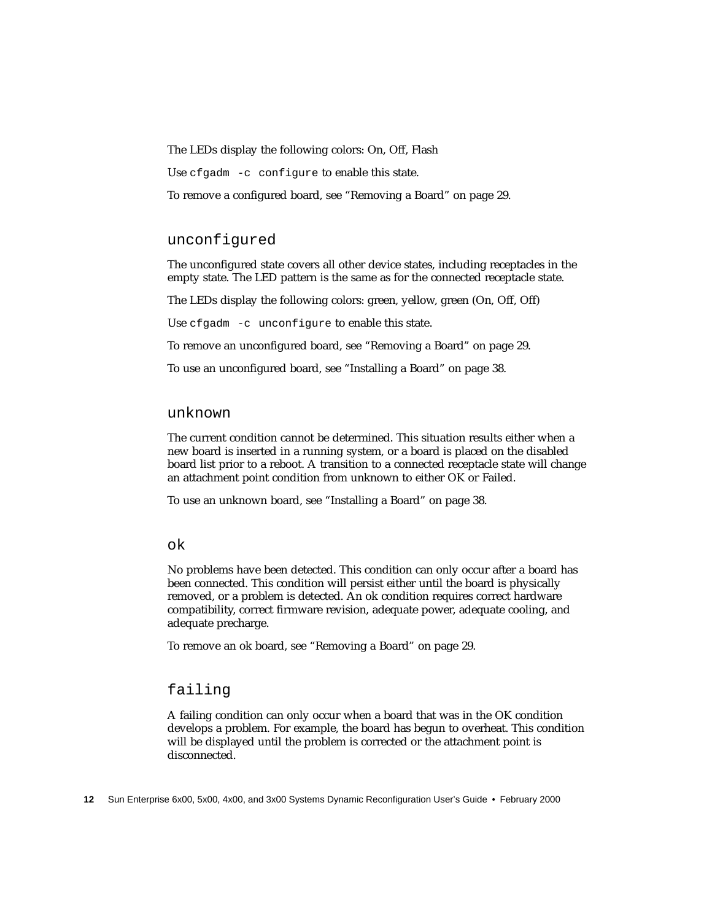The LEDs display the following colors: On, Off, Flash

Use `cfgadm -c configure` to enable this state.

To remove a configured board, see "Removing a Board" on page 29.

### unconfigured

The unconfigured state covers all other device states, including receptacles in the empty state. The LED pattern is the same as for the connected receptacle state.

The LEDs display the following colors: green, yellow, green (On, Off, Off)

Use `cfgadm -c unconfigure` to enable this state.

To remove an unconfigured board, see "Removing a Board" on page 29.

To use an unconfigured board, see "Installing a Board" on page 38.

### unknown

The current condition cannot be determined. This situation results either when a new board is inserted in a running system, or a board is placed on the disabled board list prior to a reboot. A transition to a connected receptacle state will change an attachment point condition from unknown to either OK or Failed.

To use an unknown board, see "Installing a Board" on page 38.

### ok

No problems have been detected. This condition can only occur after a board has been connected. This condition will persist either until the board is physically removed, or a problem is detected. An ok condition requires correct hardware compatibility, correct firmware revision, adequate power, adequate cooling, and adequate precharge.

To remove an ok board, see "Removing a Board" on page 29.

### failing

A failing condition can only occur when a board that was in the OK condition develops a problem. For example, the board has begun to overheat. This condition will be displayed until the problem is corrected or the attachment point is disconnected.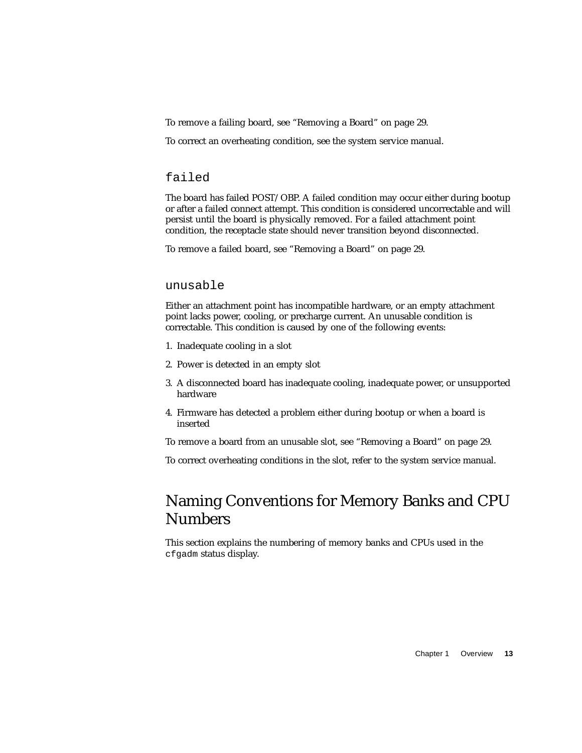To remove a failing board, see “Removing a Board” on page 29.

To correct an overheating condition, see the system service manual.

### `failed`

The board has failed POST/OBP. A failed condition may occur either during bootup or after a failed connect attempt. This condition is considered uncorrectable and will persist until the board is physically removed. For a failed attachment point condition, the receptacle state should never transition beyond disconnected.

To remove a failed board, see “Removing a Board” on page 29.

### `unusable`

Either an attachment point has incompatible hardware, or an empty attachment point lacks power, cooling, or precharge current. An unusable condition is correctable. This condition is caused by one of the following events:

1. Inadequate cooling in a slot
2. Power is detected in an empty slot
3. A disconnected board has inadequate cooling, inadequate power, or unsupported hardware
4. Firmware has detected a problem either during bootup or when a board is inserted

To remove a board from an unusable slot, see “Removing a Board” on page 29.

To correct overheating conditions in the slot, refer to the system service manual.

## Naming Conventions for Memory Banks and CPU Numbers

This section explains the numbering of memory banks and CPUs used in the `cfgadm` status display.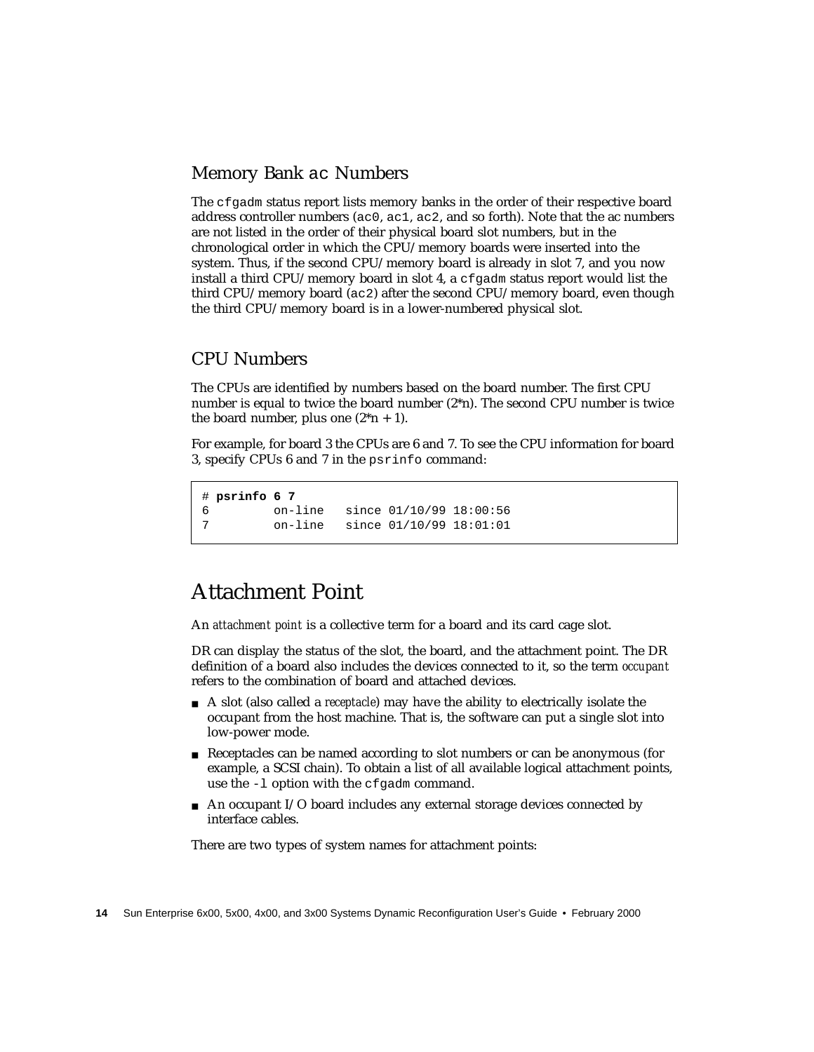### Memory Bank `ac` Numbers

The `cfgadm` status report lists memory banks in the order of their respective board address controller numbers (`ac0`, `ac1`, `ac2`, and so forth). Note that the ac numbers are not listed in the order of their physical board slot numbers, but in the chronological order in which the CPU/memory boards were inserted into the system. Thus, if the second CPU/memory board is already in slot 7, and you now install a third CPU/memory board in slot 4, a `cfgadm` status report would list the third CPU/memory board (`ac2`) after the second CPU/memory board, even though the third CPU/memory board is in a lower-numbered physical slot.

### CPU Numbers

The CPUs are identified by numbers based on the board number. The first CPU number is equal to twice the board number (2*n). The second CPU number is twice the board number, plus one (2*n + 1).

For example, for board 3 the CPUs are 6 and 7. To see the CPU information for board 3, specify CPUs 6 and 7 in the `psrinfo` command:

```
# psrinfo 6 7
6         on-line   since 01/10/99 18:00:56
7         on-line   since 01/10/99 18:01:01
```

## Attachment Point

An *attachment point* is a collective term for a board and its card cage slot.

DR can display the status of the slot, the board, and the attachment point. The DR definition of a board also includes the devices connected to it, so the term *occupant* refers to the combination of board and attached devices.

- A slot (also called a *receptacle*) may have the ability to electrically isolate the occupant from the host machine. That is, the software can put a single slot into low-power mode.
- Receptacles can be named according to slot numbers or can be anonymous (for example, a SCSI chain). To obtain a list of all available logical attachment points, use the `-l` option with the `cfgadm` command.
- An occupant I/O board includes any external storage devices connected by interface cables.

There are two types of system names for attachment points: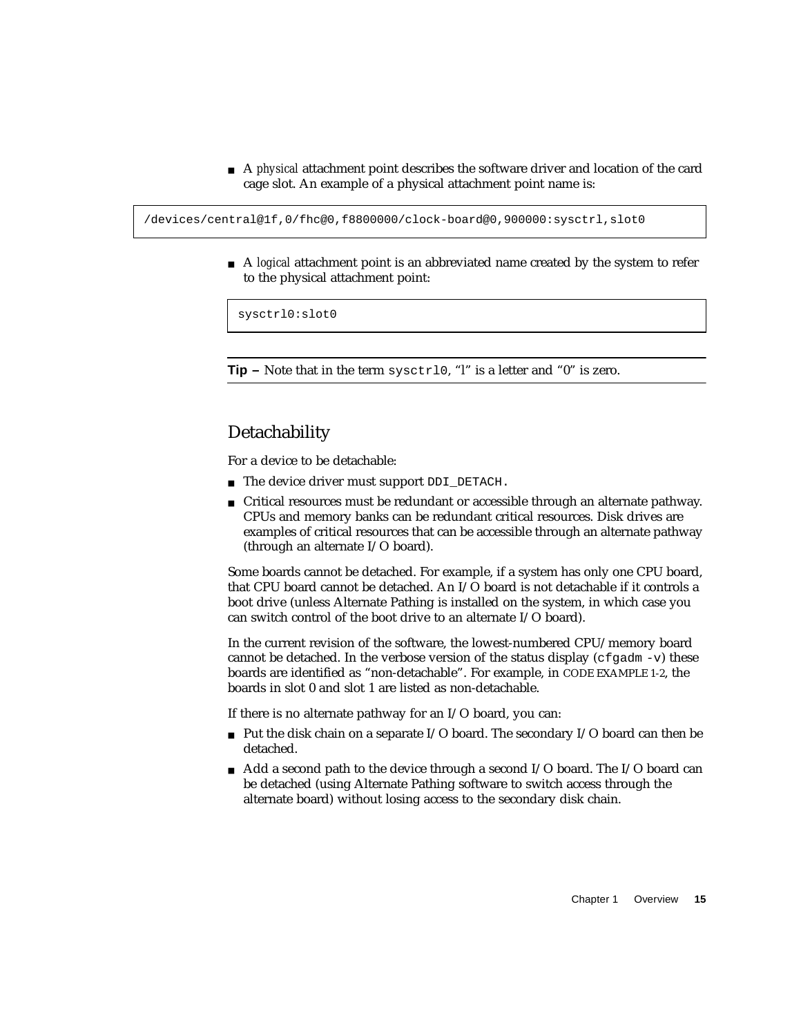- A *physical* attachment point describes the software driver and location of the card cage slot. An example of a physical attachment point name is:

```
/devices/central@1f,0/fhc@0,f8800000/clock-board@0,900000:sysctrl,slot0
```

- A *logical* attachment point is an abbreviated name created by the system to refer to the physical attachment point:

```
sysctrl0:slot0
```

**Tip –** Note that in the term `sysctrl0`, “l” is a letter and “0” is zero.

## Detachability

For a device to be detachable:

- The device driver must support `DDI_DETACH.`
- Critical resources must be redundant or accessible through an alternate pathway. CPUs and memory banks can be redundant critical resources. Disk drives are examples of critical resources that can be accessible through an alternate pathway (through an alternate I/O board).

Some boards cannot be detached. For example, if a system has only one CPU board, that CPU board cannot be detached. An I/O board is not detachable if it controls a boot drive (unless Alternate Pathing is installed on the system, in which case you can switch control of the boot drive to an alternate I/O board).

In the current revision of the software, the lowest-numbered CPU/memory board cannot be detached. In the verbose version of the status display (`cfgadm -v`) these boards are identified as “non-detachable”. For example, in CODE EXAMPLE 1-2, the boards in slot 0 and slot 1 are listed as non-detachable.

If there is no alternate pathway for an I/O board, you can:

- Put the disk chain on a separate I/O board. The secondary I/O board can then be detached.
- Add a second path to the device through a second I/O board. The I/O board can be detached (using Alternate Pathing software to switch access through the alternate board) without losing access to the secondary disk chain.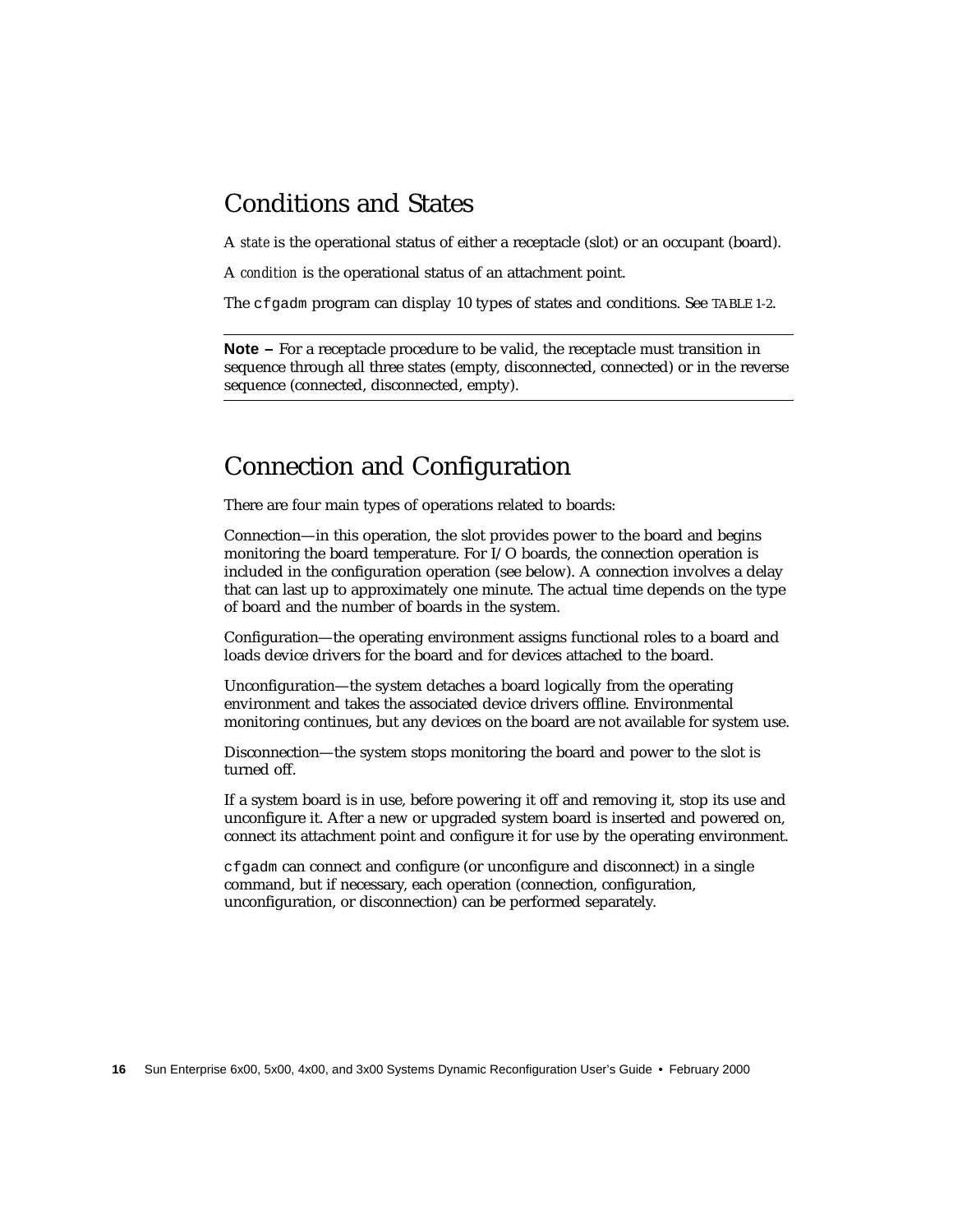## Conditions and States

A *state* is the operational status of either a receptacle (slot) or an occupant (board).

A *condition* is the operational status of an attachment point.

The `cfgadm` program can display 10 types of states and conditions. See TABLE 1-2.

---

**Note –** For a receptacle procedure to be valid, the receptacle must transition in sequence through all three states (empty, disconnected, connected) or in the reverse sequence (connected, disconnected, empty).

---

## Connection and Configuration

There are four main types of operations related to boards:

Connection—in this operation, the slot provides power to the board and begins monitoring the board temperature. For I/O boards, the connection operation is included in the configuration operation (see below). A connection involves a delay that can last up to approximately one minute. The actual time depends on the type of board and the number of boards in the system.

Configuration—the operating environment assigns functional roles to a board and loads device drivers for the board and for devices attached to the board.

Unconfiguration—the system detaches a board logically from the operating environment and takes the associated device drivers offline. Environmental monitoring continues, but any devices on the board are not available for system use.

Disconnection—the system stops monitoring the board and power to the slot is turned off.

If a system board is in use, before powering it off and removing it, stop its use and unconfigure it. After a new or upgraded system board is inserted and powered on, connect its attachment point and configure it for use by the operating environment.

`cfgadm` can connect and configure (or unconfigure and disconnect) in a single command, but if necessary, each operation (connection, configuration, unconfiguration, or disconnection) can be performed separately.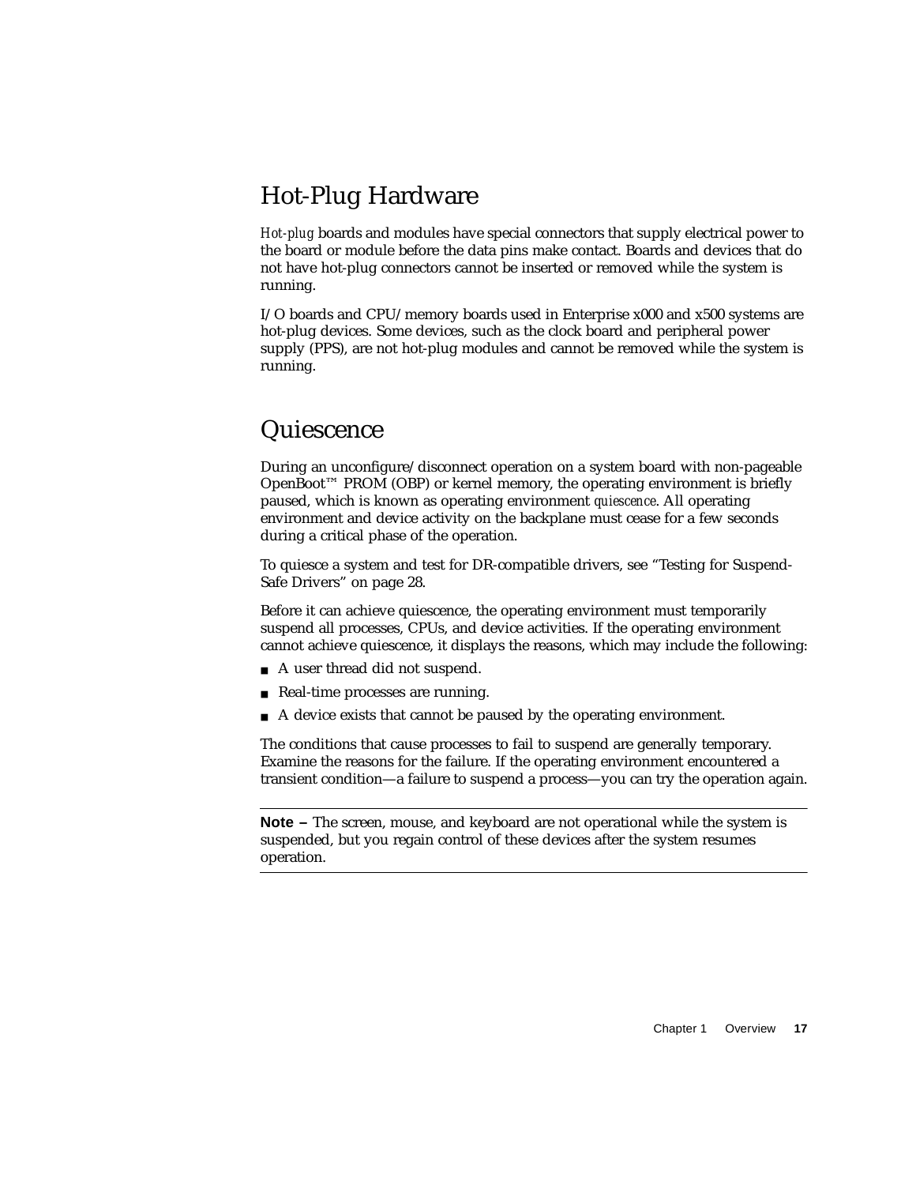## Hot-Plug Hardware

*Hot-plug* boards and modules have special connectors that supply electrical power to the board or module before the data pins make contact. Boards and devices that do not have hot-plug connectors cannot be inserted or removed while the system is running.

I/O boards and CPU/memory boards used in Enterprise x000 and x500 systems are hot-plug devices. Some devices, such as the clock board and peripheral power supply (PPS), are not hot-plug modules and cannot be removed while the system is running.

## Quiescence

During an unconfigure/disconnect operation on a system board with non-pageable OpenBoot™ PROM (OBP) or kernel memory, the operating environment is briefly paused, which is known as operating environment *quiescence*. All operating environment and device activity on the backplane must cease for a few seconds during a critical phase of the operation.

To quiesce a system and test for DR-compatible drivers, see "Testing for Suspend-Safe Drivers" on page 28.

Before it can achieve quiescence, the operating environment must temporarily suspend all processes, CPUs, and device activities. If the operating environment cannot achieve quiescence, it displays the reasons, which may include the following:

- A user thread did not suspend.
- Real-time processes are running.
- A device exists that cannot be paused by the operating environment.

The conditions that cause processes to fail to suspend are generally temporary. Examine the reasons for the failure. If the operating environment encountered a transient condition—a failure to suspend a process—you can try the operation again.

---

**Note –** The screen, mouse, and keyboard are not operational while the system is suspended, but you regain control of these devices after the system resumes operation.

---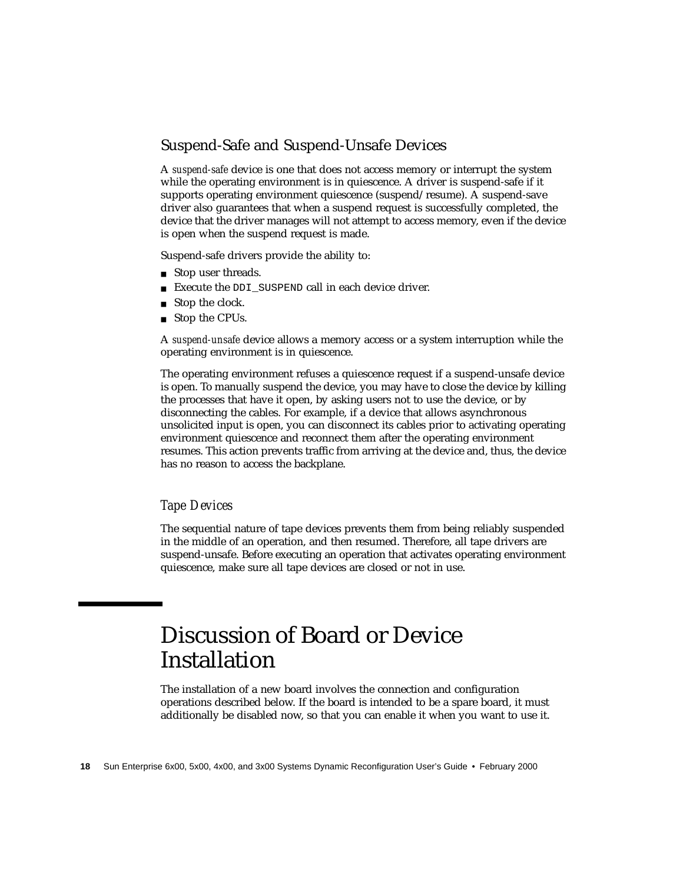### Suspend-Safe and Suspend-Unsafe Devices

A *suspend-safe* device is one that does not access memory or interrupt the system while the operating environment is in quiescence. A driver is suspend-safe if it supports operating environment quiescence (suspend/resume). A suspend-save driver also guarantees that when a suspend request is successfully completed, the device that the driver manages will not attempt to access memory, even if the device is open when the suspend request is made.

Suspend-safe drivers provide the ability to:

- Stop user threads.
- Execute the `DDI_SUSPEND` call in each device driver.
- Stop the clock.
- Stop the CPUs.

A *suspend-unsafe* device allows a memory access or a system interruption while the operating environment is in quiescence.

The operating environment refuses a quiescence request if a suspend-unsafe device is open. To manually suspend the device, you may have to close the device by killing the processes that have it open, by asking users not to use the device, or by disconnecting the cables. For example, if a device that allows asynchronous unsolicited input is open, you can disconnect its cables prior to activating operating environment quiescence and reconnect them after the operating environment resumes. This action prevents traffic from arriving at the device and, thus, the device has no reason to access the backplane.

#### *Tape Devices*

The sequential nature of tape devices prevents them from being reliably suspended in the middle of an operation, and then resumed. Therefore, all tape drivers are suspend-unsafe. Before executing an operation that activates operating environment quiescence, make sure all tape devices are closed or not in use.

## Discussion of Board or Device Installation

The installation of a new board involves the connection and configuration operations described below. If the board is intended to be a spare board, it must additionally be disabled now, so that you can enable it when you want to use it.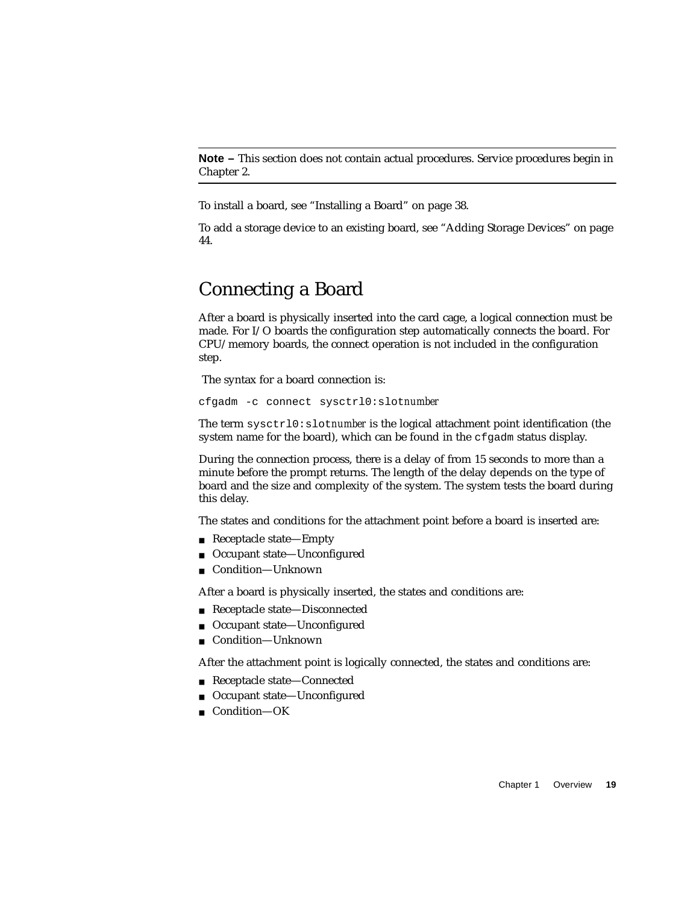---

**Note –** This section does not contain actual procedures. Service procedures begin in Chapter 2.

---

To install a board, see "Installing a Board" on page 38.

To add a storage device to an existing board, see "Adding Storage Devices" on page 44.

## Connecting a Board

After a board is physically inserted into the card cage, a logical connection must be made. For I/O boards the configuration step automatically connects the board. For CPU/memory boards, the connect operation is not included in the configuration step.

The syntax for a board connection is:

```
cfgadm -c connect sysctrl0:slotnumber
```

The term `sysctrl0:slot`*number* is the logical attachment point identification (the system name for the board), which can be found in the `cfgadm` status display.

During the connection process, there is a delay of from 15 seconds to more than a minute before the prompt returns. The length of the delay depends on the type of board and the size and complexity of the system. The system tests the board during this delay.

The states and conditions for the attachment point before a board is inserted are:

- Receptacle state—Empty
- Occupant state—Unconfigured
- Condition—Unknown

After a board is physically inserted, the states and conditions are:

- Receptacle state—Disconnected
- Occupant state—Unconfigured
- Condition—Unknown

After the attachment point is logically connected, the states and conditions are:

- Receptacle state—Connected
- Occupant state—Unconfigured
- Condition—OK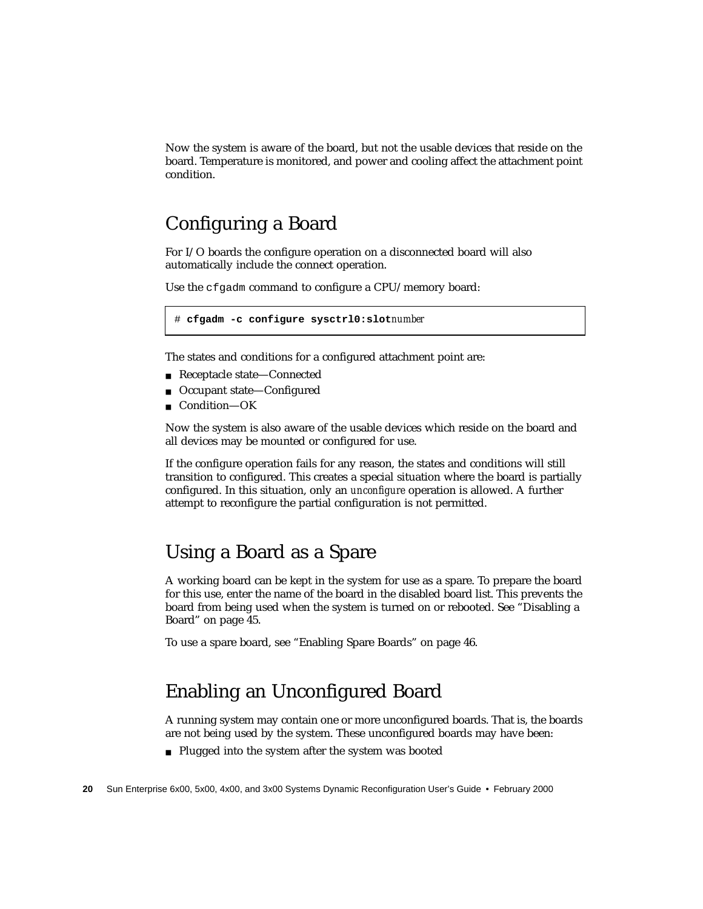Now the system is aware of the board, but not the usable devices that reside on the board. Temperature is monitored, and power and cooling affect the attachment point condition.

## Configuring a Board

For I/O boards the configure operation on a disconnected board will also automatically include the connect operation.

Use the `cfgadm` command to configure a CPU/memory board:

```
# cfgadm -c configure sysctrl0:slotnumber
```

The states and conditions for a configured attachment point are:

- Receptacle state—Connected
- Occupant state—Configured
- Condition—OK

Now the system is also aware of the usable devices which reside on the board and all devices may be mounted or configured for use.

If the configure operation fails for any reason, the states and conditions will still transition to configured. This creates a special situation where the board is partially configured. In this situation, only an *unconfigure* operation is allowed. A further attempt to reconfigure the partial configuration is not permitted.

## Using a Board as a Spare

A working board can be kept in the system for use as a spare. To prepare the board for this use, enter the name of the board in the disabled board list. This prevents the board from being used when the system is turned on or rebooted. See “Disabling a Board” on page 45.

To use a spare board, see “Enabling Spare Boards” on page 46.

## Enabling an Unconfigured Board

A running system may contain one or more unconfigured boards. That is, the boards are not being used by the system. These unconfigured boards may have been:

- Plugged into the system after the system was booted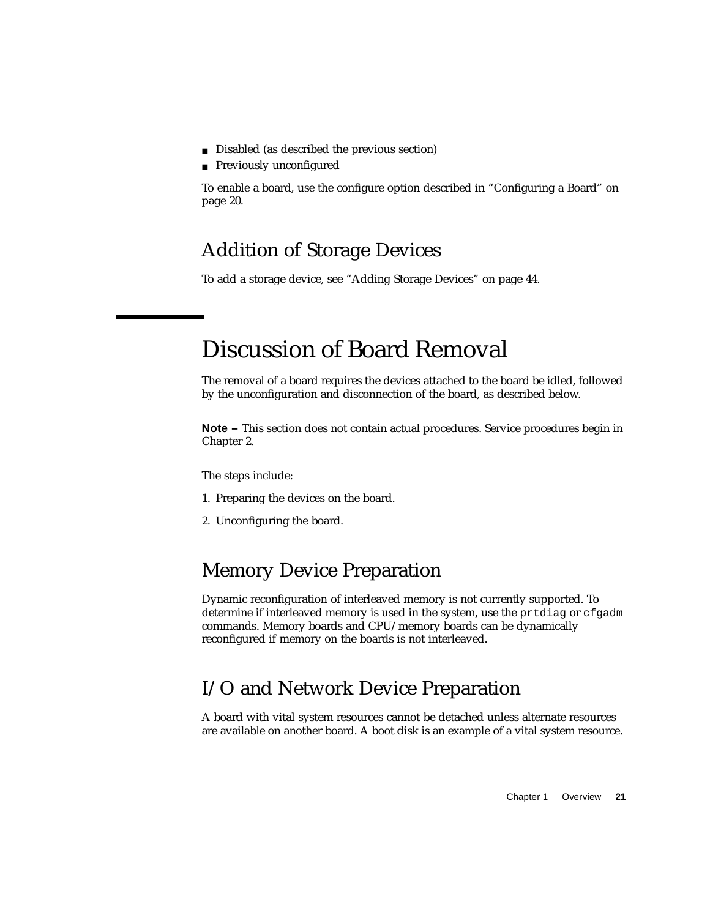- Disabled (as described the previous section)
- Previously unconfigured

To enable a board, use the configure option described in “Configuring a Board” on page 20.

### Addition of Storage Devices

To add a storage device, see “Adding Storage Devices” on page 44.

## Discussion of Board Removal

The removal of a board requires the devices attached to the board be idled, followed by the unconfiguration and disconnection of the board, as described below.

---

**Note –** This section does not contain actual procedures. Service procedures begin in Chapter 2.

---

The steps include:

1. Preparing the devices on the board.
2. Unconfiguring the board.

### Memory Device Preparation

Dynamic reconfiguration of interleaved memory is not currently supported. To determine if interleaved memory is used in the system, use the `prtdiag` or `cfgadm` commands. Memory boards and CPU/memory boards can be dynamically reconfigured if memory on the boards is not interleaved.

### I/O and Network Device Preparation

A board with vital system resources cannot be detached unless alternate resources are available on another board. A boot disk is an example of a vital system resource.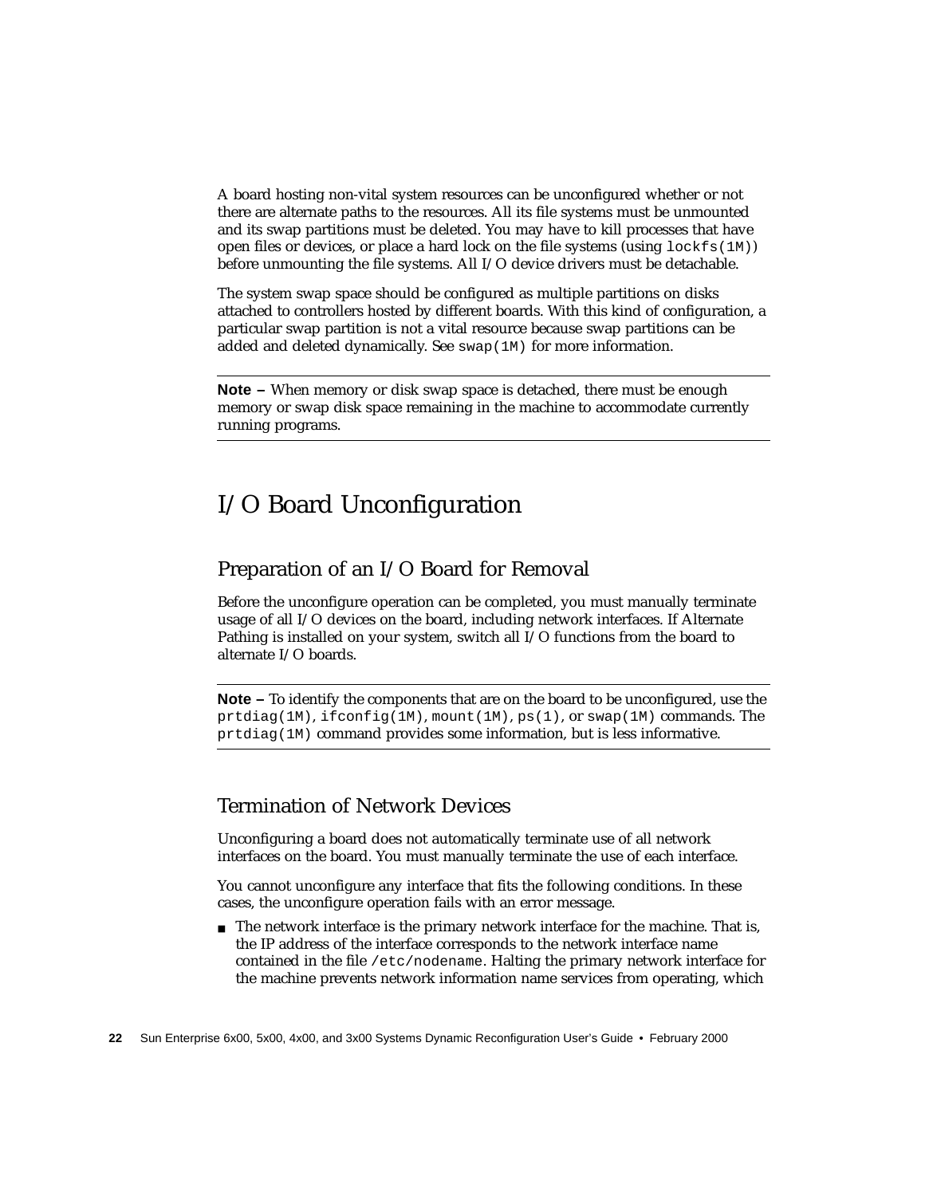A board hosting non-vital system resources can be unconfigured whether or not there are alternate paths to the resources. All its file systems must be unmounted and its swap partitions must be deleted. You may have to kill processes that have open files or devices, or place a hard lock on the file systems (using `lockfs(1M)`) before unmounting the file systems. All I/O device drivers must be detachable.

The system swap space should be configured as multiple partitions on disks attached to controllers hosted by different boards. With this kind of configuration, a particular swap partition is not a vital resource because swap partitions can be added and deleted dynamically. See `swap(1M)` for more information.

---

**Note –** When memory or disk swap space is detached, there must be enough memory or swap disk space remaining in the machine to accommodate currently running programs.

---

# I/O Board Unconfiguration

## Preparation of an I/O Board for Removal

Before the unconfigure operation can be completed, you must manually terminate usage of all I/O devices on the board, including network interfaces. If Alternate Pathing is installed on your system, switch all I/O functions from the board to alternate I/O boards.

---

**Note –** To identify the components that are on the board to be unconfigured, use the `prtdiag(1M)`, `ifconfig(1M)`, `mount(1M)`, `ps(1)`, or `swap(1M)` commands. The `prtdiag(1M)` command provides some information, but is less informative.

---

## Termination of Network Devices

Unconfiguring a board does not automatically terminate use of all network interfaces on the board. You must manually terminate the use of each interface.

You cannot unconfigure any interface that fits the following conditions. In these cases, the unconfigure operation fails with an error message.

- The network interface is the primary network interface for the machine. That is, the IP address of the interface corresponds to the network interface name contained in the file `/etc/nodename`. Halting the primary network interface for the machine prevents network information name services from operating, which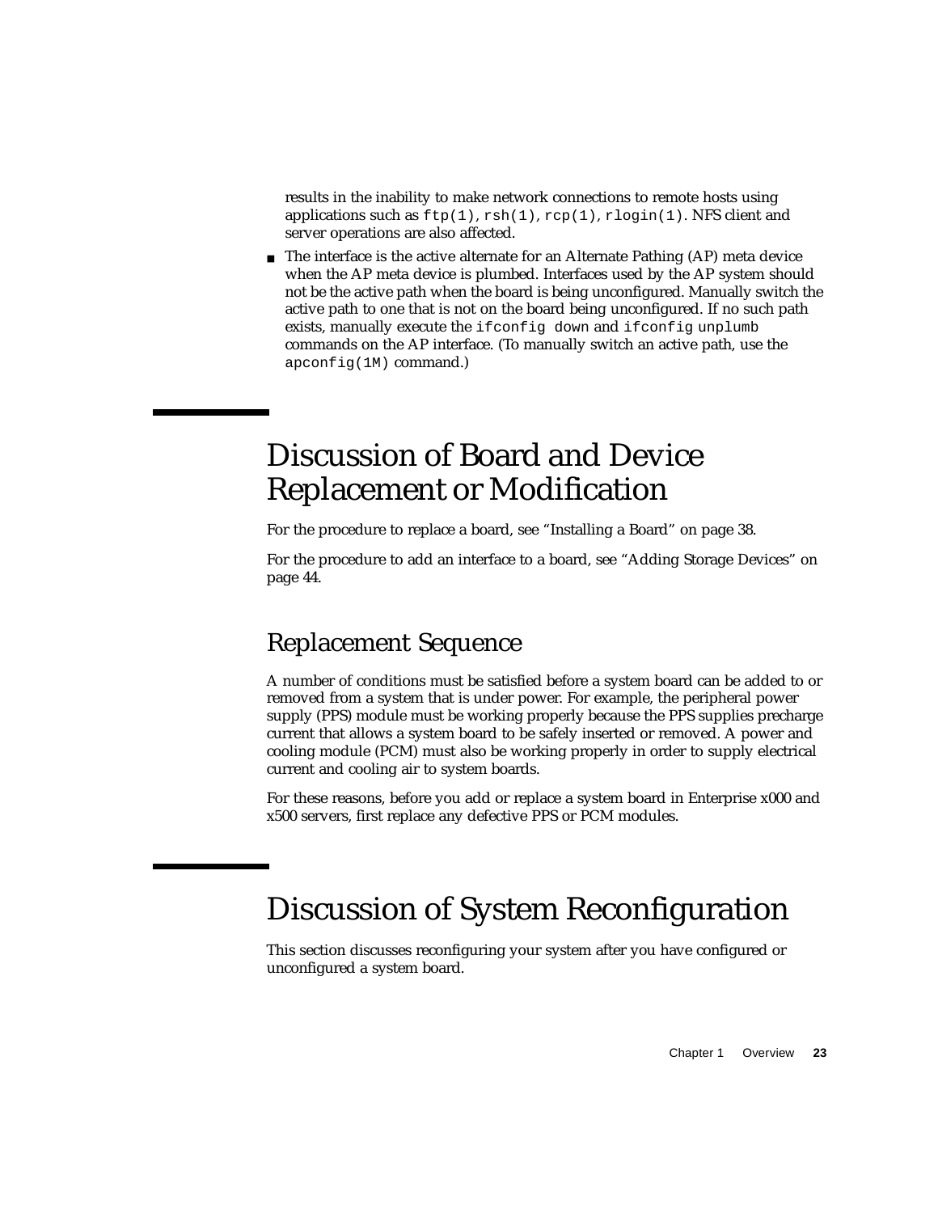results in the inability to make network connections to remote hosts using applications such as `ftp(1)`, `rsh(1)`, `rcp(1)`, `rlogin(1)`. NFS client and server operations are also affected.

- The interface is the active alternate for an Alternate Pathing (AP) meta device when the AP meta device is plumbed. Interfaces used by the AP system should not be the active path when the board is being unconfigured. Manually switch the active path to one that is not on the board being unconfigured. If no such path exists, manually execute the `ifconfig down` and `ifconfig unplumb` commands on the AP interface. (To manually switch an active path, use the `apconfig(1M)` command.)

# Discussion of Board and Device Replacement or Modification

For the procedure to replace a board, see "Installing a Board" on page 38.

For the procedure to add an interface to a board, see "Adding Storage Devices" on page 44.

## Replacement Sequence

A number of conditions must be satisfied before a system board can be added to or removed from a system that is under power. For example, the peripheral power supply (PPS) module must be working properly because the PPS supplies precharge current that allows a system board to be safely inserted or removed. A power and cooling module (PCM) must also be working properly in order to supply electrical current and cooling air to system boards.

For these reasons, before you add or replace a system board in Enterprise x000 and x500 servers, first replace any defective PPS or PCM modules.

# Discussion of System Reconfiguration

This section discusses reconfiguring your system after you have configured or unconfigured a system board.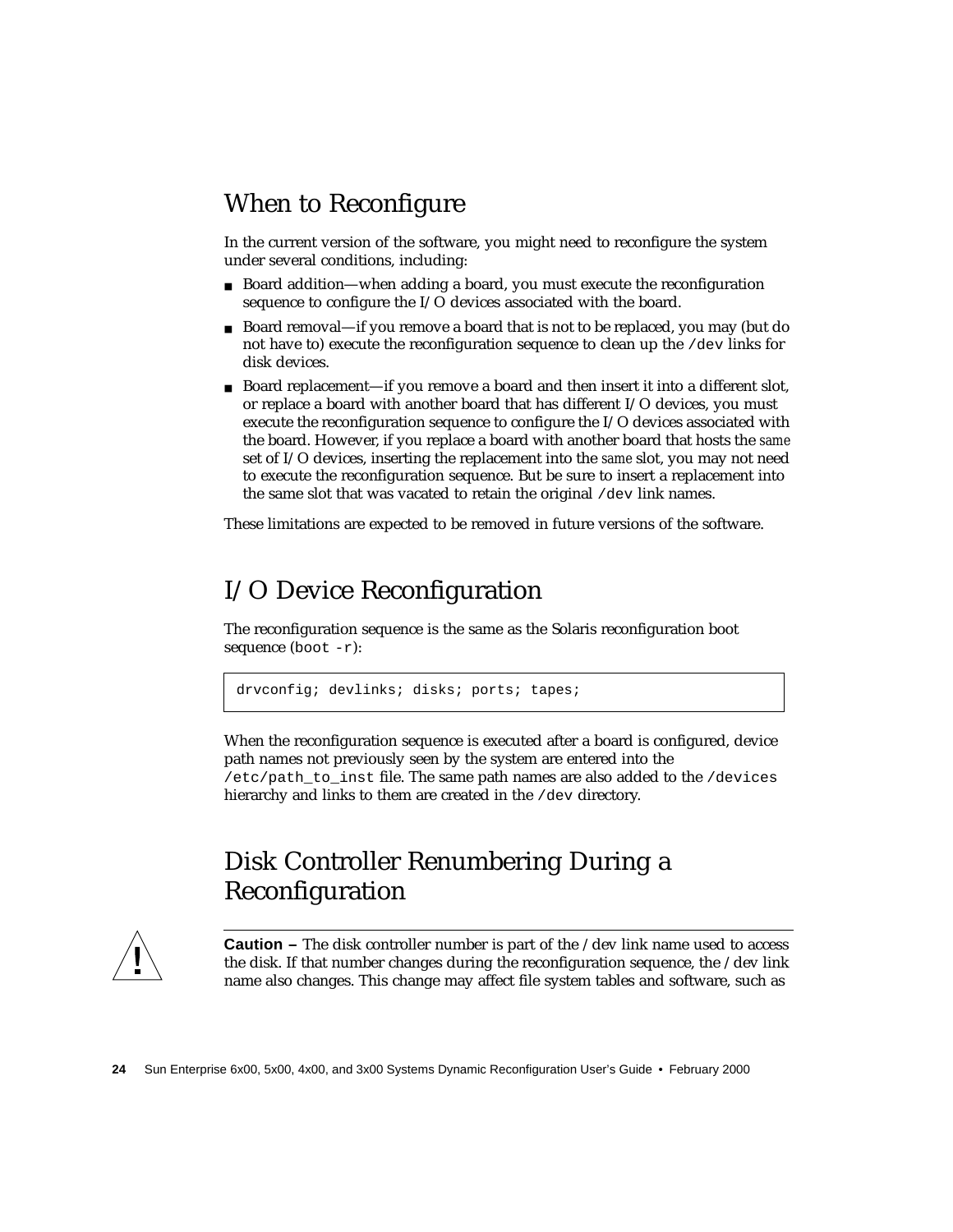## When to Reconfigure

In the current version of the software, you might need to reconfigure the system under several conditions, including:

- Board addition—when adding a board, you must execute the reconfiguration sequence to configure the I/O devices associated with the board.
- Board removal—if you remove a board that is not to be replaced, you may (but do not have to) execute the reconfiguration sequence to clean up the `/dev` links for disk devices.
- Board replacement—if you remove a board and then insert it into a different slot, or replace a board with another board that has different I/O devices, you must execute the reconfiguration sequence to configure the I/O devices associated with the board. However, if you replace a board with another board that hosts the *same* set of I/O devices, inserting the replacement into the *same* slot, you may not need to execute the reconfiguration sequence. But be sure to insert a replacement into the same slot that was vacated to retain the original `/dev` link names.

These limitations are expected to be removed in future versions of the software.

## I/O Device Reconfiguration

The reconfiguration sequence is the same as the Solaris reconfiguration boot sequence (`boot -r`):

```
drvconfig; devlinks; disks; ports; tapes;
```

When the reconfiguration sequence is executed after a board is configured, device path names not previously seen by the system are entered into the `/etc/path_to_inst` file. The same path names are also added to the `/devices` hierarchy and links to them are created in the `/dev` directory.

## Disk Controller Renumbering During a Reconfiguration

**Caution –** The disk controller number is part of the /dev link name used to access the disk. If that number changes during the reconfiguration sequence, the /dev link name also changes. This change may affect file system tables and software, such as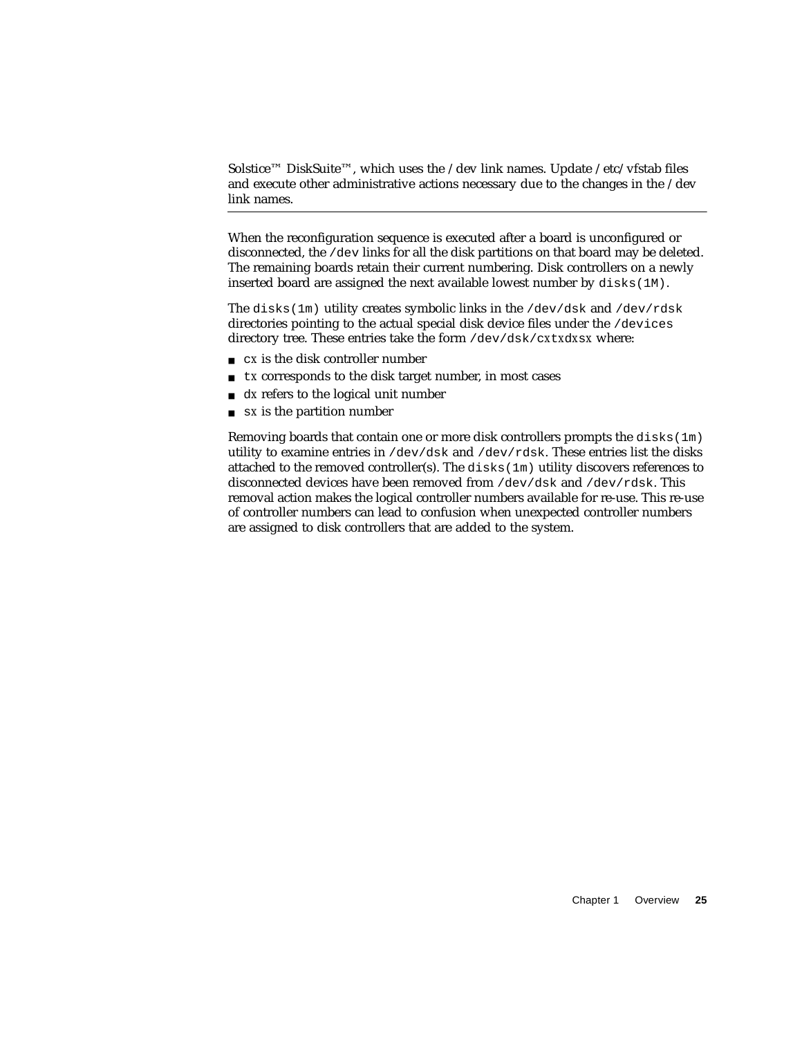Solstice™ DiskSuite™, which uses the /dev link names. Update /etc/vfstab files and execute other administrative actions necessary due to the changes in the /dev link names.

---

When the reconfiguration sequence is executed after a board is unconfigured or disconnected, the `/dev` links for all the disk partitions on that board may be deleted. The remaining boards retain their current numbering. Disk controllers on a newly inserted board are assigned the next available lowest number by `disks(1M)`.

The `disks(1m)` utility creates symbolic links in the `/dev/dsk` and `/dev/rdsk` directories pointing to the actual special disk device files under the `/devices` directory tree. These entries take the form `/dev/dsk/cxtxdxsx` where:

- `cx` is the disk controller number
- `tx` corresponds to the disk target number, in most cases
- `dx` refers to the logical unit number
- `sx` is the partition number

Removing boards that contain one or more disk controllers prompts the `disks(1m)` utility to examine entries in `/dev/dsk` and `/dev/rdsk`. These entries list the disks attached to the removed controller(s). The `disks(1m)` utility discovers references to disconnected devices have been removed from `/dev/dsk` and `/dev/rdsk`. This removal action makes the logical controller numbers available for re-use. This re-use of controller numbers can lead to confusion when unexpected controller numbers are assigned to disk controllers that are added to the system.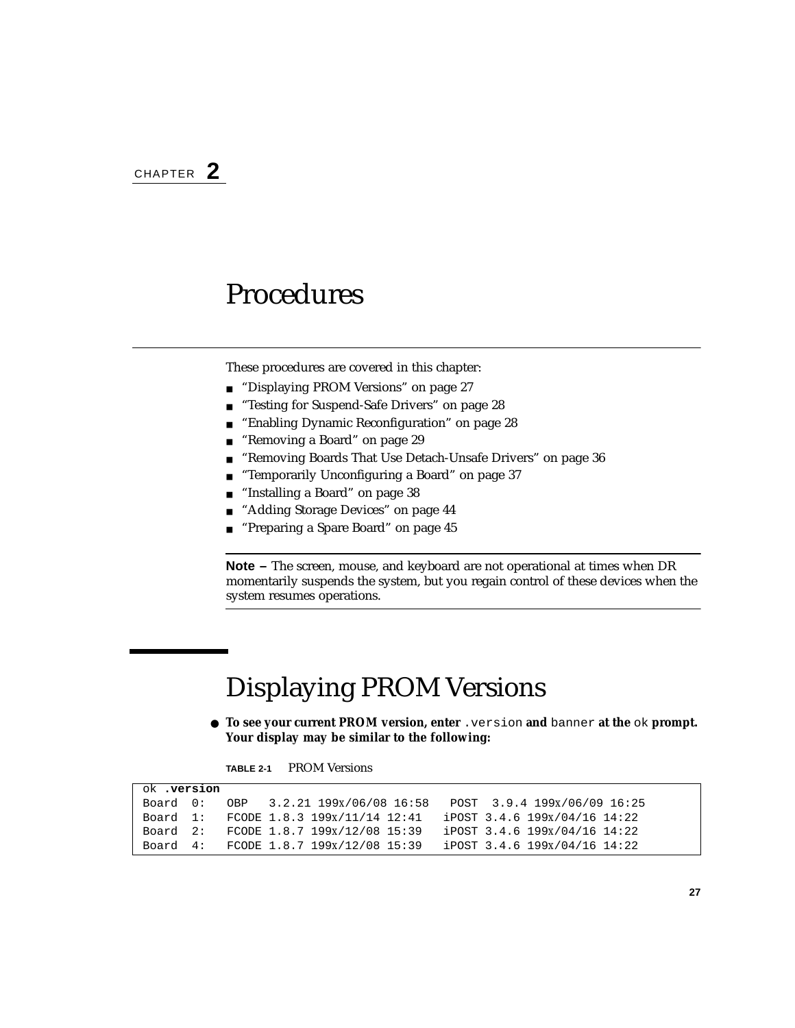CHAPTER **2**

# Procedures

These procedures are covered in this chapter:

- "Displaying PROM Versions" on page 27
- "Testing for Suspend-Safe Drivers" on page 28
- "Enabling Dynamic Reconfiguration" on page 28
- "Removing a Board" on page 29
- "Removing Boards That Use Detach-Unsafe Drivers" on page 36
- "Temporarily Unconfiguring a Board" on page 37
- "Installing a Board" on page 38
- "Adding Storage Devices" on page 44
- "Preparing a Spare Board" on page 45

---

**Note –** The screen, mouse, and keyboard are not operational at times when DR momentarily suspends the system, but you regain control of these devices when the system resumes operations.

---

## Displaying PROM Versions

- **To see your current PROM version, enter `.version` and `banner` at the `ok` prompt. Your display may be similar to the following:**

**TABLE 2-1** PROM Versions

```
ok .version
Board  0:   OBP   3.2.21 199x/06/08 16:58   POST  3.9.4 199x/06/09 16:25
Board  1:   FCODE 1.8.3 199x/11/14 12:41   iPOST 3.4.6 199x/04/16 14:22
Board  2:   FCODE 1.8.7 199x/12/08 15:39   iPOST 3.4.6 199x/04/16 14:22
Board  4:   FCODE 1.8.7 199x/12/08 15:39   iPOST 3.4.6 199x/04/16 14:22
```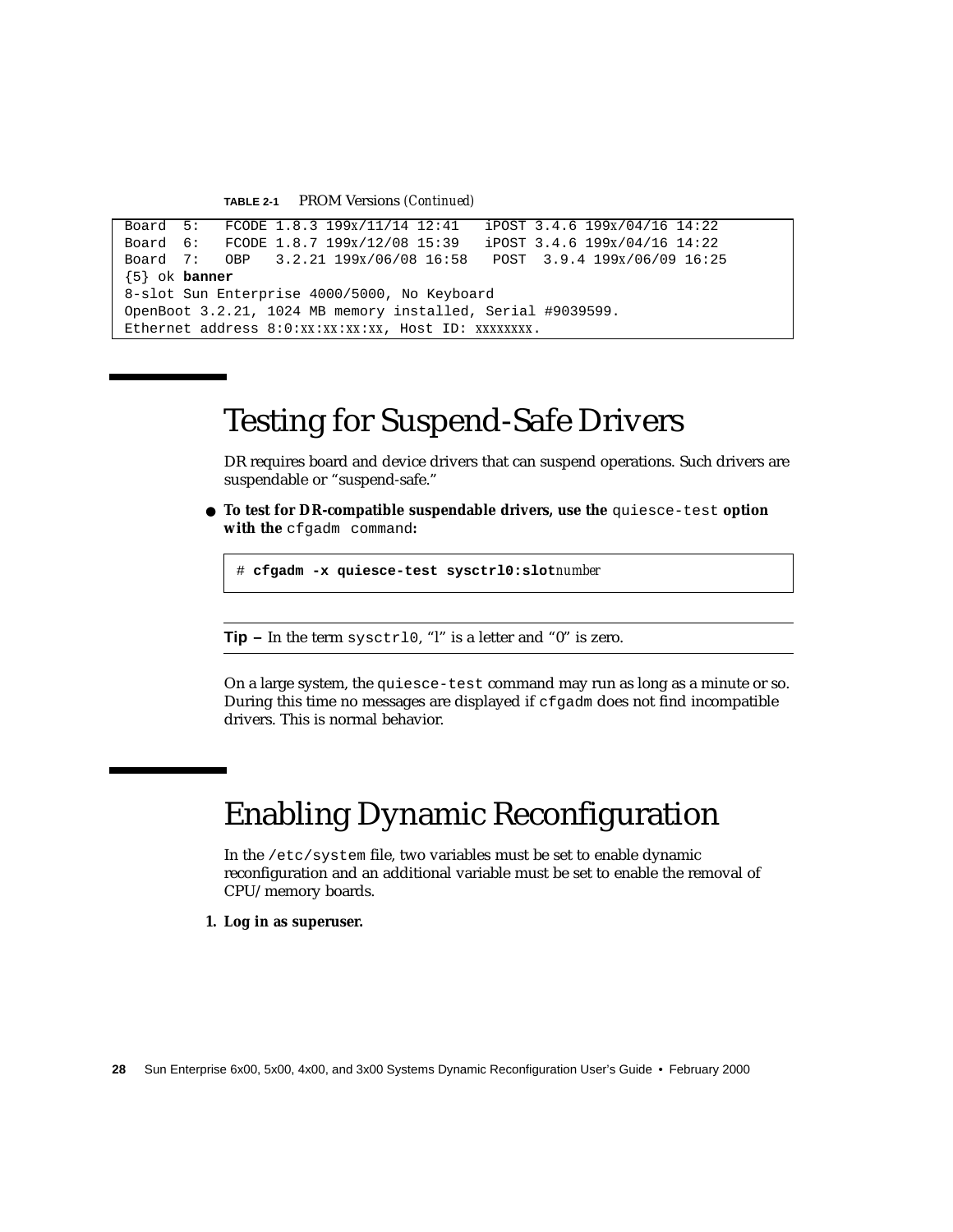**TABLE 2-1** PROM Versions *(Continued)*

```
Board  5:   FCODE 1.8.3 199x/11/14 12:41   iPOST 3.4.6 199x/04/16 14:22
Board  6:   FCODE 1.8.7 199x/12/08 15:39   iPOST 3.4.6 199x/04/16 14:22
Board  7:   OBP   3.2.21 199x/06/08 16:58   POST  3.9.4 199x/06/09 16:25
{5} ok banner
8-slot Sun Enterprise 4000/5000, No Keyboard
OpenBoot 3.2.21, 1024 MB memory installed, Serial #9039599.
Ethernet address 8:0:xx:xx:xx:xx, Host ID: xxxxxxxx.
```

## Testing for Suspend-Safe Drivers

DR requires board and device drivers that can suspend operations. Such drivers are suspendable or "suspend-safe."

- **To test for DR-compatible suspendable drivers, use the** `quiesce-test` **option with the** `cfgadm command`**:**

```
# cfgadm -x quiesce-test sysctrl0:slotnumber
```

---

**Tip –** In the term `sysctrl0`, "l" is a letter and "0" is zero.

---

On a large system, the `quiesce-test` command may run as long as a minute or so. During this time no messages are displayed if `cfgadm` does not find incompatible drivers. This is normal behavior.

## Enabling Dynamic Reconfiguration

In the `/etc/system` file, two variables must be set to enable dynamic reconfiguration and an additional variable must be set to enable the removal of CPU/memory boards.

1. **Log in as superuser.**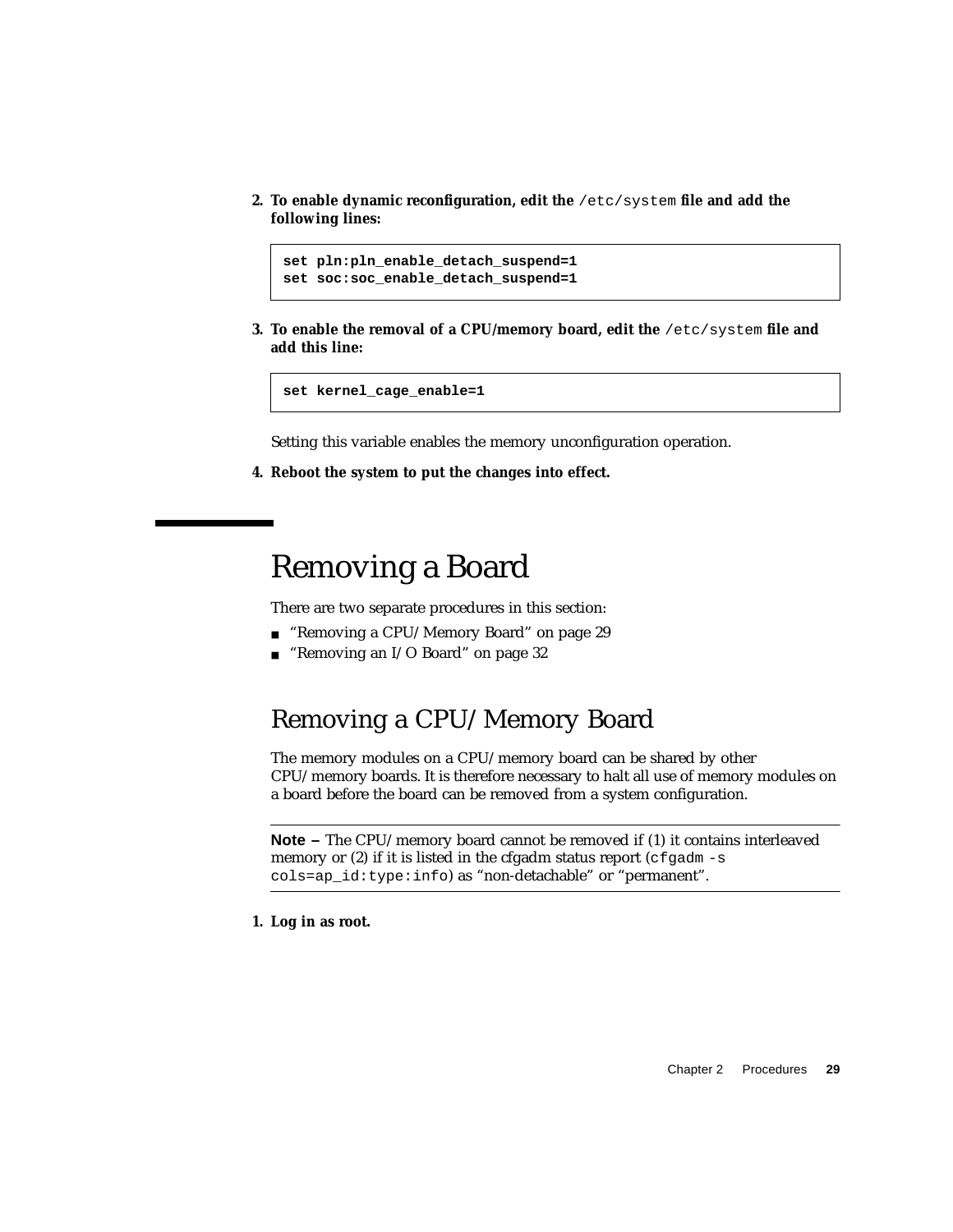2. **To enable dynamic reconfiguration, edit the `/etc/system` file and add the following lines:**

```
set pln:pln_enable_detach_suspend=1
set soc:soc_enable_detach_suspend=1
```

3. **To enable the removal of a CPU/memory board, edit the `/etc/system` file and add this line:**

```
set kernel_cage_enable=1
```

   Setting this variable enables the memory unconfiguration operation.

4. **Reboot the system to put the changes into effect.**

# Removing a Board

There are two separate procedures in this section:

- "Removing a CPU/Memory Board" on page 29
- "Removing an I/O Board" on page 32

## Removing a CPU/Memory Board

The memory modules on a CPU/memory board can be shared by other CPU/memory boards. It is therefore necessary to halt all use of memory modules on a board before the board can be removed from a system configuration.

---

**Note –** The CPU/memory board cannot be removed if (1) it contains interleaved memory or (2) if it is listed in the cfgadm status report (`cfgadm -s cols=ap_id:type:info`) as "non-detachable" or "permanent".

---

1. **Log in as root.**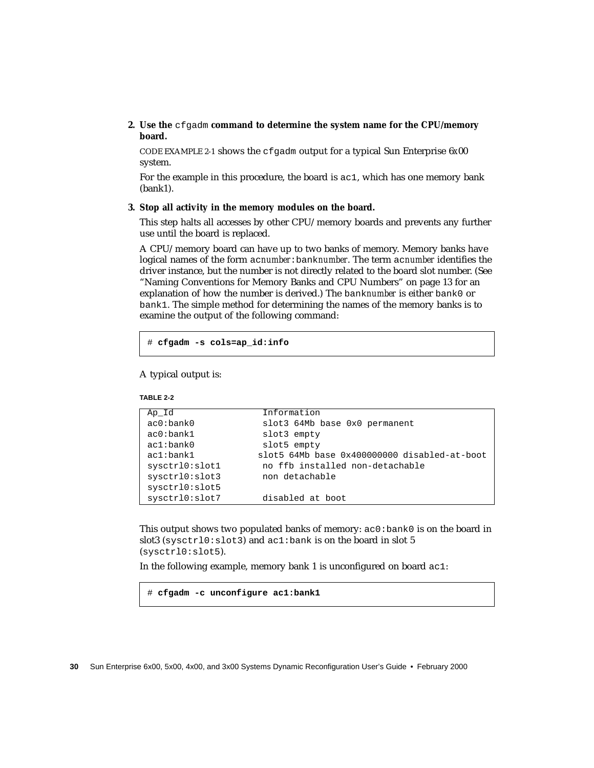2. **Use the `cfgadm` command to determine the system name for the CPU/memory board.**

   CODE EXAMPLE 2-1 shows the `cfgadm` output for a typical Sun Enterprise 6*x*00 system.

   For the example in this procedure, the board is `ac1`, which has one memory bank (bank1).

3. **Stop all activity in the memory modules on the board.**

   This step halts all accesses by other CPU/memory boards and prevents any further use until the board is replaced.

   A CPU/memory board can have up to two banks of memory. Memory banks have logical names of the form `ac`*number*`:bank`*number*. The term `ac`*number* identifies the driver instance, but the number is not directly related to the board slot number. (See "Naming Conventions for Memory Banks and CPU Numbers" on page 13 for an explanation of how the number is derived.) The `bank`*number* is either `bank0` or `bank1`. The simple method for determining the names of the memory banks is to examine the output of the following command:

```
# cfgadm -s cols=ap_id:info
```

   A typical output is:

**TABLE 2-2**

```
Ap_Id               Information
ac0:bank0           slot3 64Mb base 0x0 permanent
ac0:bank1           slot3 empty
ac1:bank0           slot5 empty
ac1:bank1          slot5 64Mb base 0x400000000 disabled-at-boot
sysctrl0:slot1      no ffb installed non-detachable
sysctrl0:slot3      non detachable
sysctrl0:slot5
sysctrl0:slot7      disabled at boot
```

   This output shows two populated banks of memory: `ac0:bank0` is on the board in slot3 (`sysctrl0:slot3`) and `ac1:bank` is on the board in slot 5 (`sysctrl0:slot5`).

   In the following example, memory bank 1 is unconfigured on board `ac1`:

```
# cfgadm -c unconfigure ac1:bank1
```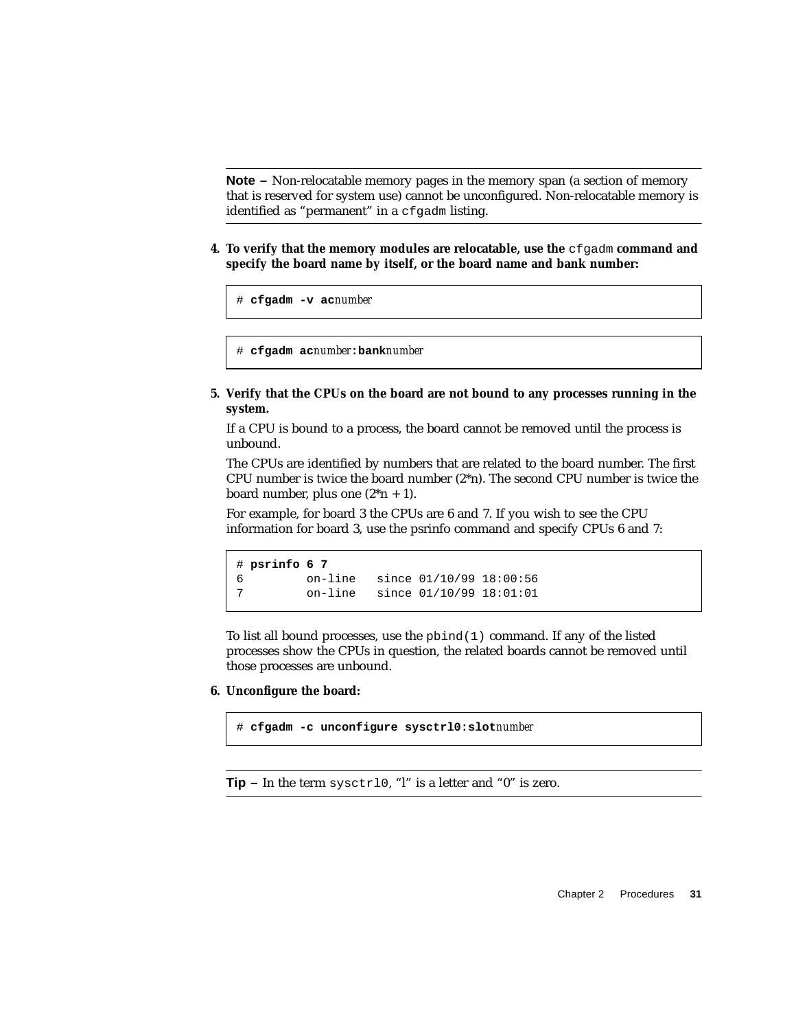---

**Note –** Non-relocatable memory pages in the memory span (a section of memory that is reserved for system use) cannot be unconfigured. Non-relocatable memory is identified as “permanent” in a `cfgadm` listing.

---

4. **To verify that the memory modules are relocatable, use the** `cfgadm` **command and specify the board name by itself, or the board name and bank number:**

```
# cfgadm -v acnumber
```

```
# cfgadm acnumber:banknumber
```

5. **Verify that the CPUs on the board are not bound to any processes running in the system.**

   If a CPU is bound to a process, the board cannot be removed until the process is unbound.

   The CPUs are identified by numbers that are related to the board number. The first CPU number is twice the board number (2*n). The second CPU number is twice the board number, plus one (2*n + 1).

   For example, for board 3 the CPUs are 6 and 7. If you wish to see the CPU information for board 3, use the psrinfo command and specify CPUs 6 and 7:

```
# psrinfo 6 7
6         on-line   since 01/10/99 18:00:56
7         on-line   since 01/10/99 18:01:01
```

   To list all bound processes, use the `pbind(1)` command. If any of the listed processes show the CPUs in question, the related boards cannot be removed until those processes are unbound.

6. **Unconfigure the board:**

```
# cfgadm -c unconfigure sysctrl0:slotnumber
```

---

**Tip –** In the term `sysctrl0`, “l” is a letter and “0” is zero.

---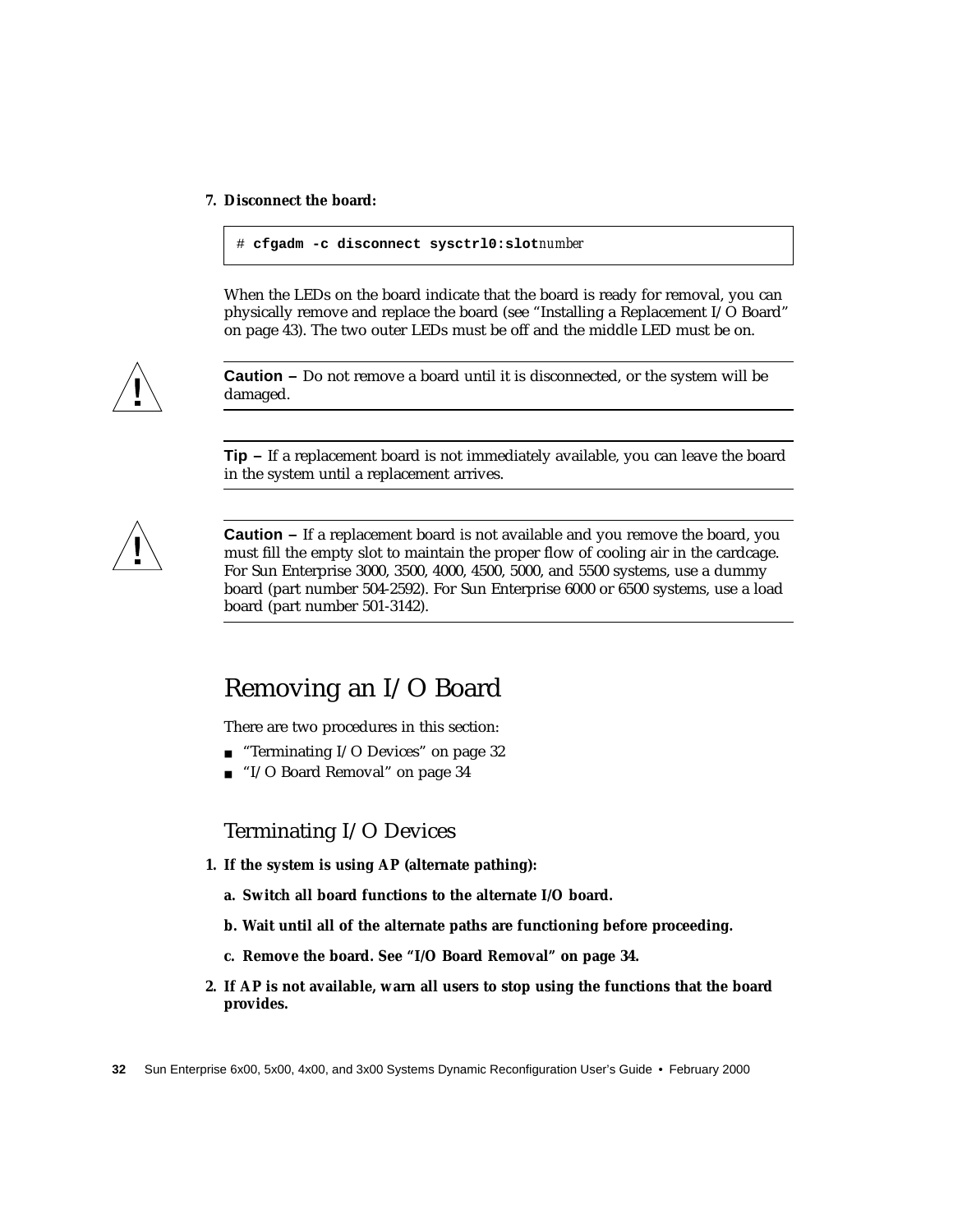7. **Disconnect the board:**

```
# cfgadm -c disconnect sysctrl0:slotnumber
```

When the LEDs on the board indicate that the board is ready for removal, you can physically remove and replace the board (see "Installing a Replacement I/O Board" on page 43). The two outer LEDs must be off and the middle LED must be on.

---

**Caution –** Do not remove a board until it is disconnected, or the system will be damaged.

---

**Tip –** If a replacement board is not immediately available, you can leave the board in the system until a replacement arrives.

---

**Caution –** If a replacement board is not available and you remove the board, you must fill the empty slot to maintain the proper flow of cooling air in the cardcage. For Sun Enterprise 3000, 3500, 4000, 4500, 5000, and 5500 systems, use a dummy board (part number 504-2592). For Sun Enterprise 6000 or 6500 systems, use a load board (part number 501-3142).

---

# Removing an I/O Board

There are two procedures in this section:

- "Terminating I/O Devices" on page 32
- "I/O Board Removal" on page 34

## Terminating I/O Devices

1. **If the system is using AP (alternate pathing):**

   a. **Switch all board functions to the alternate I/O board.**

   b. **Wait until all of the alternate paths are functioning before proceeding.**

   c. **Remove the board. See "I/O Board Removal" on page 34.**

2. **If AP is not available, warn all users to stop using the functions that the board provides.**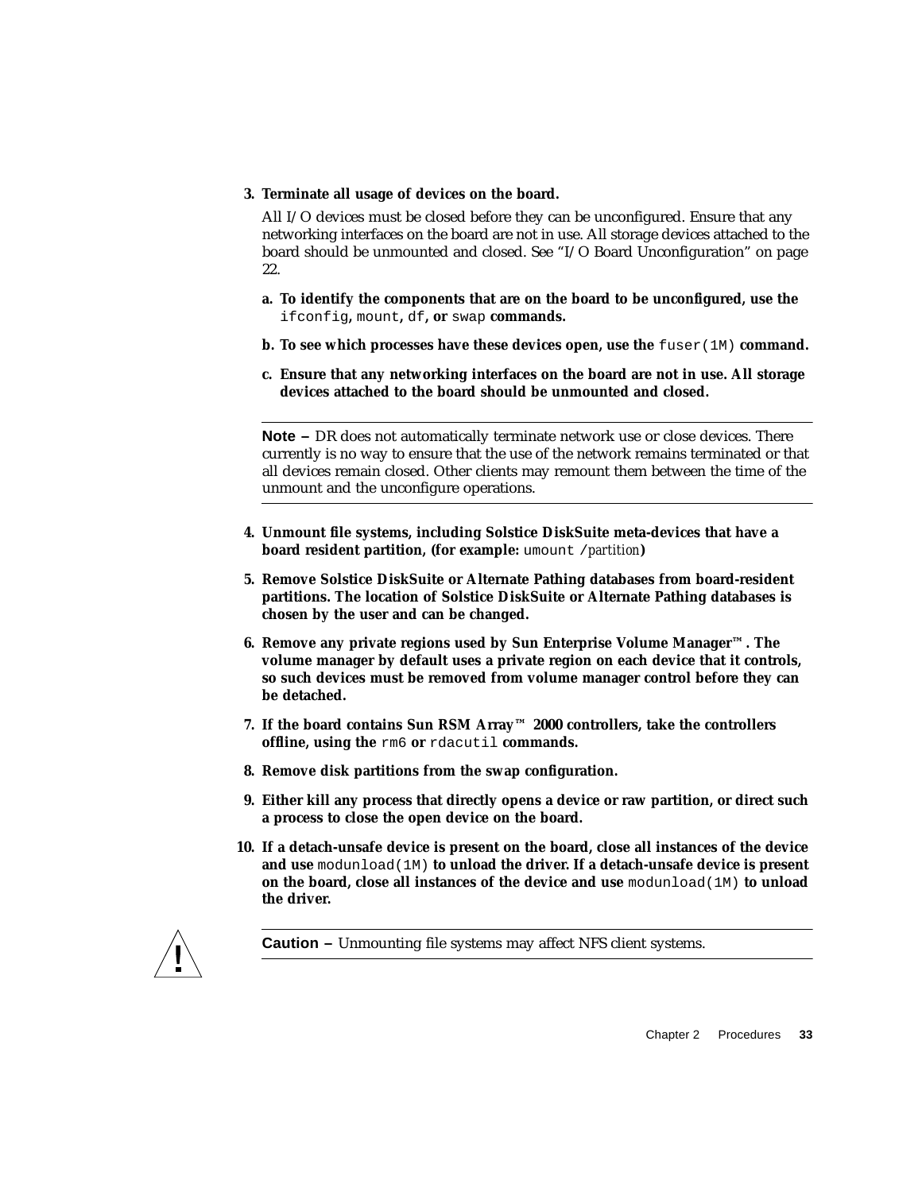3. **Terminate all usage of devices on the board.**

   All I/O devices must be closed before they can be unconfigured. Ensure that any networking interfaces on the board are not in use. All storage devices attached to the board should be unmounted and closed. See "I/O Board Unconfiguration" on page 22.

   a. **To identify the components that are on the board to be unconfigured, use the** `ifconfig`**,** `mount`**,** `df`**, or** `swap` **commands.**

   b. **To see which processes have these devices open, use the** `fuser(1M)` **command.**

   c. **Ensure that any networking interfaces on the board are not in use. All storage devices attached to the board should be unmounted and closed.**

---

**Note –** DR does not automatically terminate network use or close devices. There currently is no way to ensure that the use of the network remains terminated or that all devices remain closed. Other clients may remount them between the time of the unmount and the unconfigure operations.

---

4. **Unmount file systems, including Solstice DiskSuite meta-devices that have a board resident partition, (for example:** `umount /`*partition***)**

5. **Remove Solstice DiskSuite or Alternate Pathing databases from board-resident partitions. The location of Solstice DiskSuite or Alternate Pathing databases is chosen by the user and can be changed.**

6. **Remove any private regions used by Sun Enterprise Volume Manager™. The volume manager by default uses a private region on each device that it controls, so such devices must be removed from volume manager control before they can be detached.**

7. **If the board contains Sun RSM Array™ 2000 controllers, take the controllers offline, using the** `rm6` **or** `rdacutil` **commands.**

8. **Remove disk partitions from the swap configuration.**

9. **Either kill any process that directly opens a device or raw partition, or direct such a process to close the open device on the board.**

10. **If a detach-unsafe device is present on the board, close all instances of the device and use** `modunload(1M)` **to unload the driver. If a detach-unsafe device is present on the board, close all instances of the device and use** `modunload(1M)` **to unload the driver.**

---

**Caution –** Unmounting file systems may affect NFS client systems.

---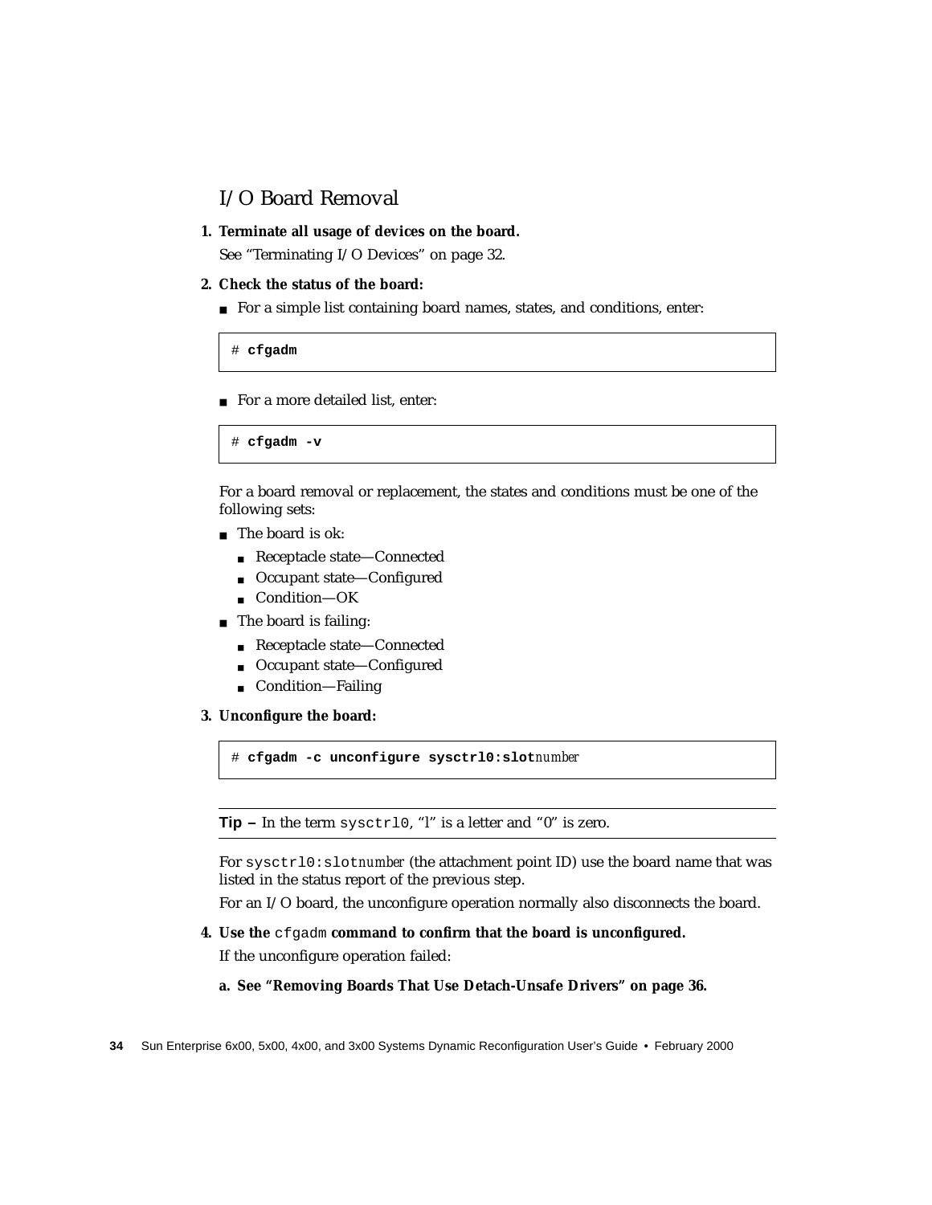## I/O Board Removal

1. **Terminate all usage of devices on the board.**

   See "Terminating I/O Devices" on page 32.

2. **Check the status of the board:**

   - For a simple list containing board names, states, and conditions, enter:

   ```
   # cfgadm
   ```

   - For a more detailed list, enter:

   ```
   # cfgadm -v
   ```

   For a board removal or replacement, the states and conditions must be one of the following sets:

   - The board is ok:
     - Receptacle state—Connected
     - Occupant state—Configured
     - Condition—OK
   - The board is failing:
     - Receptacle state—Connected
     - Occupant state—Configured
     - Condition—Failing

3. **Unconfigure the board:**

   ```
   # cfgadm -c unconfigure sysctrl0:slotnumber
   ```

   ---

   **Tip –** In the term `sysctrl0`, "l" is a letter and "0" is zero.

   ---

   For `sysctrl0:slot`*number* (the attachment point ID) use the board name that was listed in the status report of the previous step.

   For an I/O board, the unconfigure operation normally also disconnects the board.

4. **Use the `cfgadm` command to confirm that the board is unconfigured.**

   If the unconfigure operation failed:

   a. **See "Removing Boards That Use Detach-Unsafe Drivers" on page 36.**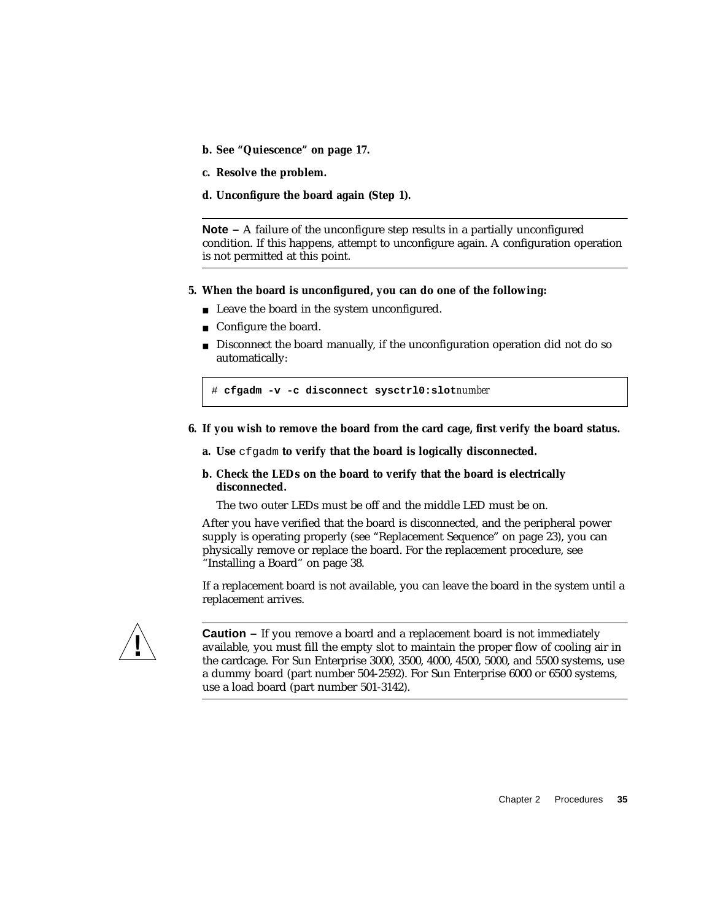**b. See "Quiescence" on page 17.**

**c. Resolve the problem.**

**d. Unconfigure the board again (Step 1).**

---

**Note –** A failure of the unconfigure step results in a partially unconfigured condition. If this happens, attempt to unconfigure again. A configuration operation is not permitted at this point.

---

**5. When the board is unconfigured, you can do one of the following:**

- Leave the board in the system unconfigured.
- Configure the board.
- Disconnect the board manually, if the unconfiguration operation did not do so automatically:

```
# cfgadm -v -c disconnect sysctrl0:slotnumber
```

**6. If you wish to remove the board from the card cage, first verify the board status.**

**a. Use** `cfgadm` **to verify that the board is logically disconnected.**

**b. Check the LEDs on the board to verify that the board is electrically disconnected.**

The two outer LEDs must be off and the middle LED must be on.

After you have verified that the board is disconnected, and the peripheral power supply is operating properly (see "Replacement Sequence" on page 23), you can physically remove or replace the board. For the replacement procedure, see "Installing a Board" on page 38.

If a replacement board is not available, you can leave the board in the system until a replacement arrives.

---

**Caution –** If you remove a board and a replacement board is not immediately available, you must fill the empty slot to maintain the proper flow of cooling air in the cardcage. For Sun Enterprise 3000, 3500, 4000, 4500, 5000, and 5500 systems, use a dummy board (part number 504-2592). For Sun Enterprise 6000 or 6500 systems, use a load board (part number 501-3142).

---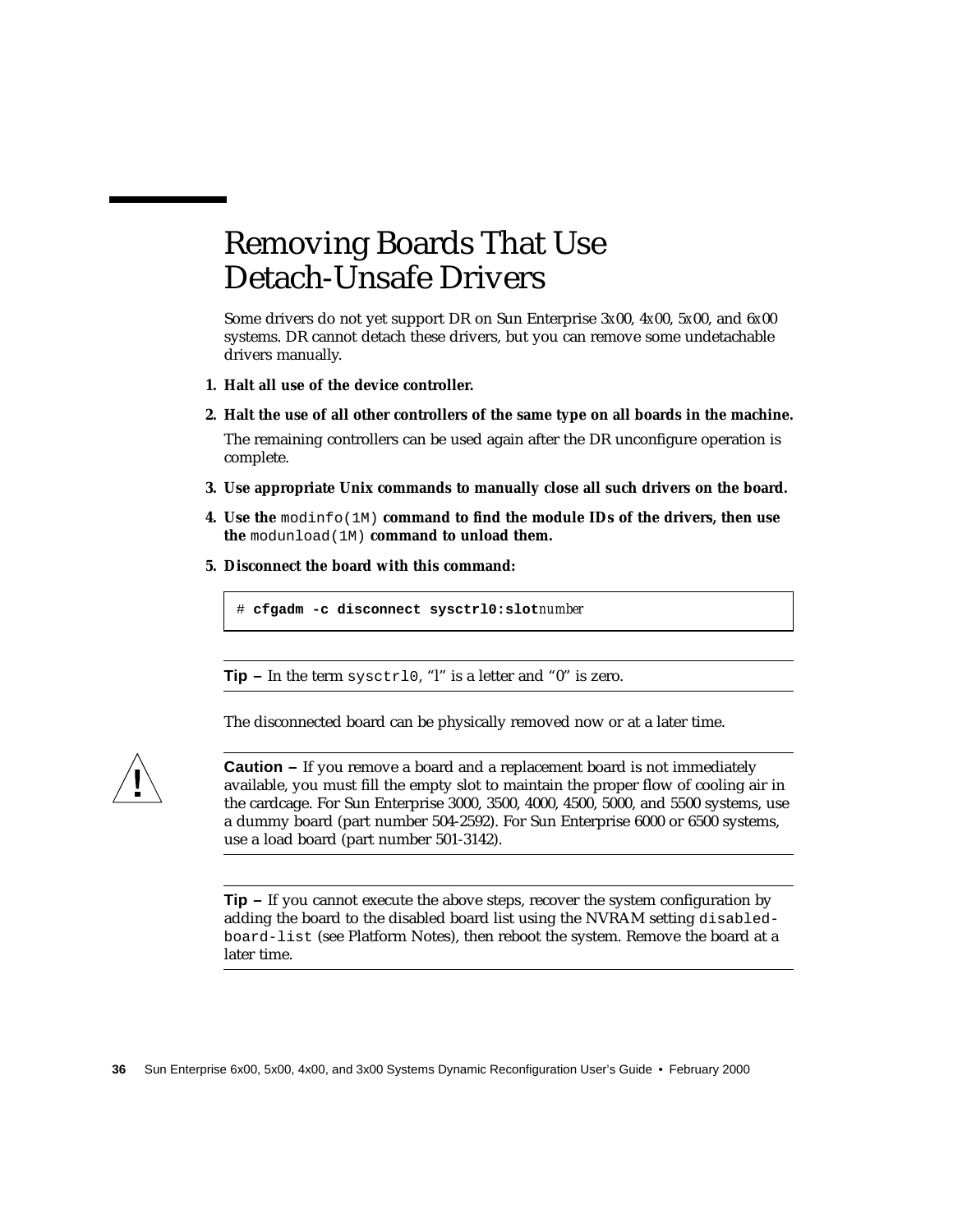# Removing Boards That Use Detach-Unsafe Drivers

Some drivers do not yet support DR on Sun Enterprise 3*x*00, 4*x*00, 5*x*00, and 6*x*00 systems. DR cannot detach these drivers, but you can remove some undetachable drivers manually.

1. **Halt all use of the device controller.**
2. **Halt the use of all other controllers of the same type on all boards in the machine.**

   The remaining controllers can be used again after the DR unconfigure operation is complete.
3. **Use appropriate Unix commands to manually close all such drivers on the board.**
4. **Use the** `modinfo(1M)` **command to find the module IDs of the drivers, then use the** `modunload(1M)` **command to unload them.**
5. **Disconnect the board with this command:**

```
# cfgadm -c disconnect sysctrl0:slotnumber
```

---

**Tip –** In the term `sysctrl0`, “l” is a letter and “0” is zero.

---

The disconnected board can be physically removed now or at a later time.

---

**Caution –** If you remove a board and a replacement board is not immediately available, you must fill the empty slot to maintain the proper flow of cooling air in the cardcage. For Sun Enterprise 3000, 3500, 4000, 4500, 5000, and 5500 systems, use a dummy board (part number 504-2592). For Sun Enterprise 6000 or 6500 systems, use a load board (part number 501-3142).

---

**Tip –** If you cannot execute the above steps, recover the system configuration by adding the board to the disabled board list using the NVRAM setting `disabled-board-list` (see Platform Notes), then reboot the system. Remove the board at a later time.

---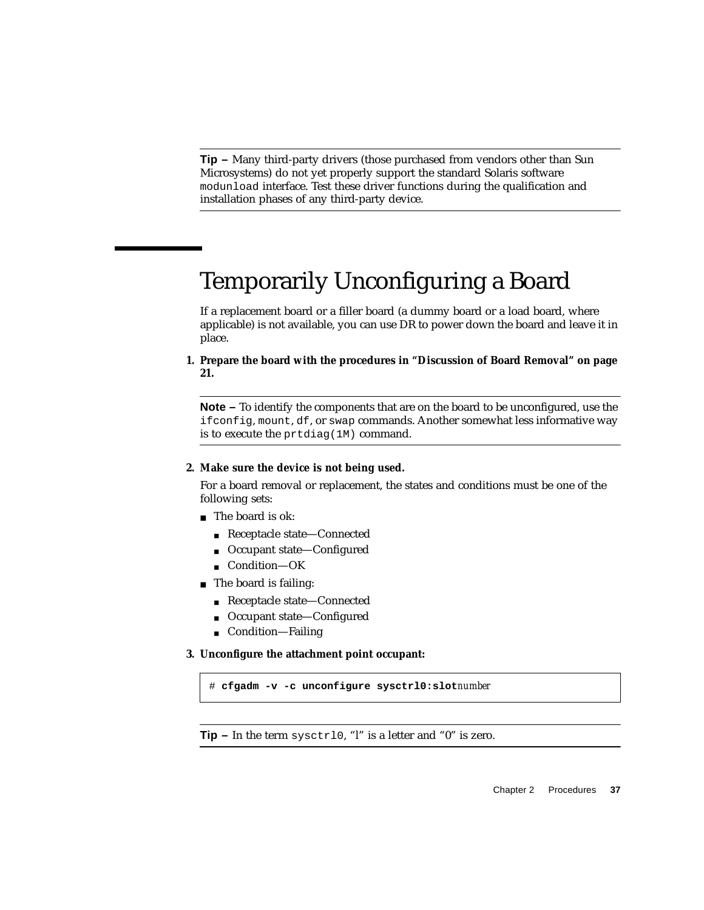**Tip –** Many third-party drivers (those purchased from vendors other than Sun Microsystems) do not yet properly support the standard Solaris software `modunload` interface. Test these driver functions during the qualification and installation phases of any third-party device.

## Temporarily Unconfiguring a Board

If a replacement board or a filler board (a dummy board or a load board, where applicable) is not available, you can use DR to power down the board and leave it in place.

**1. Prepare the board with the procedures in "Discussion of Board Removal" on page 21.**

**Note –** To identify the components that are on the board to be unconfigured, use the `ifconfig`, `mount`, `df`, or `swap` commands. Another somewhat less informative way is to execute the `prtdiag(1M)` command.

**2. Make sure the device is not being used.**

For a board removal or replacement, the states and conditions must be one of the following sets:

- The board is ok:
  - Receptacle state—Connected
  - Occupant state—Configured
  - Condition—OK
- The board is failing:
  - Receptacle state—Connected
  - Occupant state—Configured
  - Condition—Failing

**3. Unconfigure the attachment point occupant:**

```
# cfgadm -v -c unconfigure sysctrl0:slotnumber
```

**Tip –** In the term `sysctrl0`, "l" is a letter and "0" is zero.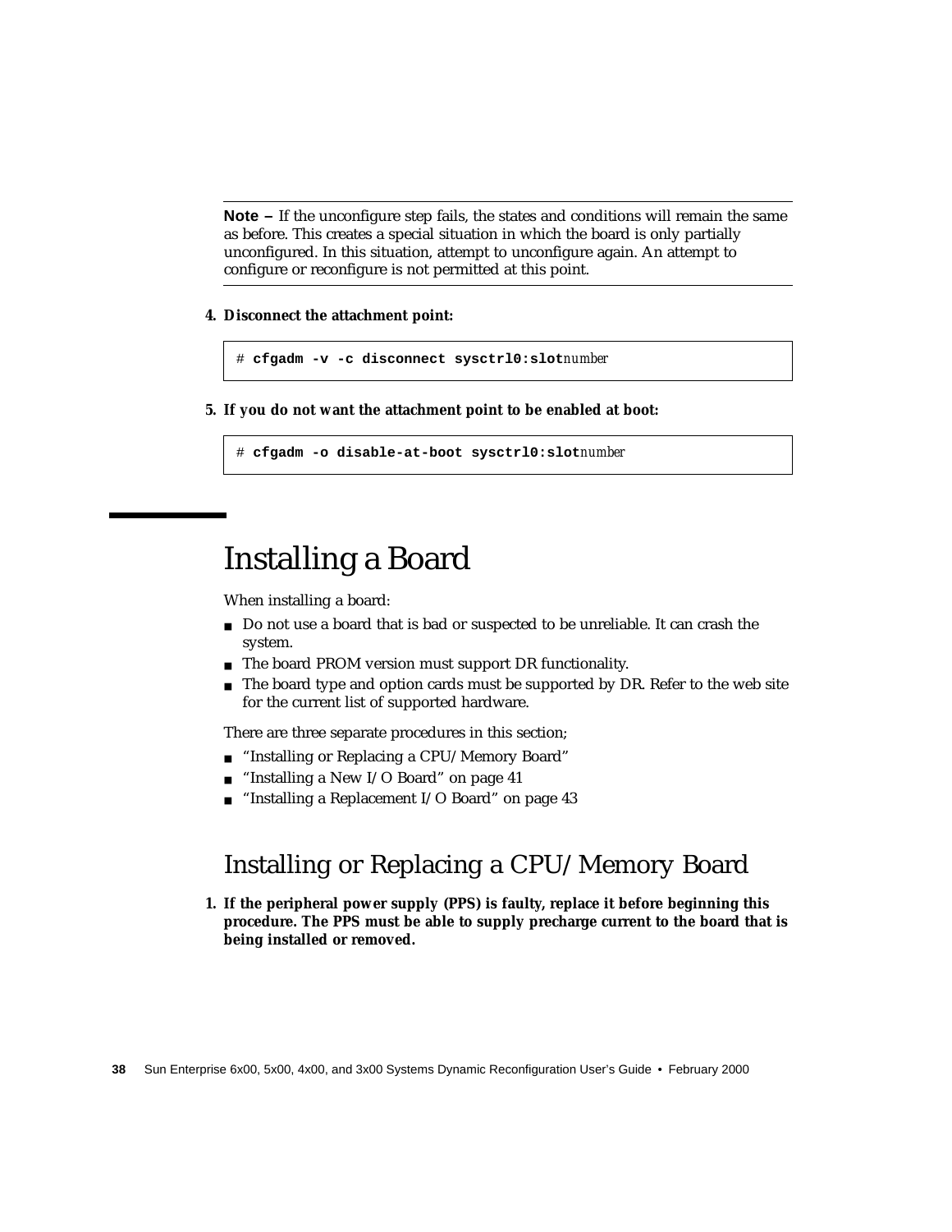---

**Note –** If the unconfigure step fails, the states and conditions will remain the same as before. This creates a special situation in which the board is only partially unconfigured. In this situation, attempt to unconfigure again. An attempt to configure or reconfigure is not permitted at this point.

---

4. **Disconnect the attachment point:**

```
# cfgadm -v -c disconnect sysctrl0:slotnumber
```

5. **If you do not want the attachment point to be enabled at boot:**

```
# cfgadm -o disable-at-boot sysctrl0:slotnumber
```

# Installing a Board

When installing a board:

- Do not use a board that is bad or suspected to be unreliable. It can crash the system.
- The board PROM version must support DR functionality.
- The board type and option cards must be supported by DR. Refer to the web site for the current list of supported hardware.

There are three separate procedures in this section;

- "Installing or Replacing a CPU/Memory Board"
- "Installing a New I/O Board" on page 41
- "Installing a Replacement I/O Board" on page 43

## Installing or Replacing a CPU/Memory Board

1. **If the peripheral power supply (PPS) is faulty, replace it before beginning this procedure. The PPS must be able to supply precharge current to the board that is being installed or removed.**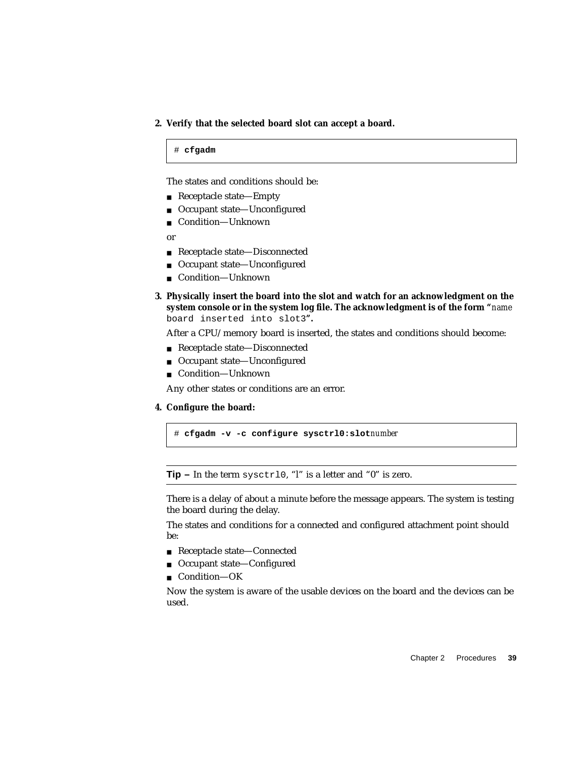2. **Verify that the selected board slot can accept a board.**

```
# cfgadm
```

The states and conditions should be:

- Receptacle state—Empty
- Occupant state—Unconfigured
- Condition—Unknown

or

- Receptacle state—Disconnected
- Occupant state—Unconfigured
- Condition—Unknown

3. **Physically insert the board into the slot and watch for an acknowledgment on the system console or in the system log file. The acknowledgment is of the form "*name* `board inserted into slot3`".**

After a CPU/memory board is inserted, the states and conditions should become:

- Receptacle state—Disconnected
- Occupant state—Unconfigured
- Condition—Unknown

Any other states or conditions are an error.

4. **Configure the board:**

```
# cfgadm -v -c configure sysctrl0:slotnumber
```

---

**Tip –** In the term `sysctrl0`, "l" is a letter and "0" is zero.

---

There is a delay of about a minute before the message appears. The system is testing the board during the delay.

The states and conditions for a connected and configured attachment point should be:

- Receptacle state—Connected
- Occupant state—Configured
- Condition—OK

Now the system is aware of the usable devices on the board and the devices can be used.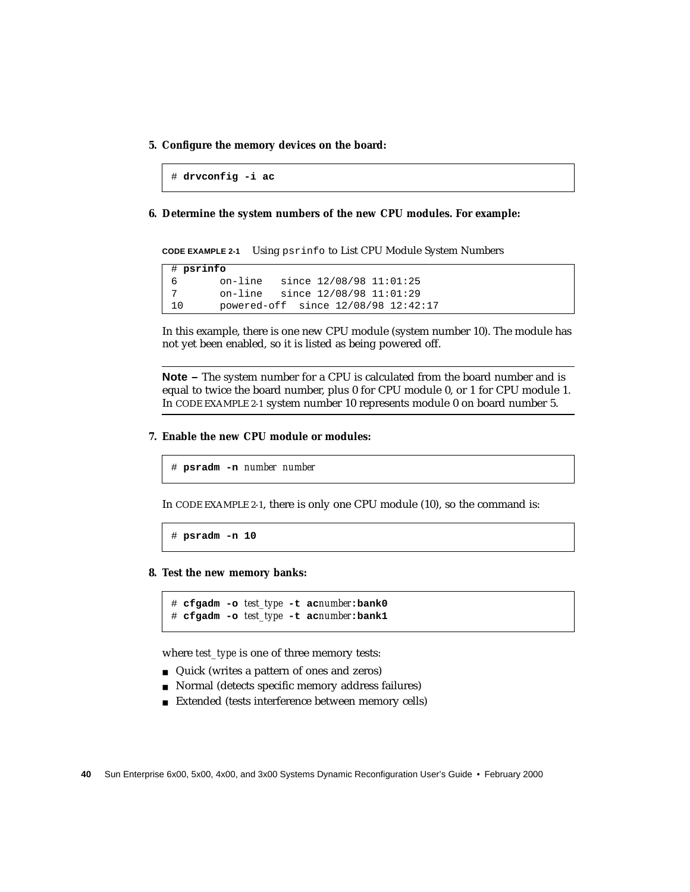5. **Configure the memory devices on the board:**

```
# drvconfig -i ac
```

6. **Determine the system numbers of the new CPU modules. For example:**

**CODE EXAMPLE 2-1** Using `psrinfo` to List CPU Module System Numbers

```
# psrinfo
6       on-line   since 12/08/98 11:01:25
7       on-line   since 12/08/98 11:01:29
10      powered-off  since 12/08/98 12:42:17
```

In this example, there is one new CPU module (system number 10). The module has not yet been enabled, so it is listed as being powered off.

---

**Note –** The system number for a CPU is calculated from the board number and is equal to twice the board number, plus 0 for CPU module 0, or 1 for CPU module 1. In CODE EXAMPLE 2-1 system number 10 represents module 0 on board number 5.

---

7. **Enable the new CPU module or modules:**

```
# psradm -n number number
```

In CODE EXAMPLE 2-1, there is only one CPU module (10), so the command is:

```
# psradm -n 10
```

8. **Test the new memory banks:**

```
# cfgadm -o test_type -t acnumber:bank0
# cfgadm -o test_type -t acnumber:bank1
```

where *test_type* is one of three memory tests:

- Quick (writes a pattern of ones and zeros)
- Normal (detects specific memory address failures)
- Extended (tests interference between memory cells)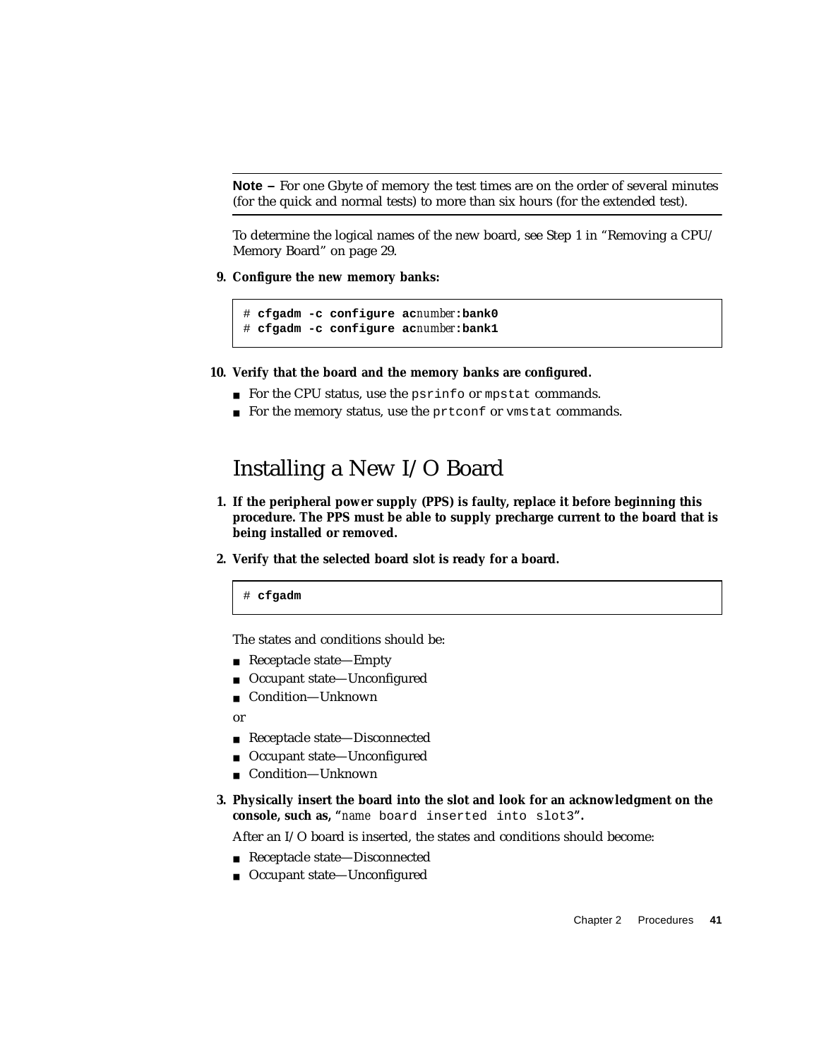---

**Note –** For one Gbyte of memory the test times are on the order of several minutes (for the quick and normal tests) to more than six hours (for the extended test).

---

To determine the logical names of the new board, see Step 1 in "Removing a CPU/ Memory Board" on page 29.

**9. Configure the new memory banks:**

```
# cfgadm -c configure acnumber:bank0
# cfgadm -c configure acnumber:bank1
```

**10. Verify that the board and the memory banks are configured.**

- For the CPU status, use the `psrinfo` or `mpstat` commands.
- For the memory status, use the `prtconf` or `vmstat` commands.

## Installing a New I/O Board

**1. If the peripheral power supply (PPS) is faulty, replace it before beginning this procedure. The PPS must be able to supply precharge current to the board that is being installed or removed.**

**2. Verify that the selected board slot is ready for a board.**

```
# cfgadm
```

The states and conditions should be:

- Receptacle state—Empty
- Occupant state—Unconfigured
- Condition—Unknown

or

- Receptacle state—Disconnected
- Occupant state—Unconfigured
- Condition—Unknown

**3. Physically insert the board into the slot and look for an acknowledgment on the console, such as, "`name board inserted into slot3`".**

After an I/O board is inserted, the states and conditions should become:

- Receptacle state—Disconnected
- Occupant state—Unconfigured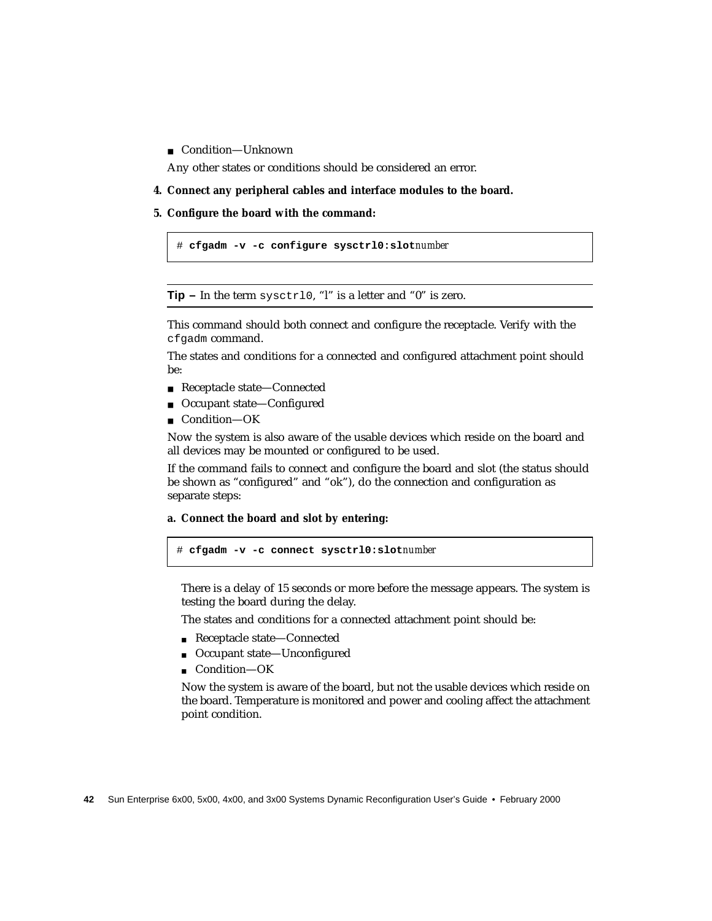- Condition—Unknown

Any other states or conditions should be considered an error.

4. **Connect any peripheral cables and interface modules to the board.**

5. **Configure the board with the command:**

```
# cfgadm -v -c configure sysctrl0:slotnumber
```

---

**Tip –** In the term `sysctrl0`, "l" is a letter and "0" is zero.

---

This command should both connect and configure the receptacle. Verify with the `cfgadm` command.

The states and conditions for a connected and configured attachment point should be:

- Receptacle state—Connected
- Occupant state—Configured
- Condition—OK

Now the system is also aware of the usable devices which reside on the board and all devices may be mounted or configured to be used.

If the command fails to connect and configure the board and slot (the status should be shown as "configured" and "ok"), do the connection and configuration as separate steps:

a. **Connect the board and slot by entering:**

```
# cfgadm -v -c connect sysctrl0:slotnumber
```

There is a delay of 15 seconds or more before the message appears. The system is testing the board during the delay.

The states and conditions for a connected attachment point should be:

- Receptacle state—Connected
- Occupant state—Unconfigured
- Condition—OK

Now the system is aware of the board, but not the usable devices which reside on the board. Temperature is monitored and power and cooling affect the attachment point condition.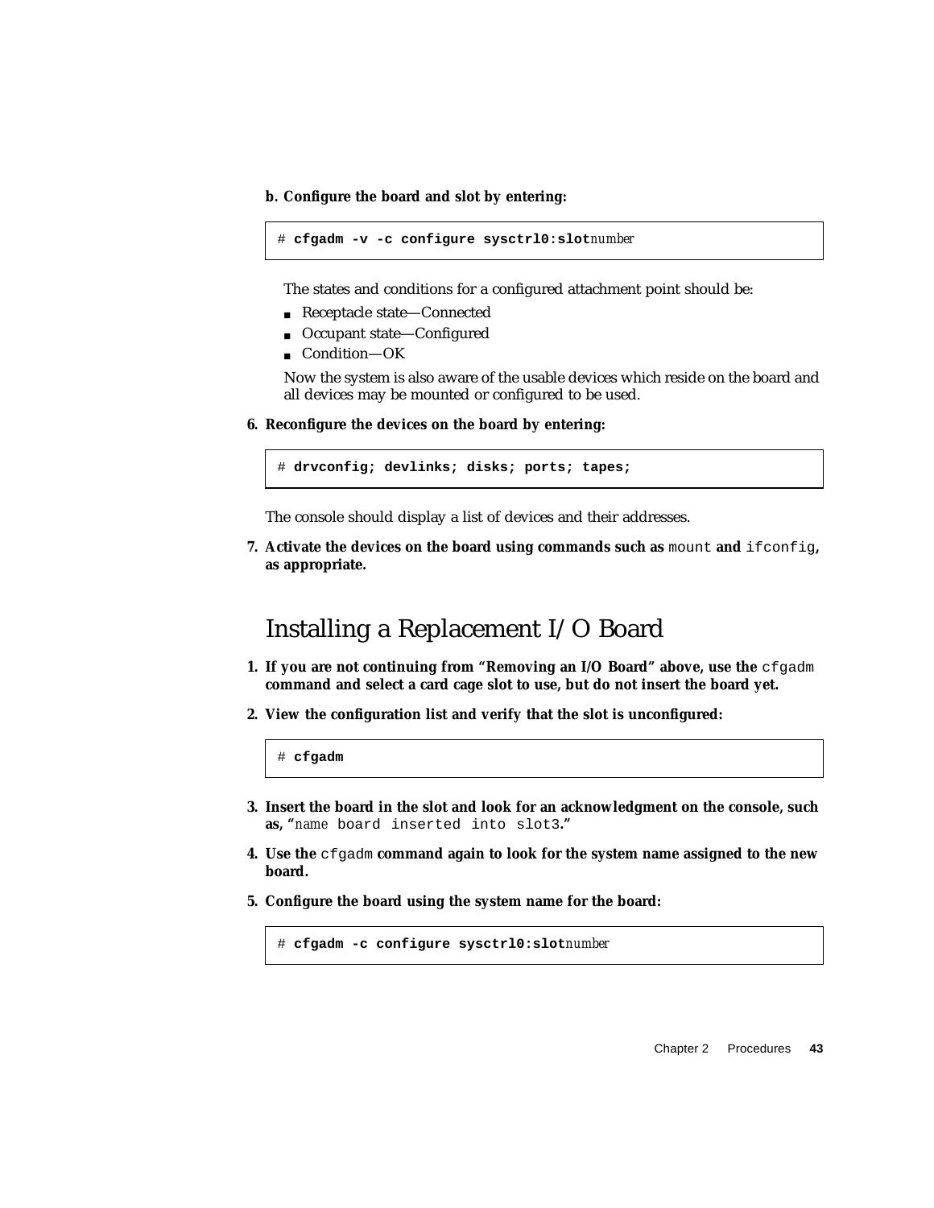**b. Configure the board and slot by entering:**

```
# cfgadm -v -c configure sysctrl0:slotnumber
```

The states and conditions for a configured attachment point should be:

- Receptacle state—Connected
- Occupant state—Configured
- Condition—OK

Now the system is also aware of the usable devices which reside on the board and all devices may be mounted or configured to be used.

**6. Reconfigure the devices on the board by entering:**

```
# drvconfig; devlinks; disks; ports; tapes;
```

The console should display a list of devices and their addresses.

**7. Activate the devices on the board using commands such as** `mount` **and** `ifconfig`**, as appropriate.**

## Installing a Replacement I/O Board

**1. If you are not continuing from "Removing an I/O Board" above, use the** `cfgadm` **command and select a card cage slot to use, but do not insert the board yet.**

**2. View the configuration list and verify that the slot is unconfigured:**

```
# cfgadm
```

**3. Insert the board in the slot and look for an acknowledgment on the console, such as, "**`name board inserted into slot3`**."**

**4. Use the** `cfgadm` **command again to look for the system name assigned to the new board.**

**5. Configure the board using the system name for the board:**

```
# cfgadm -c configure sysctrl0:slotnumber
```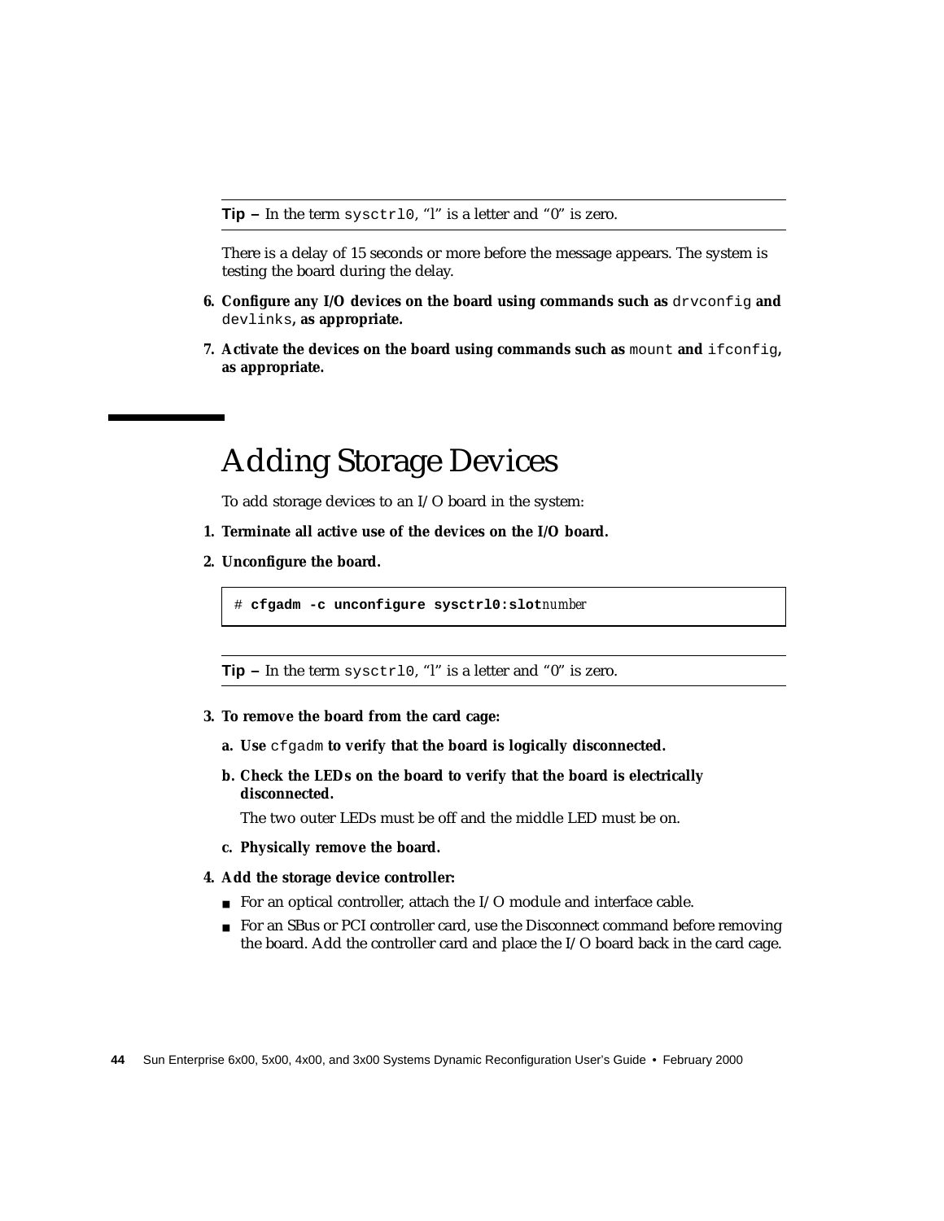**Tip –** In the term `sysctrl0`, “l” is a letter and “0” is zero.

There is a delay of 15 seconds or more before the message appears. The system is testing the board during the delay.

6. **Configure any I/O devices on the board using commands such as** `drvconfig` **and** `devlinks`**, as appropriate.**
7. **Activate the devices on the board using commands such as** `mount` **and** `ifconfig`**, as appropriate.**

# Adding Storage Devices

To add storage devices to an I/O board in the system:

1. **Terminate all active use of the devices on the I/O board.**
2. **Unconfigure the board.**

```
# cfgadm -c unconfigure sysctrl0:slotnumber
```

**Tip –** In the term `sysctrl0`, “l” is a letter and “0” is zero.

3. **To remove the board from the card cage:**
   a. **Use** `cfgadm` **to verify that the board is logically disconnected.**
   b. **Check the LEDs on the board to verify that the board is electrically disconnected.**

      The two outer LEDs must be off and the middle LED must be on.

   c. **Physically remove the board.**
4. **Add the storage device controller:**
   - For an optical controller, attach the I/O module and interface cable.
   - For an SBus or PCI controller card, use the Disconnect command before removing the board. Add the controller card and place the I/O board back in the card cage.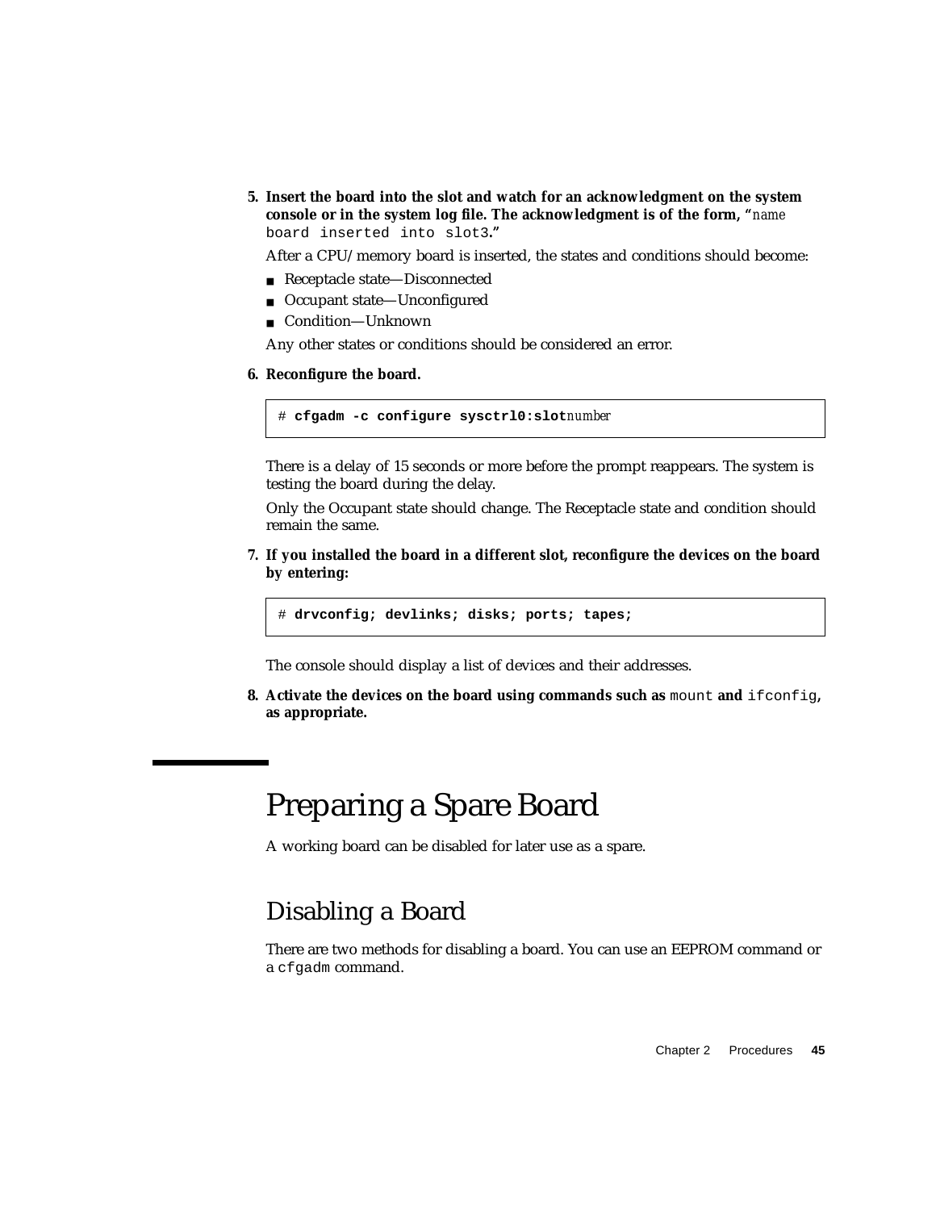5. **Insert the board into the slot and watch for an acknowledgment on the system console or in the system log file. The acknowledgment is of the form, “*name* `board inserted into slot3`.”**

   After a CPU/memory board is inserted, the states and conditions should become:

   - Receptacle state—Disconnected
   - Occupant state—Unconfigured
   - Condition—Unknown

   Any other states or conditions should be considered an error.

6. **Reconfigure the board.**

   ```
   # cfgadm -c configure sysctrl0:slotnumber
   ```

   There is a delay of 15 seconds or more before the prompt reappears. The system is testing the board during the delay.

   Only the Occupant state should change. The Receptacle state and condition should remain the same.

7. **If you installed the board in a different slot, reconfigure the devices on the board by entering:**

   ```
   # drvconfig; devlinks; disks; ports; tapes;
   ```

   The console should display a list of devices and their addresses.

8. **Activate the devices on the board using commands such as** `mount` **and** `ifconfig`**, as appropriate.**

# Preparing a Spare Board

A working board can be disabled for later use as a spare.

## Disabling a Board

There are two methods for disabling a board. You can use an EEPROM command or a `cfgadm` command.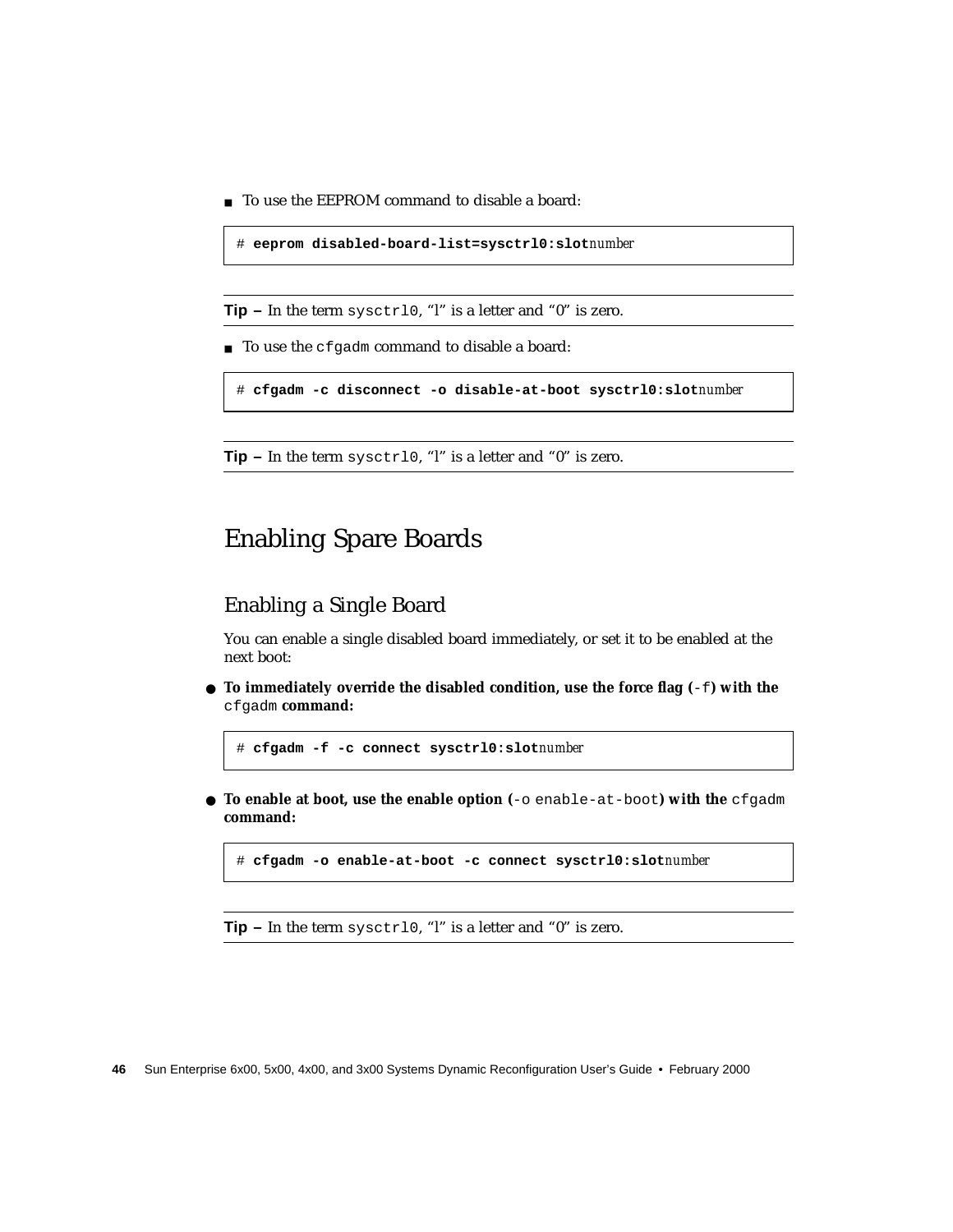- To use the EEPROM command to disable a board:

```
# eeprom disabled-board-list=sysctrl0:slotnumber
```

---

**Tip –** In the term `sysctrl0`, "l" is a letter and "0" is zero.

---

- To use the `cfgadm` command to disable a board:

```
# cfgadm -c disconnect -o disable-at-boot sysctrl0:slotnumber
```

---

**Tip –** In the term `sysctrl0`, "l" is a letter and "0" is zero.

---

# Enabling Spare Boards

## Enabling a Single Board

You can enable a single disabled board immediately, or set it to be enabled at the next boot:

- **To immediately override the disabled condition, use the force flag (`-f`) with the `cfgadm` command:**

```
# cfgadm -f -c connect sysctrl0:slotnumber
```

- **To enable at boot, use the enable option (`-o enable-at-boot`) with the `cfgadm` command:**

```
# cfgadm -o enable-at-boot -c connect sysctrl0:slotnumber
```

---

**Tip –** In the term `sysctrl0`, "l" is a letter and "0" is zero.

---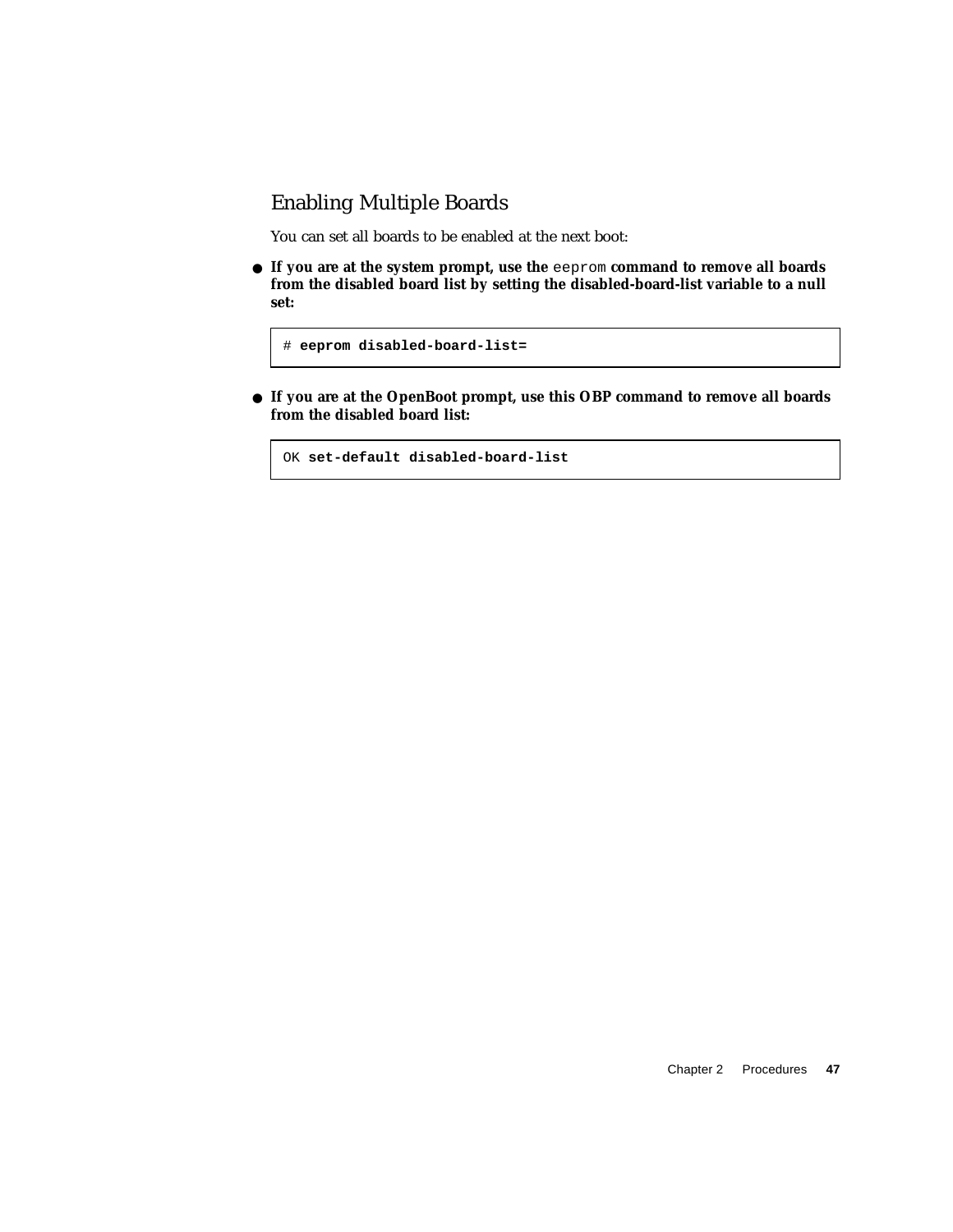## Enabling Multiple Boards

You can set all boards to be enabled at the next boot:

- **If you are at the system prompt, use the** `eeprom` **command to remove all boards from the disabled board list by setting the disabled-board-list variable to a null set:**

```
# eeprom disabled-board-list=
```

- **If you are at the OpenBoot prompt, use this OBP command to remove all boards from the disabled board list:**

```
OK set-default disabled-board-list
```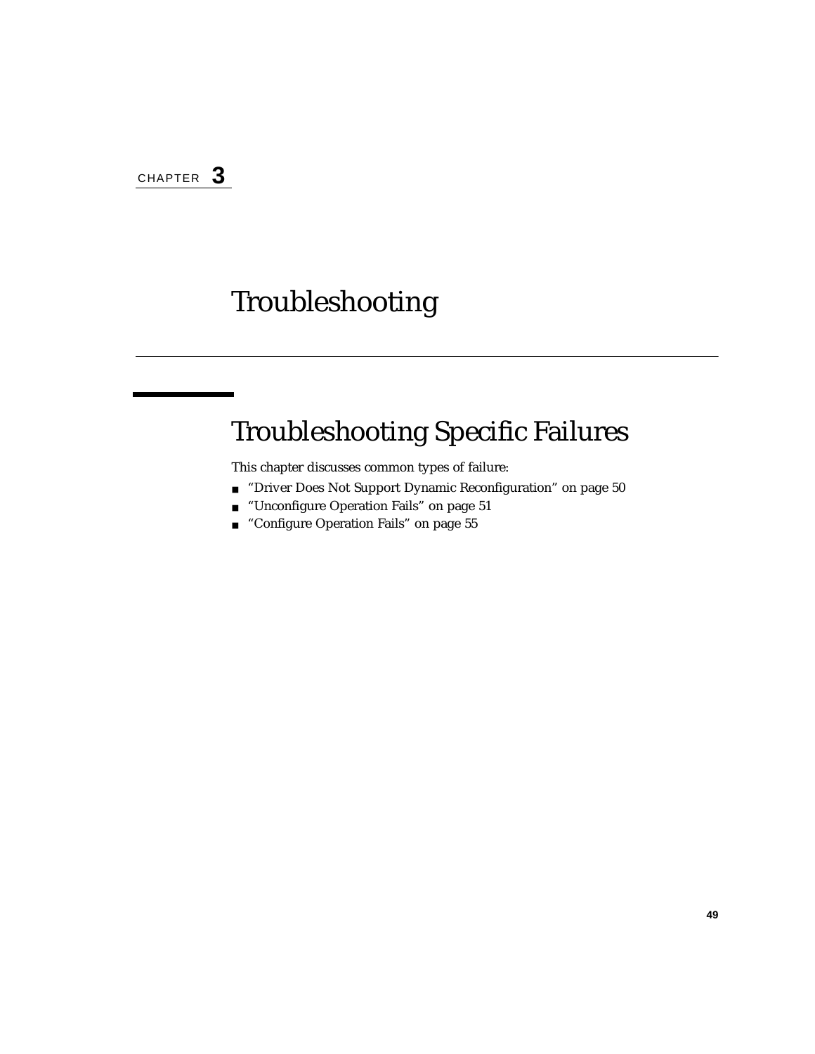# CHAPTER 3

# Troubleshooting

## Troubleshooting Specific Failures

This chapter discusses common types of failure:

- "Driver Does Not Support Dynamic Reconfiguration" on page 50
- "Unconfigure Operation Fails" on page 51
- "Configure Operation Fails" on page 55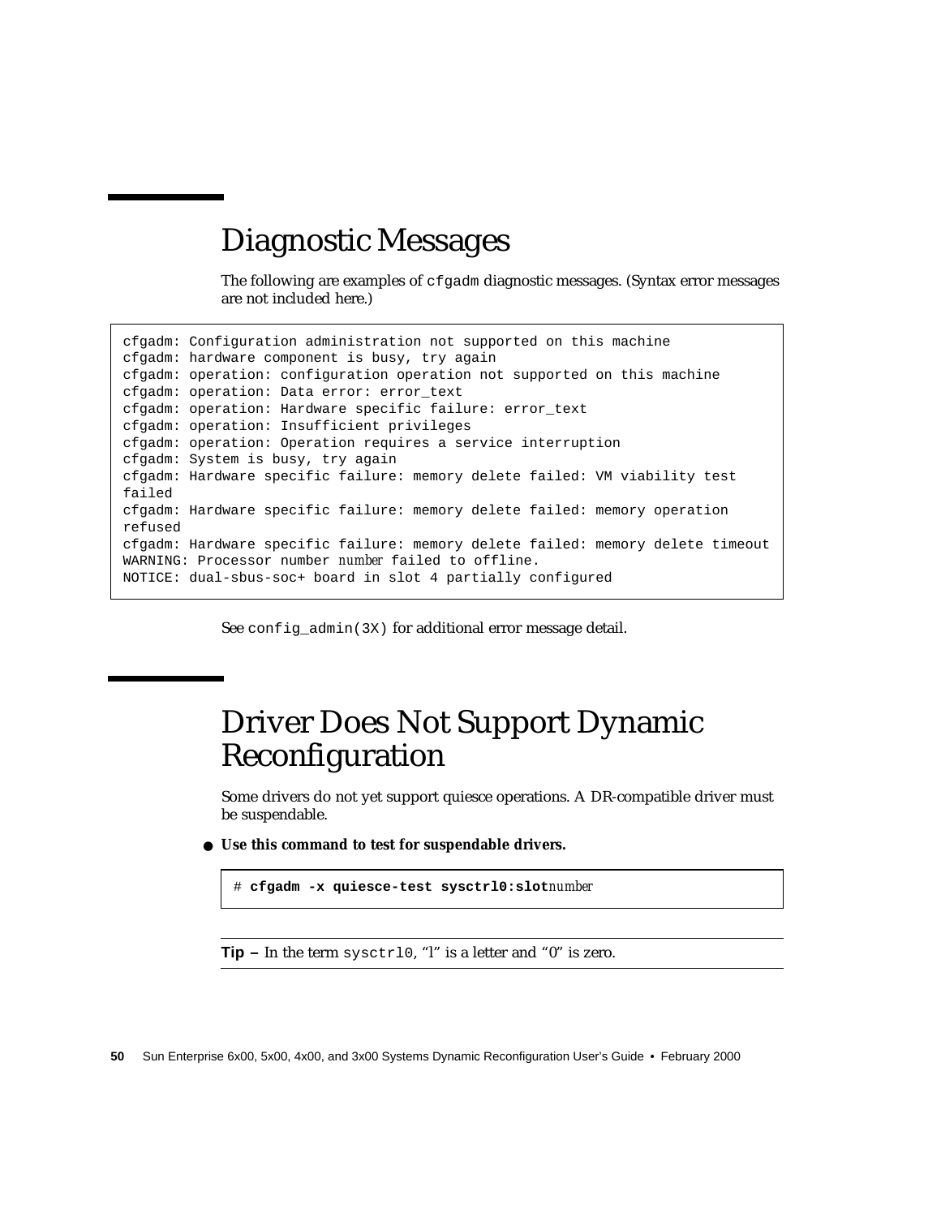## Diagnostic Messages

The following are examples of `cfgadm` diagnostic messages. (Syntax error messages are not included here.)

```
cfgadm: Configuration administration not supported on this machine
cfgadm: hardware component is busy, try again
cfgadm: operation: configuration operation not supported on this machine
cfgadm: operation: Data error: error_text
cfgadm: operation: Hardware specific failure: error_text
cfgadm: operation: Insufficient privileges
cfgadm: operation: Operation requires a service interruption
cfgadm: System is busy, try again
cfgadm: Hardware specific failure: memory delete failed: VM viability test
failed
cfgadm: Hardware specific failure: memory delete failed: memory operation
refused
cfgadm: Hardware specific failure: memory delete failed: memory delete timeout
WARNING: Processor number number failed to offline.
NOTICE: dual-sbus-soc+ board in slot 4 partially configured
```

See `config_admin(3X)` for additional error message detail.

## Driver Does Not Support Dynamic Reconfiguration

Some drivers do not yet support quiesce operations. A DR-compatible driver must be suspendable.

- **Use this command to test for suspendable drivers.**

```
# cfgadm -x quiesce-test sysctrl0:slotnumber
```

---

**Tip –** In the term `sysctrl0`, "l" is a letter and "0" is zero.

---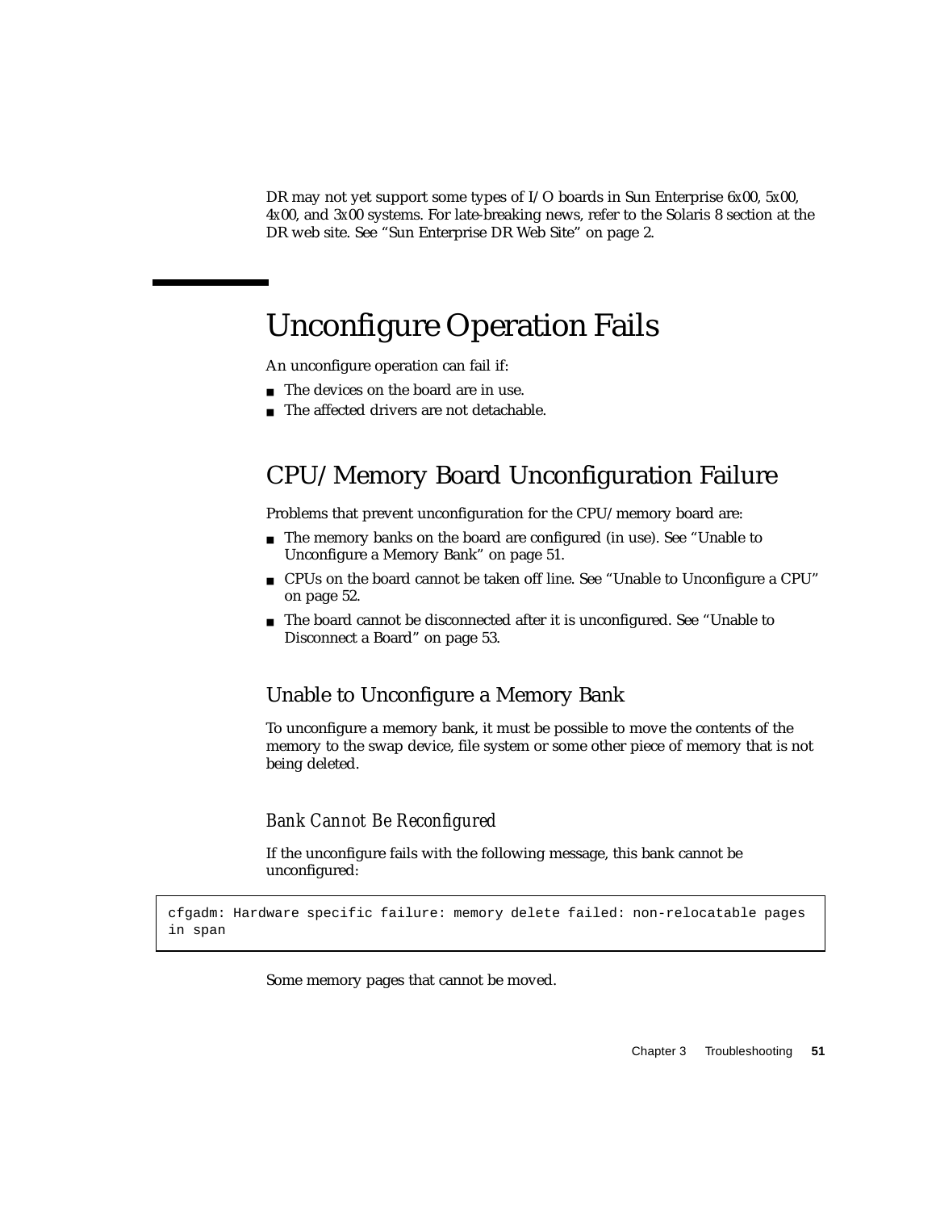DR may not yet support some types of I/O boards in Sun Enterprise 6*x*00, 5*x*00, 4*x*00, and 3*x*00 systems. For late-breaking news, refer to the Solaris 8 section at the DR web site. See "Sun Enterprise DR Web Site" on page 2.

# Unconfigure Operation Fails

An unconfigure operation can fail if:

- The devices on the board are in use.
- The affected drivers are not detachable.

## CPU/Memory Board Unconfiguration Failure

Problems that prevent unconfiguration for the CPU/memory board are:

- The memory banks on the board are configured (in use). See "Unable to Unconfigure a Memory Bank" on page 51.
- CPUs on the board cannot be taken off line. See "Unable to Unconfigure a CPU" on page 52.
- The board cannot be disconnected after it is unconfigured. See "Unable to Disconnect a Board" on page 53.

### Unable to Unconfigure a Memory Bank

To unconfigure a memory bank, it must be possible to move the contents of the memory to the swap device, file system or some other piece of memory that is not being deleted.

#### *Bank Cannot Be Reconfigured*

If the unconfigure fails with the following message, this bank cannot be unconfigured:

```
cfgadm: Hardware specific failure: memory delete failed: non-relocatable pages
in span
```

Some memory pages that cannot be moved.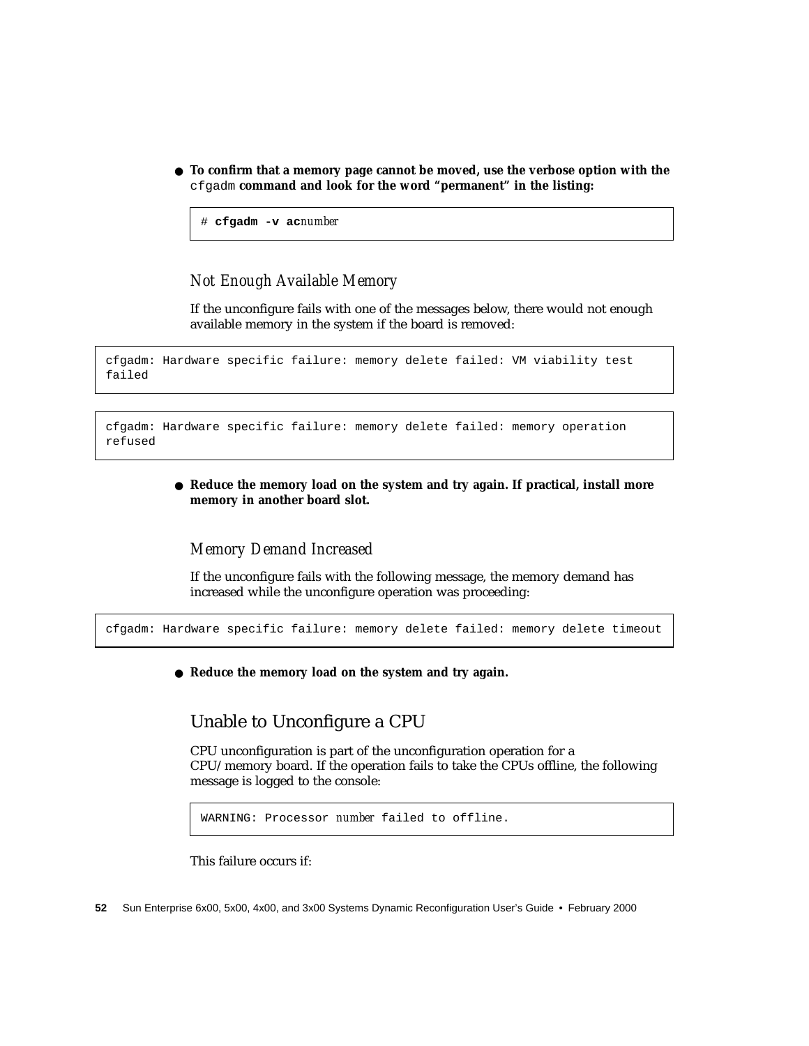- **To confirm that a memory page cannot be moved, use the verbose option with the `cfgadm` command and look for the word "permanent" in the listing:**

```
# cfgadm -v acnumber
```

### *Not Enough Available Memory*

If the unconfigure fails with one of the messages below, there would not enough available memory in the system if the board is removed:

```
cfgadm: Hardware specific failure: memory delete failed: VM viability test
failed
```

```
cfgadm: Hardware specific failure: memory delete failed: memory operation
refused
```

- **Reduce the memory load on the system and try again. If practical, install more memory in another board slot.**

### *Memory Demand Increased*

If the unconfigure fails with the following message, the memory demand has increased while the unconfigure operation was proceeding:

```
cfgadm: Hardware specific failure: memory delete failed: memory delete timeout
```

- **Reduce the memory load on the system and try again.**

## Unable to Unconfigure a CPU

CPU unconfiguration is part of the unconfiguration operation for a CPU/memory board. If the operation fails to take the CPUs offline, the following message is logged to the console:

```
WARNING: Processor number failed to offline.
```

This failure occurs if: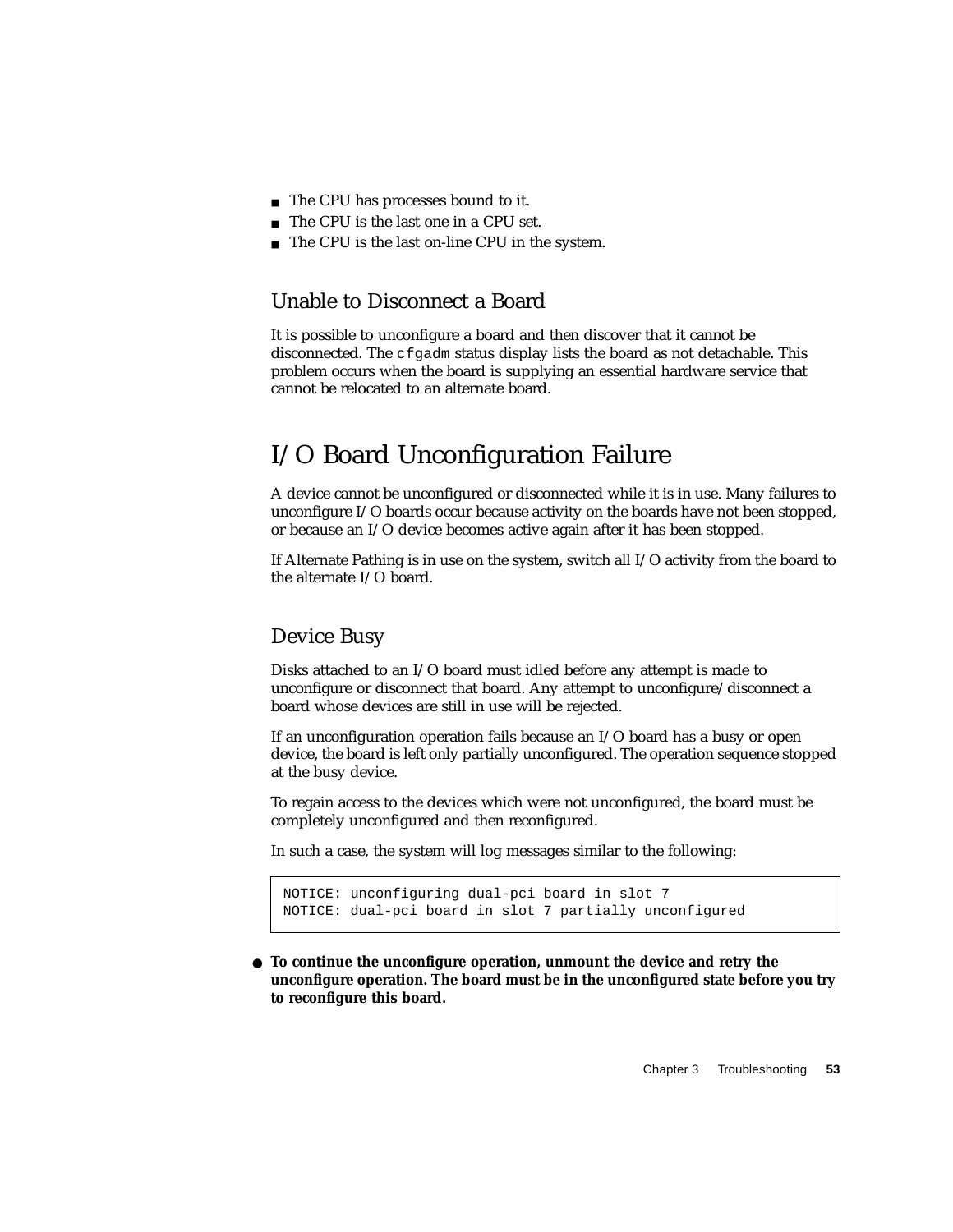- The CPU has processes bound to it.
- The CPU is the last one in a CPU set.
- The CPU is the last on-line CPU in the system.

### Unable to Disconnect a Board

It is possible to unconfigure a board and then discover that it cannot be disconnected. The `cfgadm` status display lists the board as not detachable. This problem occurs when the board is supplying an essential hardware service that cannot be relocated to an alternate board.

## I/O Board Unconfiguration Failure

A device cannot be unconfigured or disconnected while it is in use. Many failures to unconfigure I/O boards occur because activity on the boards have not been stopped, or because an I/O device becomes active again after it has been stopped.

If Alternate Pathing is in use on the system, switch all I/O activity from the board to the alternate I/O board.

### Device Busy

Disks attached to an I/O board must idled before any attempt is made to unconfigure or disconnect that board. Any attempt to unconfigure/disconnect a board whose devices are still in use will be rejected.

If an unconfiguration operation fails because an I/O board has a busy or open device, the board is left only partially unconfigured. The operation sequence stopped at the busy device.

To regain access to the devices which were not unconfigured, the board must be completely unconfigured and then reconfigured.

In such a case, the system will log messages similar to the following:

```
NOTICE: unconfiguring dual-pci board in slot 7
NOTICE: dual-pci board in slot 7 partially unconfigured
```

- **To continue the unconfigure operation, unmount the device and retry the unconfigure operation. The board must be in the unconfigured state before you try to reconfigure this board.**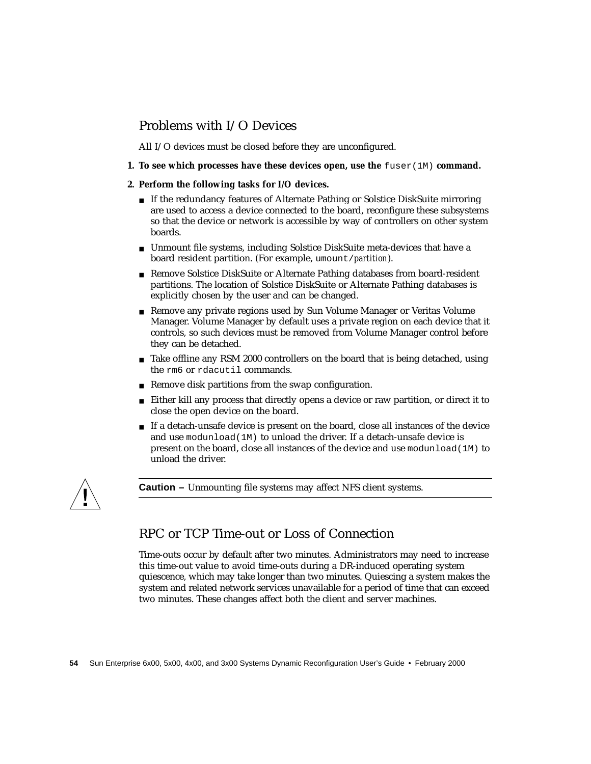## Problems with I/O Devices

All I/O devices must be closed before they are unconfigured.

1. **To see which processes have these devices open, use the `fuser(1M)` command.**

2. **Perform the following tasks for I/O devices.**

   - If the redundancy features of Alternate Pathing or Solstice DiskSuite mirroring are used to access a device connected to the board, reconfigure these subsystems so that the device or network is accessible by way of controllers on other system boards.
   - Unmount file systems, including Solstice DiskSuite meta-devices that have a board resident partition. (For example, `umount/`*partition*).
   - Remove Solstice DiskSuite or Alternate Pathing databases from board-resident partitions. The location of Solstice DiskSuite or Alternate Pathing databases is explicitly chosen by the user and can be changed.
   - Remove any private regions used by Sun Volume Manager or Veritas Volume Manager. Volume Manager by default uses a private region on each device that it controls, so such devices must be removed from Volume Manager control before they can be detached.
   - Take offline any RSM 2000 controllers on the board that is being detached, using the `rm6` or `rdacutil` commands.
   - Remove disk partitions from the swap configuration.
   - Either kill any process that directly opens a device or raw partition, or direct it to close the open device on the board.
   - If a detach-unsafe device is present on the board, close all instances of the device and use `modunload(1M)` to unload the driver. If a detach-unsafe device is present on the board, close all instances of the device and use `modunload(1M)` to unload the driver.

---

**Caution –** Unmounting file systems may affect NFS client systems.

---

## RPC or TCP Time-out or Loss of Connection

Time-outs occur by default after two minutes. Administrators may need to increase this time-out value to avoid time-outs during a DR-induced operating system quiescence, which may take longer than two minutes. Quiescing a system makes the system and related network services unavailable for a period of time that can exceed two minutes. These changes affect both the client and server machines.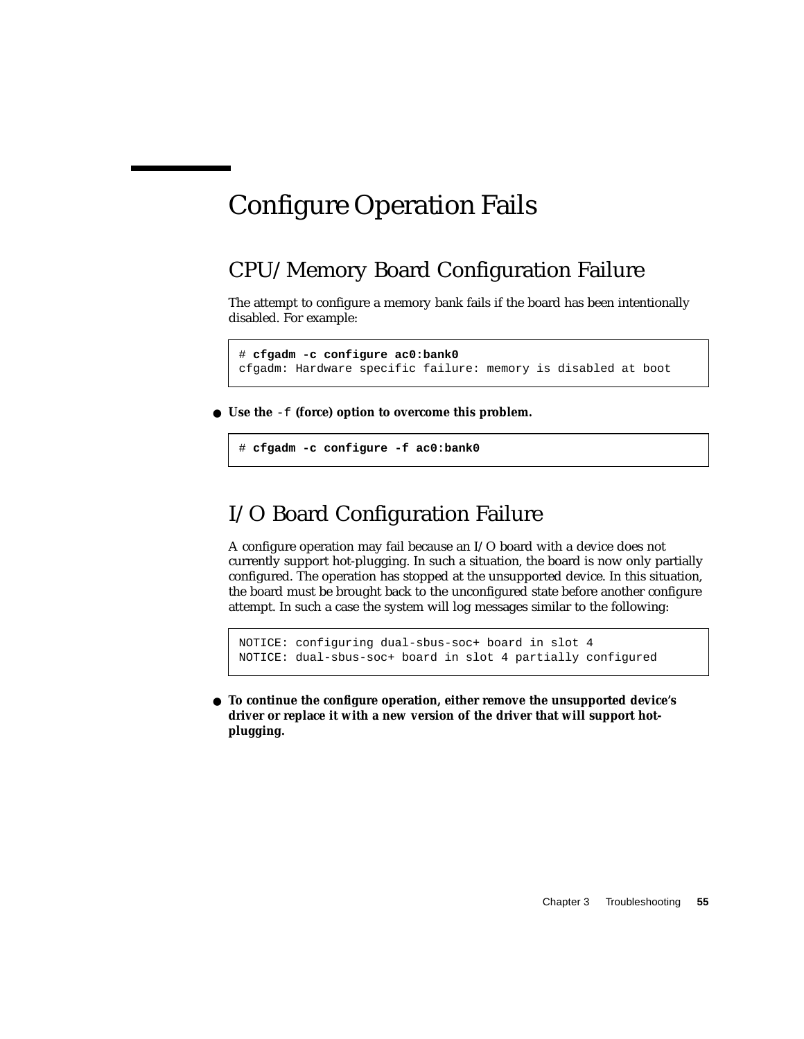# Configure Operation Fails

## CPU/Memory Board Configuration Failure

The attempt to configure a memory bank fails if the board has been intentionally disabled. For example:

```
# cfgadm -c configure ac0:bank0
cfgadm: Hardware specific failure: memory is disabled at boot
```

- **Use the `-f` (force) option to overcome this problem.**

```
# cfgadm -c configure -f ac0:bank0
```

## I/O Board Configuration Failure

A configure operation may fail because an I/O board with a device does not currently support hot-plugging. In such a situation, the board is now only partially configured. The operation has stopped at the unsupported device. In this situation, the board must be brought back to the unconfigured state before another configure attempt. In such a case the system will log messages similar to the following:

```
NOTICE: configuring dual-sbus-soc+ board in slot 4
NOTICE: dual-sbus-soc+ board in slot 4 partially configured
```

- **To continue the configure operation, either remove the unsupported device's driver or replace it with a new version of the driver that will support hot-plugging.**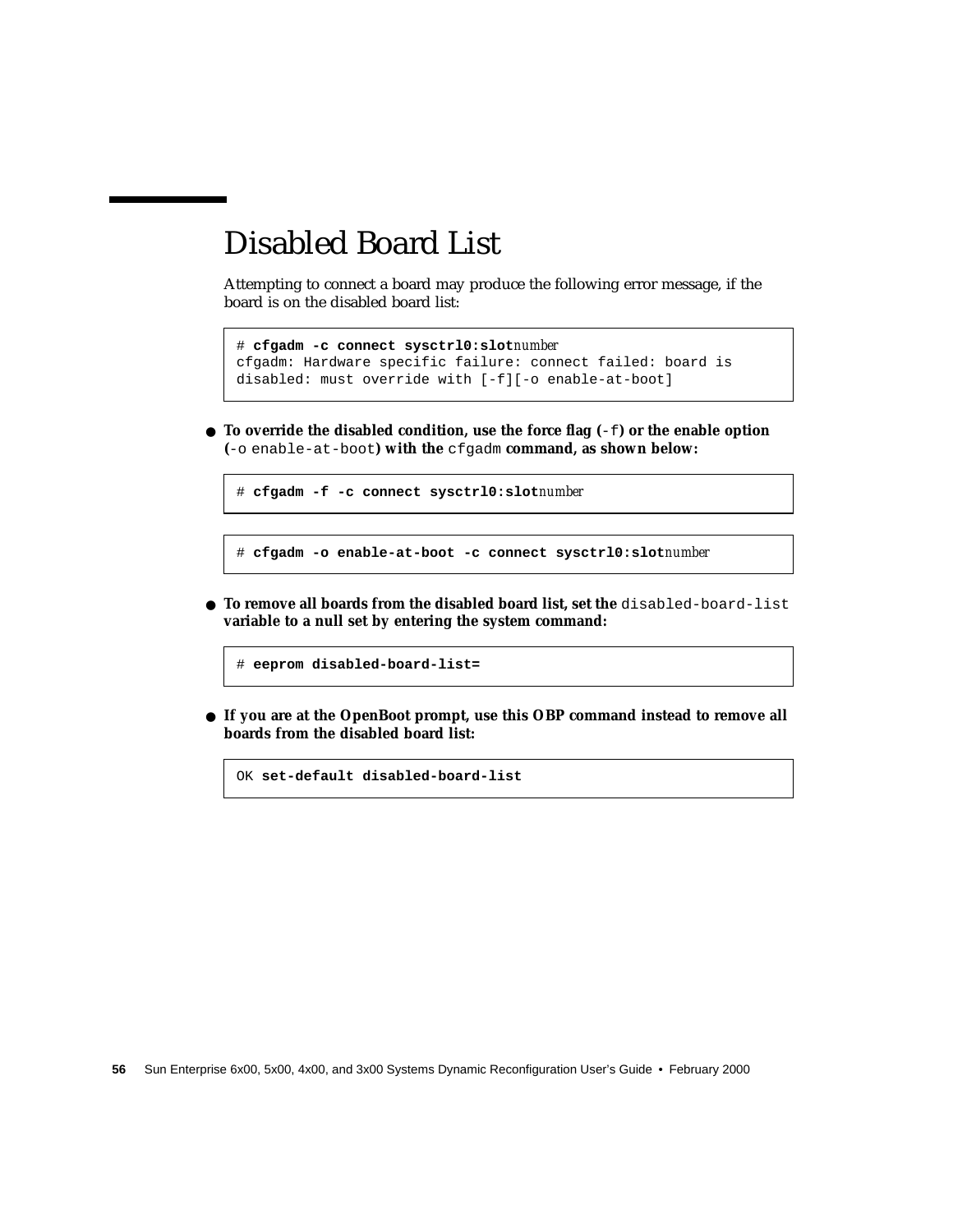## Disabled Board List

Attempting to connect a board may produce the following error message, if the board is on the disabled board list:

```
# cfgadm -c connect sysctrl0:slotnumber
cfgadm: Hardware specific failure: connect failed: board is
disabled: must override with [-f][-o enable-at-boot]
```

- **To override the disabled condition, use the force flag (**`-f`**) or the enable option (**`-o enable-at-boot`**) with the** `cfgadm` **command, as shown below:**

```
# cfgadm -f -c connect sysctrl0:slotnumber
```

```
# cfgadm -o enable-at-boot -c connect sysctrl0:slotnumber
```

- **To remove all boards from the disabled board list, set the** `disabled-board-list` **variable to a null set by entering the system command:**

```
# eeprom disabled-board-list=
```

- **If you are at the OpenBoot prompt, use this OBP command instead to remove all boards from the disabled board list:**

```
OK set-default disabled-board-list
```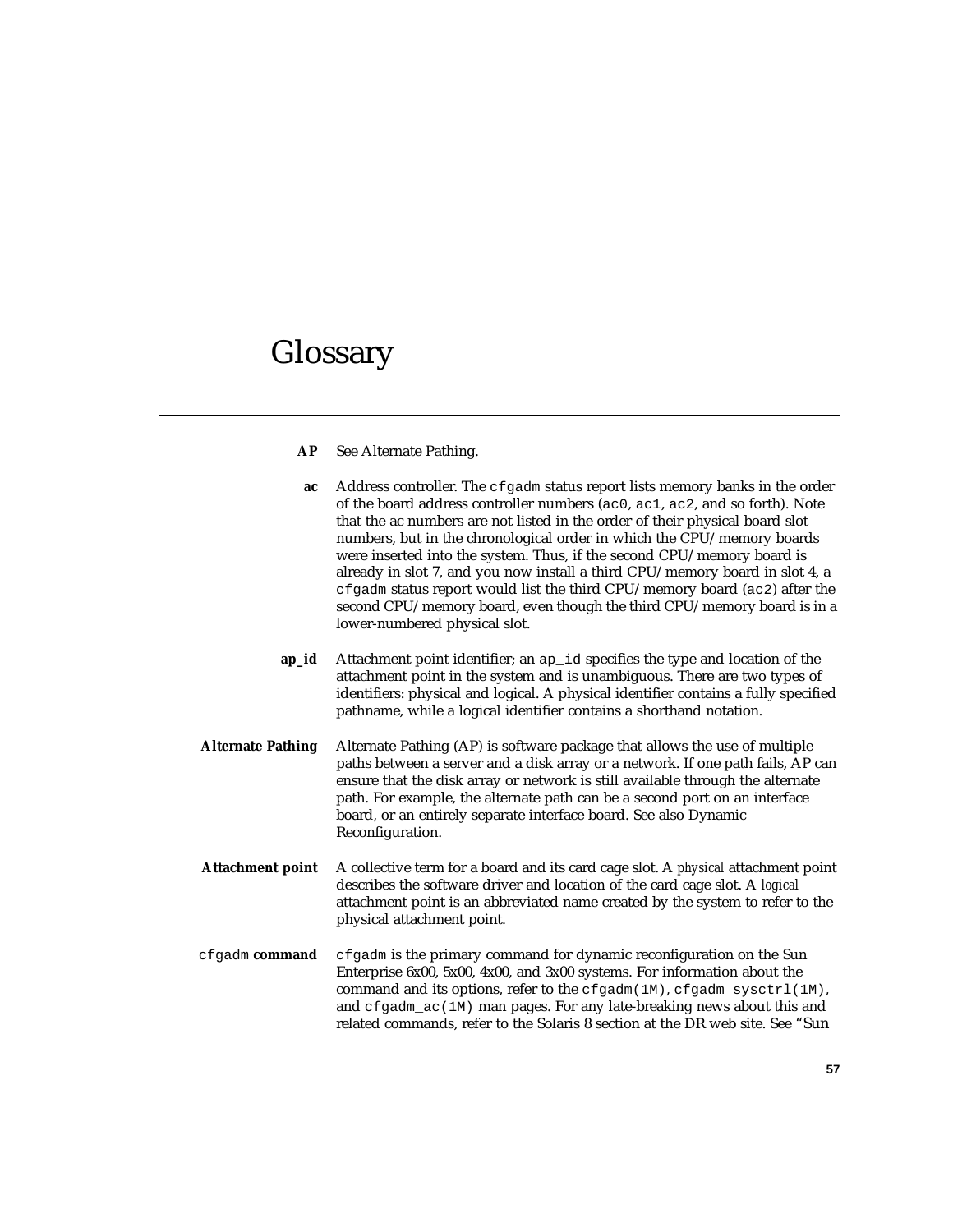# Glossary

**AP** See Alternate Pathing.

**ac** Address controller. The `cfgadm` status report lists memory banks in the order of the board address controller numbers (`ac0`, `ac1`, `ac2`, and so forth). Note that the ac numbers are not listed in the order of their physical board slot numbers, but in the chronological order in which the CPU/memory boards were inserted into the system. Thus, if the second CPU/memory board is already in slot 7, and you now install a third CPU/memory board in slot 4, a `cfgadm` status report would list the third CPU/memory board (`ac2`) after the second CPU/memory board, even though the third CPU/memory board is in a lower-numbered physical slot.

**ap_id** Attachment point identifier; an `ap_id` specifies the type and location of the attachment point in the system and is unambiguous. There are two types of identifiers: physical and logical. A physical identifier contains a fully specified pathname, while a logical identifier contains a shorthand notation.

**Alternate Pathing** Alternate Pathing (AP) is software package that allows the use of multiple paths between a server and a disk array or a network. If one path fails, AP can ensure that the disk array or network is still available through the alternate path. For example, the alternate path can be a second port on an interface board, or an entirely separate interface board. See also Dynamic Reconfiguration.

**Attachment point** A collective term for a board and its card cage slot. A *physical* attachment point describes the software driver and location of the card cage slot. A *logical* attachment point is an abbreviated name created by the system to refer to the physical attachment point.

`cfgadm` **command** `cfgadm` is the primary command for dynamic reconfiguration on the Sun Enterprise 6x00, 5x00, 4x00, and 3x00 systems. For information about the command and its options, refer to the `cfgadm(1M)`, `cfgadm_sysctrl(1M)`, and `cfgadm_ac(1M)` man pages. For any late-breaking news about this and related commands, refer to the Solaris 8 section at the DR web site. See "Sun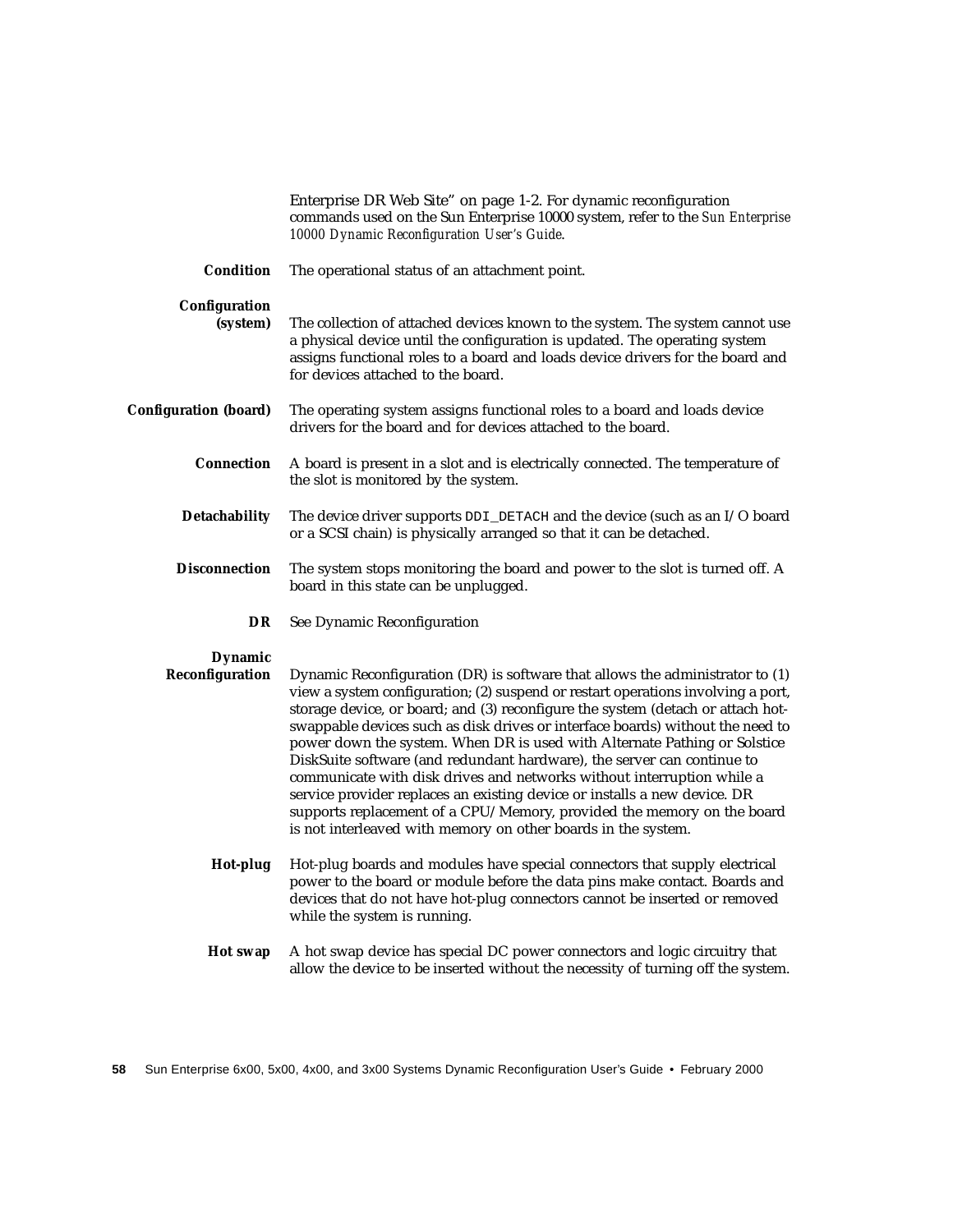Enterprise DR Web Site" on page 1-2. For dynamic reconfiguration commands used on the Sun Enterprise 10000 system, refer to the *Sun Enterprise 10000 Dynamic Reconfiguration User's Guide*.

**Condition** The operational status of an attachment point.

**Configuration (system)** The collection of attached devices known to the system. The system cannot use a physical device until the configuration is updated. The operating system assigns functional roles to a board and loads device drivers for the board and for devices attached to the board.

**Configuration (board)** The operating system assigns functional roles to a board and loads device drivers for the board and for devices attached to the board.

**Connection** A board is present in a slot and is electrically connected. The temperature of the slot is monitored by the system.

**Detachability** The device driver supports `DDI_DETACH` and the device (such as an I/O board or a SCSI chain) is physically arranged so that it can be detached.

**Disconnection** The system stops monitoring the board and power to the slot is turned off. A board in this state can be unplugged.

**DR** See Dynamic Reconfiguration

**Dynamic Reconfiguration** Dynamic Reconfiguration (DR) is software that allows the administrator to (1) view a system configuration; (2) suspend or restart operations involving a port, storage device, or board; and (3) reconfigure the system (detach or attach hot-swappable devices such as disk drives or interface boards) without the need to power down the system. When DR is used with Alternate Pathing or Solstice DiskSuite software (and redundant hardware), the server can continue to communicate with disk drives and networks without interruption while a service provider replaces an existing device or installs a new device. DR supports replacement of a CPU/Memory, provided the memory on the board is not interleaved with memory on other boards in the system.

**Hot-plug** Hot-plug boards and modules have special connectors that supply electrical power to the board or module before the data pins make contact. Boards and devices that do not have hot-plug connectors cannot be inserted or removed while the system is running.

**Hot swap** A hot swap device has special DC power connectors and logic circuitry that allow the device to be inserted without the necessity of turning off the system.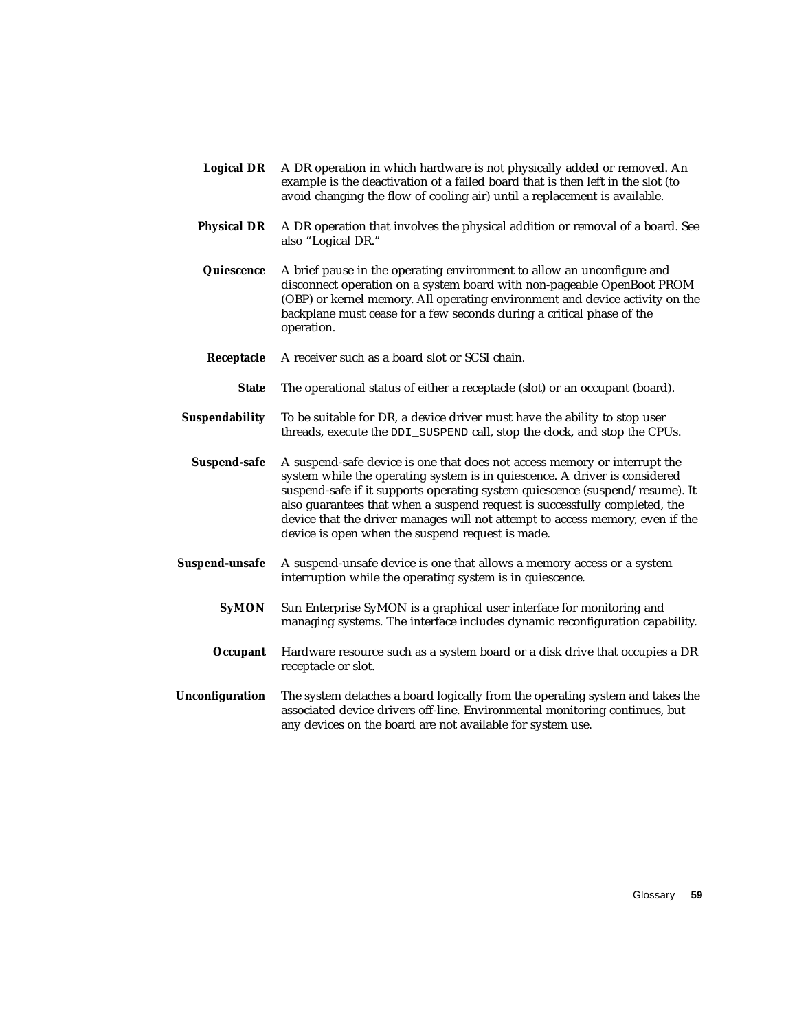**Logical DR** A DR operation in which hardware is not physically added or removed. An example is the deactivation of a failed board that is then left in the slot (to avoid changing the flow of cooling air) until a replacement is available.

**Physical DR** A DR operation that involves the physical addition or removal of a board. See also "Logical DR."

**Quiescence** A brief pause in the operating environment to allow an unconfigure and disconnect operation on a system board with non-pageable OpenBoot PROM (OBP) or kernel memory. All operating environment and device activity on the backplane must cease for a few seconds during a critical phase of the operation.

**Receptacle** A receiver such as a board slot or SCSI chain.

**State** The operational status of either a receptacle (slot) or an occupant (board).

**Suspendability** To be suitable for DR, a device driver must have the ability to stop user threads, execute the `DDI_SUSPEND` call, stop the clock, and stop the CPUs.

**Suspend-safe** A suspend-safe device is one that does not access memory or interrupt the system while the operating system is in quiescence. A driver is considered suspend-safe if it supports operating system quiescence (suspend/resume). It also guarantees that when a suspend request is successfully completed, the device that the driver manages will not attempt to access memory, even if the device is open when the suspend request is made.

**Suspend-unsafe** A suspend-unsafe device is one that allows a memory access or a system interruption while the operating system is in quiescence.

**SyMON** Sun Enterprise SyMON is a graphical user interface for monitoring and managing systems. The interface includes dynamic reconfiguration capability.

**Occupant** Hardware resource such as a system board or a disk drive that occupies a DR receptacle or slot.

**Unconfiguration** The system detaches a board logically from the operating system and takes the associated device drivers off-line. Environmental monitoring continues, but any devices on the board are not available for system use.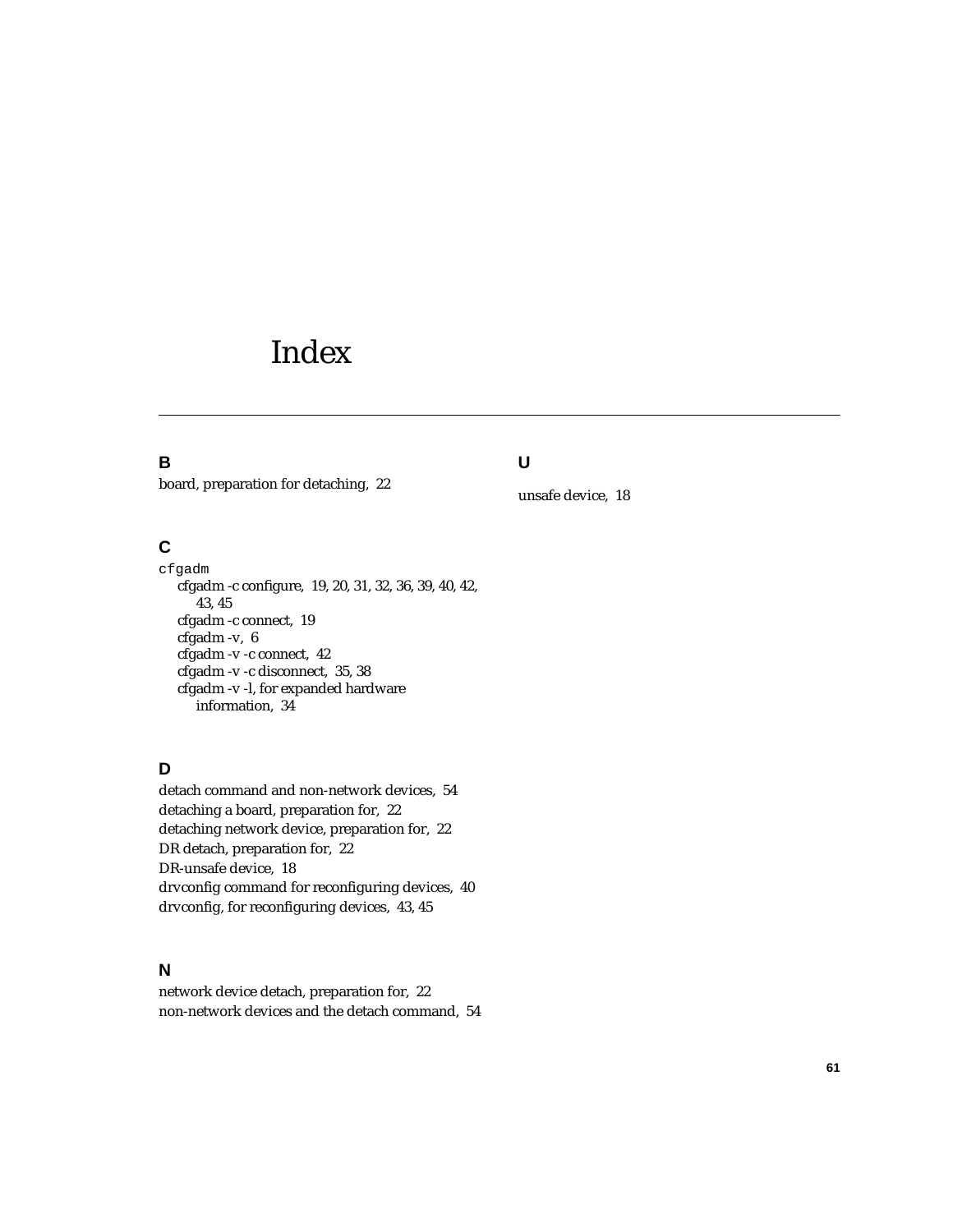# Index

## B

board, preparation for detaching, 22

## C

`cfgadm`
- cfgadm -c configure, 19, 20, 31, 32, 36, 39, 40, 42, 43, 45
- cfgadm -c connect, 19
- cfgadm -v, 6
- cfgadm -v -c connect, 42
- cfgadm -v -c disconnect, 35, 38
- cfgadm -v -l, for expanded hardware information, 34

## D

detach command and non-network devices, 54
detaching a board, preparation for, 22
detaching network device, preparation for, 22
DR detach, preparation for, 22
DR-unsafe device, 18
drvconfig command for reconfiguring devices, 40
drvconfig, for reconfiguring devices, 43, 45

## N

network device detach, preparation for, 22
non-network devices and the detach command, 54

## U

unsafe device, 18